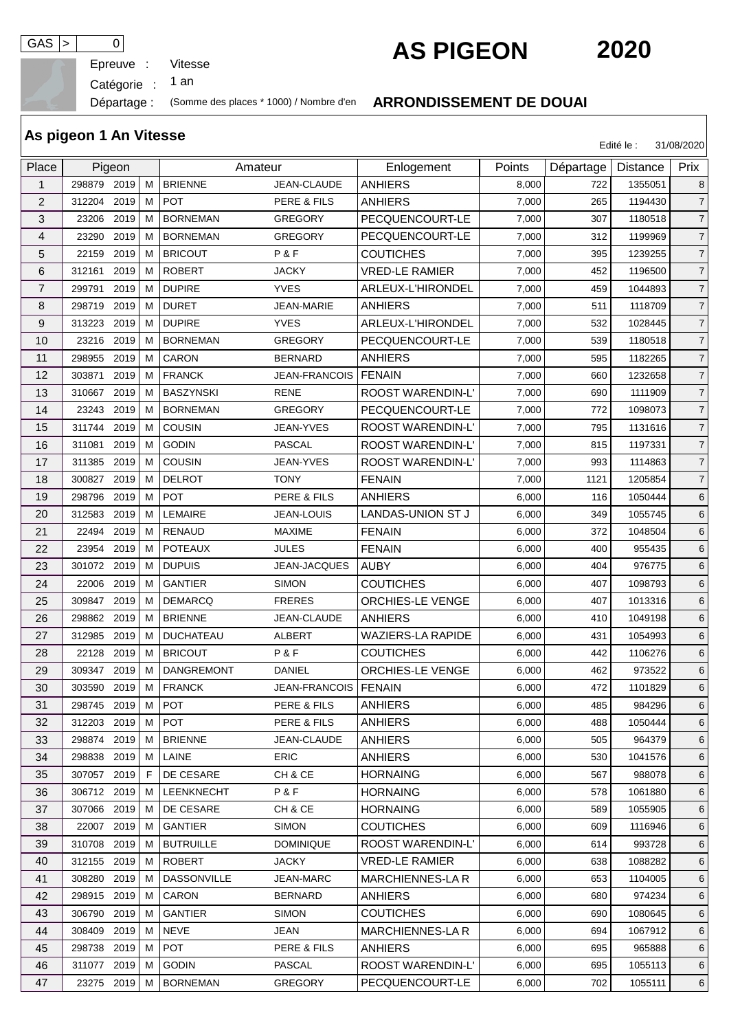GAS > 0

# AS PIGEON 2020

Epreuve : Vitesse

Catégorie : 1 an

Départage : (Somme des places * 1000) / Nombre d'en

**ARRONDISSEMENT DE DOUAI**

## As pigeon 1 An Vitesse

Edité le : 31/08/2020

| Place | Pigeon | | | Amateur | | Enlogement | Points | Départage | Distance | Prix |
|---|---|---|---|---|---|---|---|---|---|---|
| 1 | 298879 | 2019 | M | BRIENNE | JEAN-CLAUDE | ANHIERS | 8,000 | 722 | 1355051 | 8 |
| 2 | 312204 | 2019 | M | POT | PERE & FILS | ANHIERS | 7,000 | 265 | 1194430 | 7 |
| 3 | 23206 | 2019 | M | BORNEMAN | GREGORY | PECQUENCOURT-LE | 7,000 | 307 | 1180518 | 7 |
| 4 | 23290 | 2019 | M | BORNEMAN | GREGORY | PECQUENCOURT-LE | 7,000 | 312 | 1199969 | 7 |
| 5 | 22159 | 2019 | M | BRICOUT | P & F | COUTICHES | 7,000 | 395 | 1239255 | 7 |
| 6 | 312161 | 2019 | M | ROBERT | JACKY | VRED-LE RAMIER | 7,000 | 452 | 1196500 | 7 |
| 7 | 299791 | 2019 | M | DUPIRE | YVES | ARLEUX-L'HIRONDEL | 7,000 | 459 | 1044893 | 7 |
| 8 | 298719 | 2019 | M | DURET | JEAN-MARIE | ANHIERS | 7,000 | 511 | 1118709 | 7 |
| 9 | 313223 | 2019 | M | DUPIRE | YVES | ARLEUX-L'HIRONDEL | 7,000 | 532 | 1028445 | 7 |
| 10 | 23216 | 2019 | M | BORNEMAN | GREGORY | PECQUENCOURT-LE | 7,000 | 539 | 1180518 | 7 |
| 11 | 298955 | 2019 | M | CARON | BERNARD | ANHIERS | 7,000 | 595 | 1182265 | 7 |
| 12 | 303871 | 2019 | M | FRANCK | JEAN-FRANCOIS | FENAIN | 7,000 | 660 | 1232658 | 7 |
| 13 | 310667 | 2019 | M | BASZYNSKI | RENE | ROOST WARENDIN-L' | 7,000 | 690 | 1111909 | 7 |
| 14 | 23243 | 2019 | M | BORNEMAN | GREGORY | PECQUENCOURT-LE | 7,000 | 772 | 1098073 | 7 |
| 15 | 311744 | 2019 | M | COUSIN | JEAN-YVES | ROOST WARENDIN-L' | 7,000 | 795 | 1131616 | 7 |
| 16 | 311081 | 2019 | M | GODIN | PASCAL | ROOST WARENDIN-L' | 7,000 | 815 | 1197331 | 7 |
| 17 | 311385 | 2019 | M | COUSIN | JEAN-YVES | ROOST WARENDIN-L' | 7,000 | 993 | 1114863 | 7 |
| 18 | 300827 | 2019 | M | DELROT | TONY | FENAIN | 7,000 | 1121 | 1205854 | 7 |
| 19 | 298796 | 2019 | M | POT | PERE & FILS | ANHIERS | 6,000 | 116 | 1050444 | 6 |
| 20 | 312583 | 2019 | M | LEMAIRE | JEAN-LOUIS | LANDAS-UNION ST J | 6,000 | 349 | 1055745 | 6 |
| 21 | 22494 | 2019 | M | RENAUD | MAXIME | FENAIN | 6,000 | 372 | 1048504 | 6 |
| 22 | 23954 | 2019 | M | POTEAUX | JULES | FENAIN | 6,000 | 400 | 955435 | 6 |
| 23 | 301072 | 2019 | M | DUPUIS | JEAN-JACQUES | AUBY | 6,000 | 404 | 976775 | 6 |
| 24 | 22006 | 2019 | M | GANTIER | SIMON | COUTICHES | 6,000 | 407 | 1098793 | 6 |
| 25 | 309847 | 2019 | M | DEMARCQ | FRERES | ORCHIES-LE VENGE | 6,000 | 407 | 1013316 | 6 |
| 26 | 298862 | 2019 | M | BRIENNE | JEAN-CLAUDE | ANHIERS | 6,000 | 410 | 1049198 | 6 |
| 27 | 312985 | 2019 | M | DUCHATEAU | ALBERT | WAZIERS-LA RAPIDE | 6,000 | 431 | 1054993 | 6 |
| 28 | 22128 | 2019 | M | BRICOUT | P & F | COUTICHES | 6,000 | 442 | 1106276 | 6 |
| 29 | 309347 | 2019 | M | DANGREMONT | DANIEL | ORCHIES-LE VENGE | 6,000 | 462 | 973522 | 6 |
| 30 | 303590 | 2019 | M | FRANCK | JEAN-FRANCOIS | FENAIN | 6,000 | 472 | 1101829 | 6 |
| 31 | 298745 | 2019 | M | POT | PERE & FILS | ANHIERS | 6,000 | 485 | 984296 | 6 |
| 32 | 312203 | 2019 | M | POT | PERE & FILS | ANHIERS | 6,000 | 488 | 1050444 | 6 |
| 33 | 298874 | 2019 | M | BRIENNE | JEAN-CLAUDE | ANHIERS | 6,000 | 505 | 964379 | 6 |
| 34 | 298838 | 2019 | M | LAINE | ERIC | ANHIERS | 6,000 | 530 | 1041576 | 6 |
| 35 | 307057 | 2019 | F | DE CESARE | CH & CE | HORNAING | 6,000 | 567 | 988078 | 6 |
| 36 | 306712 | 2019 | M | LEENKNECHT | P & F | HORNAING | 6,000 | 578 | 1061880 | 6 |
| 37 | 307066 | 2019 | M | DE CESARE | CH & CE | HORNAING | 6,000 | 589 | 1055905 | 6 |
| 38 | 22007 | 2019 | M | GANTIER | SIMON | COUTICHES | 6,000 | 609 | 1116946 | 6 |
| 39 | 310708 | 2019 | M | BUTRUILLE | DOMINIQUE | ROOST WARENDIN-L' | 6,000 | 614 | 993728 | 6 |
| 40 | 312155 | 2019 | M | ROBERT | JACKY | VRED-LE RAMIER | 6,000 | 638 | 1088282 | 6 |
| 41 | 308280 | 2019 | M | DASSONVILLE | JEAN-MARC | MARCHIENNES-LA R | 6,000 | 653 | 1104005 | 6 |
| 42 | 298915 | 2019 | M | CARON | BERNARD | ANHIERS | 6,000 | 680 | 974234 | 6 |
| 43 | 306790 | 2019 | M | GANTIER | SIMON | COUTICHES | 6,000 | 690 | 1080645 | 6 |
| 44 | 308409 | 2019 | M | NEVE | JEAN | MARCHIENNES-LA R | 6,000 | 694 | 1067912 | 6 |
| 45 | 298738 | 2019 | M | POT | PERE & FILS | ANHIERS | 6,000 | 695 | 965888 | 6 |
| 46 | 311077 | 2019 | M | GODIN | PASCAL | ROOST WARENDIN-L' | 6,000 | 695 | 1055113 | 6 |
| 47 | 23275 | 2019 | M | BORNEMAN | GREGORY | PECQUENCOURT-LE | 6,000 | 702 | 1055111 | 6 |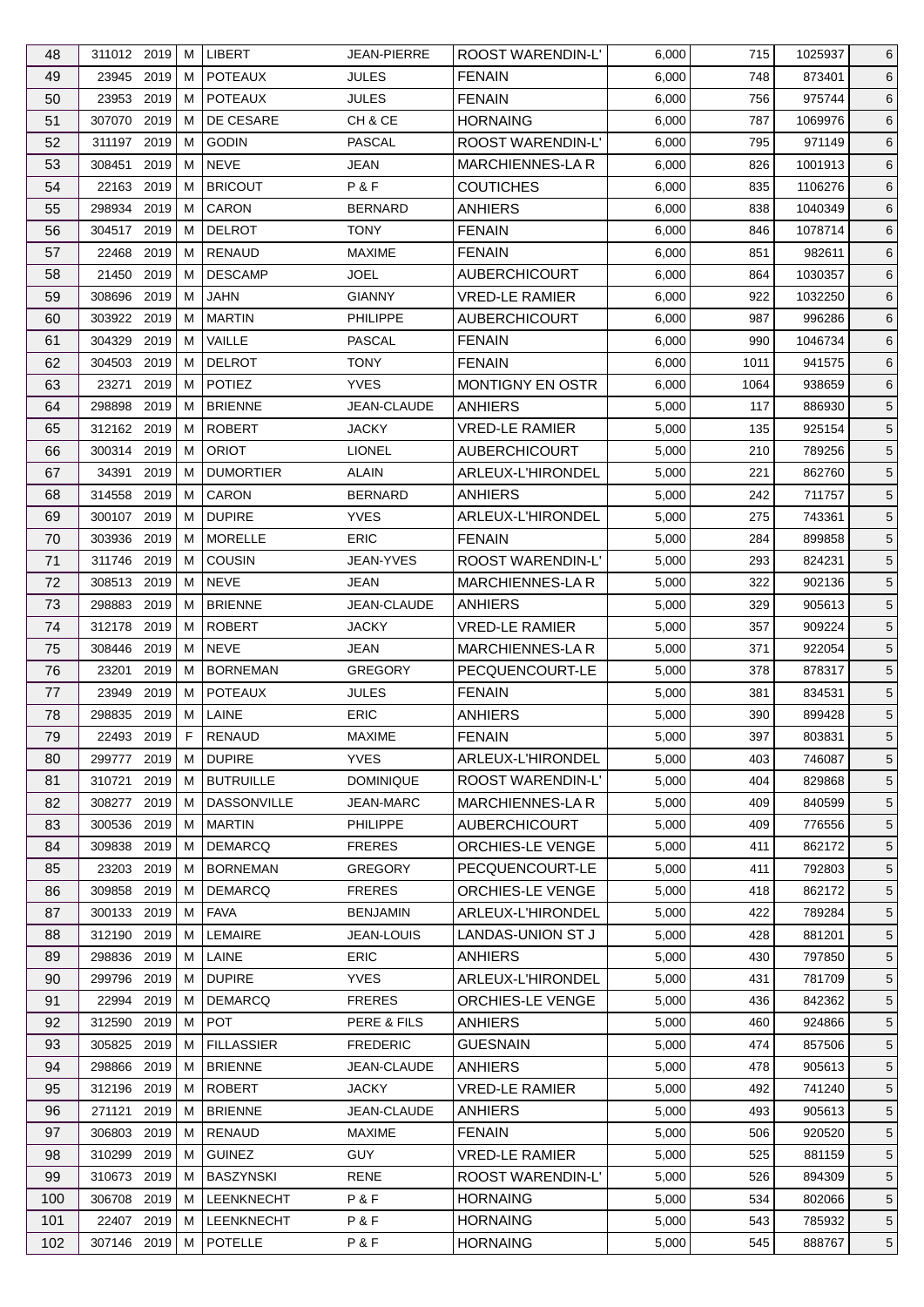| 48 | 311012 | 2019 | M | LIBERT | JEAN-PIERRE | ROOST WARENDIN-L' | 6,000 | 715 | 1025937 | 6 |
|---|---|---|---|---|---|---|---|---|---|---|
| 49 | 23945 | 2019 | M | POTEAUX | JULES | FENAIN | 6,000 | 748 | 873401 | 6 |
| 50 | 23953 | 2019 | M | POTEAUX | JULES | FENAIN | 6,000 | 756 | 975744 | 6 |
| 51 | 307070 | 2019 | M | DE CESARE | CH & CE | HORNAING | 6,000 | 787 | 1069976 | 6 |
| 52 | 311197 | 2019 | M | GODIN | PASCAL | ROOST WARENDIN-L' | 6,000 | 795 | 971149 | 6 |
| 53 | 308451 | 2019 | M | NEVE | JEAN | MARCHIENNES-LA R | 6,000 | 826 | 1001913 | 6 |
| 54 | 22163 | 2019 | M | BRICOUT | P & F | COUTICHES | 6,000 | 835 | 1106276 | 6 |
| 55 | 298934 | 2019 | M | CARON | BERNARD | ANHIERS | 6,000 | 838 | 1040349 | 6 |
| 56 | 304517 | 2019 | M | DELROT | TONY | FENAIN | 6,000 | 846 | 1078714 | 6 |
| 57 | 22468 | 2019 | M | RENAUD | MAXIME | FENAIN | 6,000 | 851 | 982611 | 6 |
| 58 | 21450 | 2019 | M | DESCAMP | JOEL | AUBERCHICOURT | 6,000 | 864 | 1030357 | 6 |
| 59 | 308696 | 2019 | M | JAHN | GIANNY | VRED-LE RAMIER | 6,000 | 922 | 1032250 | 6 |
| 60 | 303922 | 2019 | M | MARTIN | PHILIPPE | AUBERCHICOURT | 6,000 | 987 | 996286 | 6 |
| 61 | 304329 | 2019 | M | VAILLE | PASCAL | FENAIN | 6,000 | 990 | 1046734 | 6 |
| 62 | 304503 | 2019 | M | DELROT | TONY | FENAIN | 6,000 | 1011 | 941575 | 6 |
| 63 | 23271 | 2019 | M | POTIEZ | YVES | MONTIGNY EN OSTR | 6,000 | 1064 | 938659 | 6 |
| 64 | 298898 | 2019 | M | BRIENNE | JEAN-CLAUDE | ANHIERS | 5,000 | 117 | 886930 | 5 |
| 65 | 312162 | 2019 | M | ROBERT | JACKY | VRED-LE RAMIER | 5,000 | 135 | 925154 | 5 |
| 66 | 300314 | 2019 | M | ORIOT | LIONEL | AUBERCHICOURT | 5,000 | 210 | 789256 | 5 |
| 67 | 34391 | 2019 | M | DUMORTIER | ALAIN | ARLEUX-L'HIRONDEL | 5,000 | 221 | 862760 | 5 |
| 68 | 314558 | 2019 | M | CARON | BERNARD | ANHIERS | 5,000 | 242 | 711757 | 5 |
| 69 | 300107 | 2019 | M | DUPIRE | YVES | ARLEUX-L'HIRONDEL | 5,000 | 275 | 743361 | 5 |
| 70 | 303936 | 2019 | M | MORELLE | ERIC | FENAIN | 5,000 | 284 | 899858 | 5 |
| 71 | 311746 | 2019 | M | COUSIN | JEAN-YVES | ROOST WARENDIN-L' | 5,000 | 293 | 824231 | 5 |
| 72 | 308513 | 2019 | M | NEVE | JEAN | MARCHIENNES-LA R | 5,000 | 322 | 902136 | 5 |
| 73 | 298883 | 2019 | M | BRIENNE | JEAN-CLAUDE | ANHIERS | 5,000 | 329 | 905613 | 5 |
| 74 | 312178 | 2019 | M | ROBERT | JACKY | VRED-LE RAMIER | 5,000 | 357 | 909224 | 5 |
| 75 | 308446 | 2019 | M | NEVE | JEAN | MARCHIENNES-LA R | 5,000 | 371 | 922054 | 5 |
| 76 | 23201 | 2019 | M | BORNEMAN | GREGORY | PECQUENCOURT-LE | 5,000 | 378 | 878317 | 5 |
| 77 | 23949 | 2019 | M | POTEAUX | JULES | FENAIN | 5,000 | 381 | 834531 | 5 |
| 78 | 298835 | 2019 | M | LAINE | ERIC | ANHIERS | 5,000 | 390 | 899428 | 5 |
| 79 | 22493 | 2019 | F | RENAUD | MAXIME | FENAIN | 5,000 | 397 | 803831 | 5 |
| 80 | 299777 | 2019 | M | DUPIRE | YVES | ARLEUX-L'HIRONDEL | 5,000 | 403 | 746087 | 5 |
| 81 | 310721 | 2019 | M | BUTRUILLE | DOMINIQUE | ROOST WARENDIN-L' | 5,000 | 404 | 829868 | 5 |
| 82 | 308277 | 2019 | M | DASSONVILLE | JEAN-MARC | MARCHIENNES-LA R | 5,000 | 409 | 840599 | 5 |
| 83 | 300536 | 2019 | M | MARTIN | PHILIPPE | AUBERCHICOURT | 5,000 | 409 | 776556 | 5 |
| 84 | 309838 | 2019 | M | DEMARCQ | FRERES | ORCHIES-LE VENGE | 5,000 | 411 | 862172 | 5 |
| 85 | 23203 | 2019 | M | BORNEMAN | GREGORY | PECQUENCOURT-LE | 5,000 | 411 | 792803 | 5 |
| 86 | 309858 | 2019 | M | DEMARCQ | FRERES | ORCHIES-LE VENGE | 5,000 | 418 | 862172 | 5 |
| 87 | 300133 | 2019 | M | FAVA | BENJAMIN | ARLEUX-L'HIRONDEL | 5,000 | 422 | 789284 | 5 |
| 88 | 312190 | 2019 | M | LEMAIRE | JEAN-LOUIS | LANDAS-UNION ST J | 5,000 | 428 | 881201 | 5 |
| 89 | 298836 | 2019 | M | LAINE | ERIC | ANHIERS | 5,000 | 430 | 797850 | 5 |
| 90 | 299796 | 2019 | M | DUPIRE | YVES | ARLEUX-L'HIRONDEL | 5,000 | 431 | 781709 | 5 |
| 91 | 22994 | 2019 | M | DEMARCQ | FRERES | ORCHIES-LE VENGE | 5,000 | 436 | 842362 | 5 |
| 92 | 312590 | 2019 | M | POT | PERE & FILS | ANHIERS | 5,000 | 460 | 924866 | 5 |
| 93 | 305825 | 2019 | M | FILLASSIER | FREDERIC | GUESNAIN | 5,000 | 474 | 857506 | 5 |
| 94 | 298866 | 2019 | M | BRIENNE | JEAN-CLAUDE | ANHIERS | 5,000 | 478 | 905613 | 5 |
| 95 | 312196 | 2019 | M | ROBERT | JACKY | VRED-LE RAMIER | 5,000 | 492 | 741240 | 5 |
| 96 | 271121 | 2019 | M | BRIENNE | JEAN-CLAUDE | ANHIERS | 5,000 | 493 | 905613 | 5 |
| 97 | 306803 | 2019 | M | RENAUD | MAXIME | FENAIN | 5,000 | 506 | 920520 | 5 |
| 98 | 310299 | 2019 | M | GUINEZ | GUY | VRED-LE RAMIER | 5,000 | 525 | 881159 | 5 |
| 99 | 310673 | 2019 | M | BASZYNSKI | RENE | ROOST WARENDIN-L' | 5,000 | 526 | 894309 | 5 |
| 100 | 306708 | 2019 | M | LEENKNECHT | P & F | HORNAING | 5,000 | 534 | 802066 | 5 |
| 101 | 22407 | 2019 | M | LEENKNECHT | P & F | HORNAING | 5,000 | 543 | 785932 | 5 |
| 102 | 307146 | 2019 | M | POTELLE | P & F | HORNAING | 5,000 | 545 | 888767 | 5 |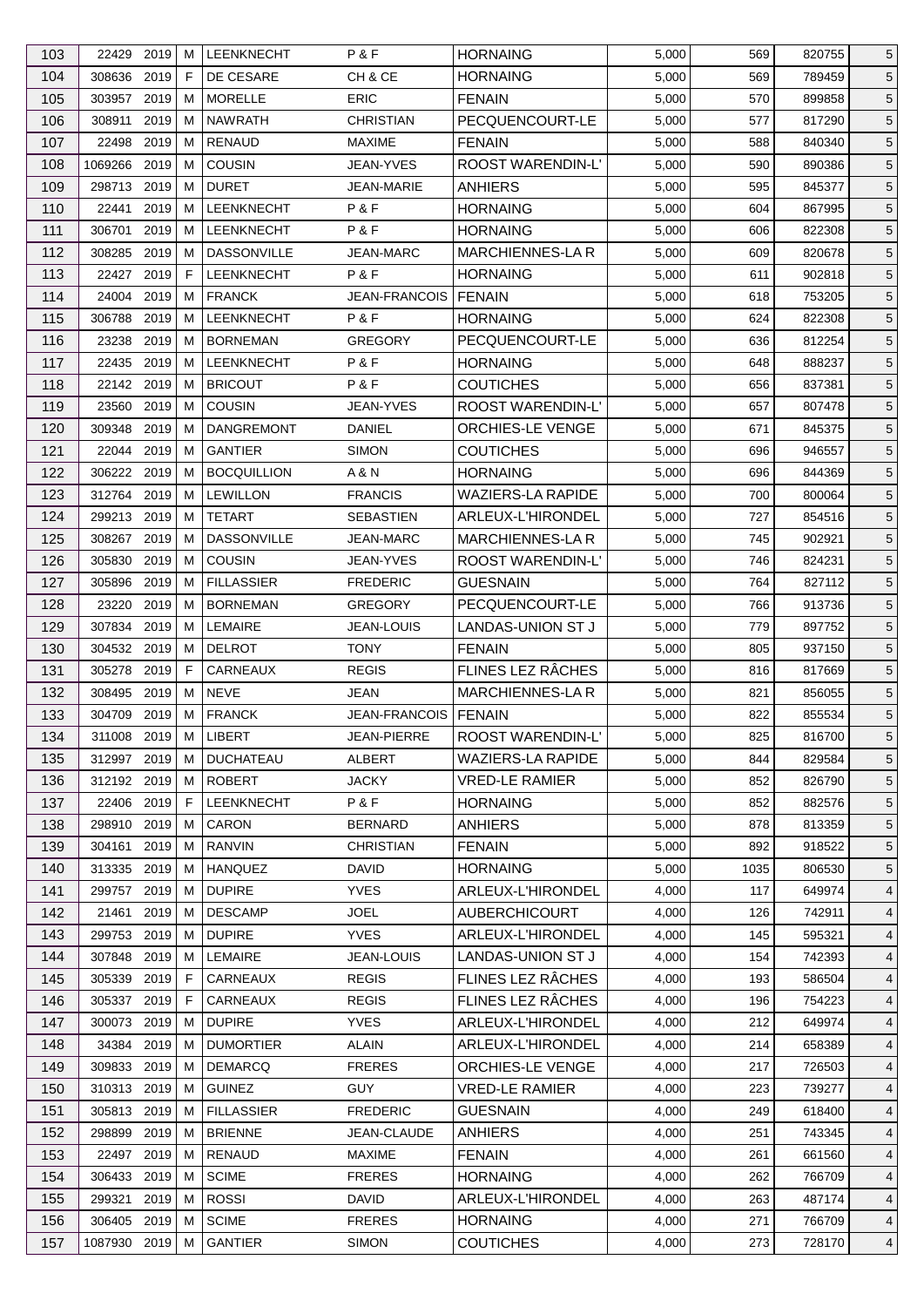| 103 | 22429 | 2019 | M | LEENKNECHT | P & F | HORNAING | 5,000 | 569 | 820755 | 5 |
|---|---|---|---|---|---|---|---|---|---|---|
| 104 | 308636 | 2019 | F | DE CESARE | CH & CE | HORNAING | 5,000 | 569 | 789459 | 5 |
| 105 | 303957 | 2019 | M | MORELLE | ERIC | FENAIN | 5,000 | 570 | 899858 | 5 |
| 106 | 308911 | 2019 | M | NAWRATH | CHRISTIAN | PECQUENCOURT-LE | 5,000 | 577 | 817290 | 5 |
| 107 | 22498 | 2019 | M | RENAUD | MAXIME | FENAIN | 5,000 | 588 | 840340 | 5 |
| 108 | 1069266 | 2019 | M | COUSIN | JEAN-YVES | ROOST WARENDIN-L' | 5,000 | 590 | 890386 | 5 |
| 109 | 298713 | 2019 | M | DURET | JEAN-MARIE | ANHIERS | 5,000 | 595 | 845377 | 5 |
| 110 | 22441 | 2019 | M | LEENKNECHT | P & F | HORNAING | 5,000 | 604 | 867995 | 5 |
| 111 | 306701 | 2019 | M | LEENKNECHT | P & F | HORNAING | 5,000 | 606 | 822308 | 5 |
| 112 | 308285 | 2019 | M | DASSONVILLE | JEAN-MARC | MARCHIENNES-LA R | 5,000 | 609 | 820678 | 5 |
| 113 | 22427 | 2019 | F | LEENKNECHT | P & F | HORNAING | 5,000 | 611 | 902818 | 5 |
| 114 | 24004 | 2019 | M | FRANCK | JEAN-FRANCOIS | FENAIN | 5,000 | 618 | 753205 | 5 |
| 115 | 306788 | 2019 | M | LEENKNECHT | P & F | HORNAING | 5,000 | 624 | 822308 | 5 |
| 116 | 23238 | 2019 | M | BORNEMAN | GREGORY | PECQUENCOURT-LE | 5,000 | 636 | 812254 | 5 |
| 117 | 22435 | 2019 | M | LEENKNECHT | P & F | HORNAING | 5,000 | 648 | 888237 | 5 |
| 118 | 22142 | 2019 | M | BRICOUT | P & F | COUTICHES | 5,000 | 656 | 837381 | 5 |
| 119 | 23560 | 2019 | M | COUSIN | JEAN-YVES | ROOST WARENDIN-L' | 5,000 | 657 | 807478 | 5 |
| 120 | 309348 | 2019 | M | DANGREMONT | DANIEL | ORCHIES-LE VENGE | 5,000 | 671 | 845375 | 5 |
| 121 | 22044 | 2019 | M | GANTIER | SIMON | COUTICHES | 5,000 | 696 | 946557 | 5 |
| 122 | 306222 | 2019 | M | BOCQUILLION | A & N | HORNAING | 5,000 | 696 | 844369 | 5 |
| 123 | 312764 | 2019 | M | LEWILLON | FRANCIS | WAZIERS-LA RAPIDE | 5,000 | 700 | 800064 | 5 |
| 124 | 299213 | 2019 | M | TETART | SEBASTIEN | ARLEUX-L'HIRONDEL | 5,000 | 727 | 854516 | 5 |
| 125 | 308267 | 2019 | M | DASSONVILLE | JEAN-MARC | MARCHIENNES-LA R | 5,000 | 745 | 902921 | 5 |
| 126 | 305830 | 2019 | M | COUSIN | JEAN-YVES | ROOST WARENDIN-L' | 5,000 | 746 | 824231 | 5 |
| 127 | 305896 | 2019 | M | FILLASSIER | FREDERIC | GUESNAIN | 5,000 | 764 | 827112 | 5 |
| 128 | 23220 | 2019 | M | BORNEMAN | GREGORY | PECQUENCOURT-LE | 5,000 | 766 | 913736 | 5 |
| 129 | 307834 | 2019 | M | LEMAIRE | JEAN-LOUIS | LANDAS-UNION ST J | 5,000 | 779 | 897752 | 5 |
| 130 | 304532 | 2019 | M | DELROT | TONY | FENAIN | 5,000 | 805 | 937150 | 5 |
| 131 | 305278 | 2019 | F | CARNEAUX | REGIS | FLINES LEZ RÂCHES | 5,000 | 816 | 817669 | 5 |
| 132 | 308495 | 2019 | M | NEVE | JEAN | MARCHIENNES-LA R | 5,000 | 821 | 856055 | 5 |
| 133 | 304709 | 2019 | M | FRANCK | JEAN-FRANCOIS | FENAIN | 5,000 | 822 | 855534 | 5 |
| 134 | 311008 | 2019 | M | LIBERT | JEAN-PIERRE | ROOST WARENDIN-L' | 5,000 | 825 | 816700 | 5 |
| 135 | 312997 | 2019 | M | DUCHATEAU | ALBERT | WAZIERS-LA RAPIDE | 5,000 | 844 | 829584 | 5 |
| 136 | 312192 | 2019 | M | ROBERT | JACKY | VRED-LE RAMIER | 5,000 | 852 | 826790 | 5 |
| 137 | 22406 | 2019 | F | LEENKNECHT | P & F | HORNAING | 5,000 | 852 | 882576 | 5 |
| 138 | 298910 | 2019 | M | CARON | BERNARD | ANHIERS | 5,000 | 878 | 813359 | 5 |
| 139 | 304161 | 2019 | M | RANVIN | CHRISTIAN | FENAIN | 5,000 | 892 | 918522 | 5 |
| 140 | 313335 | 2019 | M | HANQUEZ | DAVID | HORNAING | 5,000 | 1035 | 806530 | 5 |
| 141 | 299757 | 2019 | M | DUPIRE | YVES | ARLEUX-L'HIRONDEL | 4,000 | 117 | 649974 | 4 |
| 142 | 21461 | 2019 | M | DESCAMP | JOEL | AUBERCHICOURT | 4,000 | 126 | 742911 | 4 |
| 143 | 299753 | 2019 | M | DUPIRE | YVES | ARLEUX-L'HIRONDEL | 4,000 | 145 | 595321 | 4 |
| 144 | 307848 | 2019 | M | LEMAIRE | JEAN-LOUIS | LANDAS-UNION ST J | 4,000 | 154 | 742393 | 4 |
| 145 | 305339 | 2019 | F | CARNEAUX | REGIS | FLINES LEZ RÂCHES | 4,000 | 193 | 586504 | 4 |
| 146 | 305337 | 2019 | F | CARNEAUX | REGIS | FLINES LEZ RÂCHES | 4,000 | 196 | 754223 | 4 |
| 147 | 300073 | 2019 | M | DUPIRE | YVES | ARLEUX-L'HIRONDEL | 4,000 | 212 | 649974 | 4 |
| 148 | 34384 | 2019 | M | DUMORTIER | ALAIN | ARLEUX-L'HIRONDEL | 4,000 | 214 | 658389 | 4 |
| 149 | 309833 | 2019 | M | DEMARCQ | FRERES | ORCHIES-LE VENGE | 4,000 | 217 | 726503 | 4 |
| 150 | 310313 | 2019 | M | GUINEZ | GUY | VRED-LE RAMIER | 4,000 | 223 | 739277 | 4 |
| 151 | 305813 | 2019 | M | FILLASSIER | FREDERIC | GUESNAIN | 4,000 | 249 | 618400 | 4 |
| 152 | 298899 | 2019 | M | BRIENNE | JEAN-CLAUDE | ANHIERS | 4,000 | 251 | 743345 | 4 |
| 153 | 22497 | 2019 | M | RENAUD | MAXIME | FENAIN | 4,000 | 261 | 661560 | 4 |
| 154 | 306433 | 2019 | M | SCIME | FRERES | HORNAING | 4,000 | 262 | 766709 | 4 |
| 155 | 299321 | 2019 | M | ROSSI | DAVID | ARLEUX-L'HIRONDEL | 4,000 | 263 | 487174 | 4 |
| 156 | 306405 | 2019 | M | SCIME | FRERES | HORNAING | 4,000 | 271 | 766709 | 4 |
| 157 | 1087930 | 2019 | M | GANTIER | SIMON | COUTICHES | 4,000 | 273 | 728170 | 4 |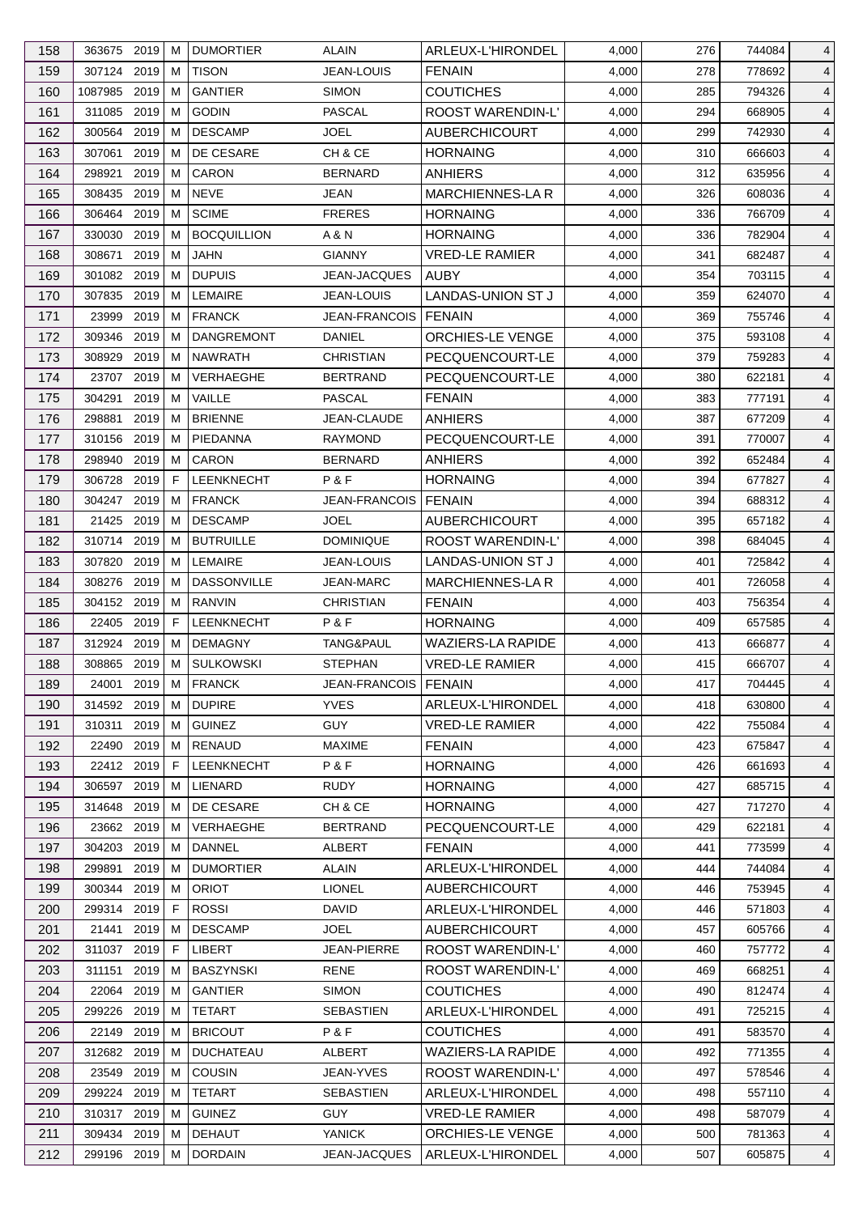| 158 | 363675 | 2019 | M | DUMORTIER | ALAIN | ARLEUX-L'HIRONDEL | 4,000 | 276 | 744084 | 4 |
|---|---|---|---|---|---|---|---|---|---|---|
| 159 | 307124 | 2019 | M | TISON | JEAN-LOUIS | FENAIN | 4,000 | 278 | 778692 | 4 |
| 160 | 1087985 | 2019 | M | GANTIER | SIMON | COUTICHES | 4,000 | 285 | 794326 | 4 |
| 161 | 311085 | 2019 | M | GODIN | PASCAL | ROOST WARENDIN-L' | 4,000 | 294 | 668905 | 4 |
| 162 | 300564 | 2019 | M | DESCAMP | JOEL | AUBERCHICOURT | 4,000 | 299 | 742930 | 4 |
| 163 | 307061 | 2019 | M | DE CESARE | CH & CE | HORNAING | 4,000 | 310 | 666603 | 4 |
| 164 | 298921 | 2019 | M | CARON | BERNARD | ANHIERS | 4,000 | 312 | 635956 | 4 |
| 165 | 308435 | 2019 | M | NEVE | JEAN | MARCHIENNES-LA R | 4,000 | 326 | 608036 | 4 |
| 166 | 306464 | 2019 | M | SCIME | FRERES | HORNAING | 4,000 | 336 | 766709 | 4 |
| 167 | 330030 | 2019 | M | BOCQUILLION | A & N | HORNAING | 4,000 | 336 | 782904 | 4 |
| 168 | 308671 | 2019 | M | JAHN | GIANNY | VRED-LE RAMIER | 4,000 | 341 | 682487 | 4 |
| 169 | 301082 | 2019 | M | DUPUIS | JEAN-JACQUES | AUBY | 4,000 | 354 | 703115 | 4 |
| 170 | 307835 | 2019 | M | LEMAIRE | JEAN-LOUIS | LANDAS-UNION ST J | 4,000 | 359 | 624070 | 4 |
| 171 | 23999 | 2019 | M | FRANCK | JEAN-FRANCOIS | FENAIN | 4,000 | 369 | 755746 | 4 |
| 172 | 309346 | 2019 | M | DANGREMONT | DANIEL | ORCHIES-LE VENGE | 4,000 | 375 | 593108 | 4 |
| 173 | 308929 | 2019 | M | NAWRATH | CHRISTIAN | PECQUENCOURT-LE | 4,000 | 379 | 759283 | 4 |
| 174 | 23707 | 2019 | M | VERHAEGHE | BERTRAND | PECQUENCOURT-LE | 4,000 | 380 | 622181 | 4 |
| 175 | 304291 | 2019 | M | VAILLE | PASCAL | FENAIN | 4,000 | 383 | 777191 | 4 |
| 176 | 298881 | 2019 | M | BRIENNE | JEAN-CLAUDE | ANHIERS | 4,000 | 387 | 677209 | 4 |
| 177 | 310156 | 2019 | M | PIEDANNA | RAYMOND | PECQUENCOURT-LE | 4,000 | 391 | 770007 | 4 |
| 178 | 298940 | 2019 | M | CARON | BERNARD | ANHIERS | 4,000 | 392 | 652484 | 4 |
| 179 | 306728 | 2019 | F | LEENKNECHT | P & F | HORNAING | 4,000 | 394 | 677827 | 4 |
| 180 | 304247 | 2019 | M | FRANCK | JEAN-FRANCOIS | FENAIN | 4,000 | 394 | 688312 | 4 |
| 181 | 21425 | 2019 | M | DESCAMP | JOEL | AUBERCHICOURT | 4,000 | 395 | 657182 | 4 |
| 182 | 310714 | 2019 | M | BUTRUILLE | DOMINIQUE | ROOST WARENDIN-L' | 4,000 | 398 | 684045 | 4 |
| 183 | 307820 | 2019 | M | LEMAIRE | JEAN-LOUIS | LANDAS-UNION ST J | 4,000 | 401 | 725842 | 4 |
| 184 | 308276 | 2019 | M | DASSONVILLE | JEAN-MARC | MARCHIENNES-LA R | 4,000 | 401 | 726058 | 4 |
| 185 | 304152 | 2019 | M | RANVIN | CHRISTIAN | FENAIN | 4,000 | 403 | 756354 | 4 |
| 186 | 22405 | 2019 | F | LEENKNECHT | P & F | HORNAING | 4,000 | 409 | 657585 | 4 |
| 187 | 312924 | 2019 | M | DEMAGNY | TANG&PAUL | WAZIERS-LA RAPIDE | 4,000 | 413 | 666877 | 4 |
| 188 | 308865 | 2019 | M | SULKOWSKI | STEPHAN | VRED-LE RAMIER | 4,000 | 415 | 666707 | 4 |
| 189 | 24001 | 2019 | M | FRANCK | JEAN-FRANCOIS | FENAIN | 4,000 | 417 | 704445 | 4 |
| 190 | 314592 | 2019 | M | DUPIRE | YVES | ARLEUX-L'HIRONDEL | 4,000 | 418 | 630800 | 4 |
| 191 | 310311 | 2019 | M | GUINEZ | GUY | VRED-LE RAMIER | 4,000 | 422 | 755084 | 4 |
| 192 | 22490 | 2019 | M | RENAUD | MAXIME | FENAIN | 4,000 | 423 | 675847 | 4 |
| 193 | 22412 | 2019 | F | LEENKNECHT | P & F | HORNAING | 4,000 | 426 | 661693 | 4 |
| 194 | 306597 | 2019 | M | LIENARD | RUDY | HORNAING | 4,000 | 427 | 685715 | 4 |
| 195 | 314648 | 2019 | M | DE CESARE | CH & CE | HORNAING | 4,000 | 427 | 717270 | 4 |
| 196 | 23662 | 2019 | M | VERHAEGHE | BERTRAND | PECQUENCOURT-LE | 4,000 | 429 | 622181 | 4 |
| 197 | 304203 | 2019 | M | DANNEL | ALBERT | FENAIN | 4,000 | 441 | 773599 | 4 |
| 198 | 299891 | 2019 | M | DUMORTIER | ALAIN | ARLEUX-L'HIRONDEL | 4,000 | 444 | 744084 | 4 |
| 199 | 300344 | 2019 | M | ORIOT | LIONEL | AUBERCHICOURT | 4,000 | 446 | 753945 | 4 |
| 200 | 299314 | 2019 | F | ROSSI | DAVID | ARLEUX-L'HIRONDEL | 4,000 | 446 | 571803 | 4 |
| 201 | 21441 | 2019 | M | DESCAMP | JOEL | AUBERCHICOURT | 4,000 | 457 | 605766 | 4 |
| 202 | 311037 | 2019 | F | LIBERT | JEAN-PIERRE | ROOST WARENDIN-L' | 4,000 | 460 | 757772 | 4 |
| 203 | 311151 | 2019 | M | BASZYNSKI | RENE | ROOST WARENDIN-L' | 4,000 | 469 | 668251 | 4 |
| 204 | 22064 | 2019 | M | GANTIER | SIMON | COUTICHES | 4,000 | 490 | 812474 | 4 |
| 205 | 299226 | 2019 | M | TETART | SEBASTIEN | ARLEUX-L'HIRONDEL | 4,000 | 491 | 725215 | 4 |
| 206 | 22149 | 2019 | M | BRICOUT | P & F | COUTICHES | 4,000 | 491 | 583570 | 4 |
| 207 | 312682 | 2019 | M | DUCHATEAU | ALBERT | WAZIERS-LA RAPIDE | 4,000 | 492 | 771355 | 4 |
| 208 | 23549 | 2019 | M | COUSIN | JEAN-YVES | ROOST WARENDIN-L' | 4,000 | 497 | 578546 | 4 |
| 209 | 299224 | 2019 | M | TETART | SEBASTIEN | ARLEUX-L'HIRONDEL | 4,000 | 498 | 557110 | 4 |
| 210 | 310317 | 2019 | M | GUINEZ | GUY | VRED-LE RAMIER | 4,000 | 498 | 587079 | 4 |
| 211 | 309434 | 2019 | M | DEHAUT | YANICK | ORCHIES-LE VENGE | 4,000 | 500 | 781363 | 4 |
| 212 | 299196 | 2019 | M | DORDAIN | JEAN-JACQUES | ARLEUX-L'HIRONDEL | 4,000 | 507 | 605875 | 4 |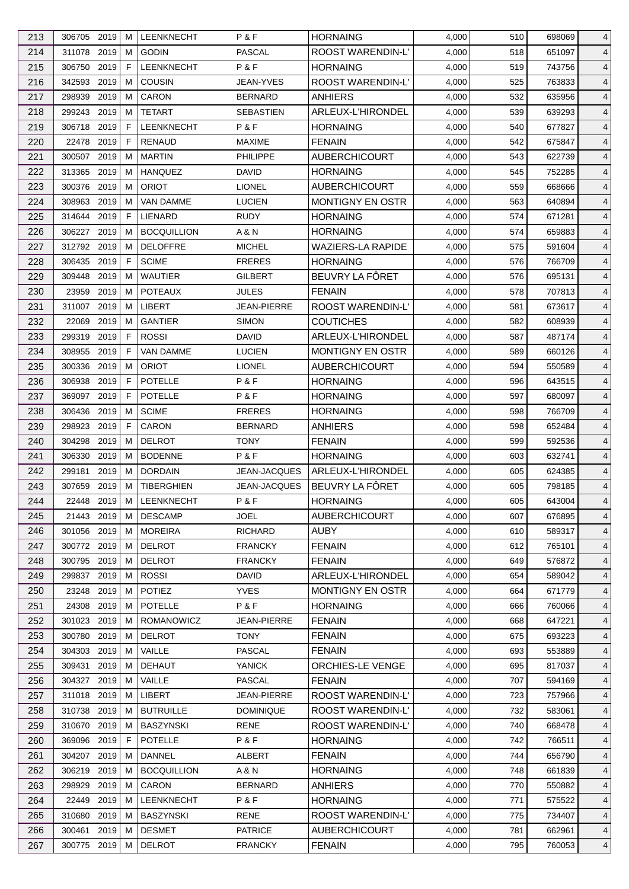| 213 | 306705 | 2019 | M | LEENKNECHT | P & F | HORNAING | 4,000 | 510 | 698069 | 4 |
|---|---|---|---|---|---|---|---|---|---|---|
| 214 | 311078 | 2019 | M | GODIN | PASCAL | ROOST WARENDIN-L' | 4,000 | 518 | 651097 | 4 |
| 215 | 306750 | 2019 | F | LEENKNECHT | P & F | HORNAING | 4,000 | 519 | 743756 | 4 |
| 216 | 342593 | 2019 | M | COUSIN | JEAN-YVES | ROOST WARENDIN-L' | 4,000 | 525 | 763833 | 4 |
| 217 | 298939 | 2019 | M | CARON | BERNARD | ANHIERS | 4,000 | 532 | 635956 | 4 |
| 218 | 299243 | 2019 | M | TETART | SEBASTIEN | ARLEUX-L'HIRONDEL | 4,000 | 539 | 639293 | 4 |
| 219 | 306718 | 2019 | F | LEENKNECHT | P & F | HORNAING | 4,000 | 540 | 677827 | 4 |
| 220 | 22478 | 2019 | F | RENAUD | MAXIME | FENAIN | 4,000 | 542 | 675847 | 4 |
| 221 | 300507 | 2019 | M | MARTIN | PHILIPPE | AUBERCHICOURT | 4,000 | 543 | 622739 | 4 |
| 222 | 313365 | 2019 | M | HANQUEZ | DAVID | HORNAING | 4,000 | 545 | 752285 | 4 |
| 223 | 300376 | 2019 | M | ORIOT | LIONEL | AUBERCHICOURT | 4,000 | 559 | 668666 | 4 |
| 224 | 308963 | 2019 | M | VAN DAMME | LUCIEN | MONTIGNY EN OSTR | 4,000 | 563 | 640894 | 4 |
| 225 | 314644 | 2019 | F | LIENARD | RUDY | HORNAING | 4,000 | 574 | 671281 | 4 |
| 226 | 306227 | 2019 | M | BOCQUILLION | A & N | HORNAING | 4,000 | 574 | 659883 | 4 |
| 227 | 312792 | 2019 | M | DELOFFRE | MICHEL | WAZIERS-LA RAPIDE | 4,000 | 575 | 591604 | 4 |
| 228 | 306435 | 2019 | F | SCIME | FRERES | HORNAING | 4,000 | 576 | 766709 | 4 |
| 229 | 309448 | 2019 | M | WAUTIER | GILBERT | BEUVRY LA FÔRET | 4,000 | 576 | 695131 | 4 |
| 230 | 23959 | 2019 | M | POTEAUX | JULES | FENAIN | 4,000 | 578 | 707813 | 4 |
| 231 | 311007 | 2019 | M | LIBERT | JEAN-PIERRE | ROOST WARENDIN-L' | 4,000 | 581 | 673617 | 4 |
| 232 | 22069 | 2019 | M | GANTIER | SIMON | COUTICHES | 4,000 | 582 | 608939 | 4 |
| 233 | 299319 | 2019 | F | ROSSI | DAVID | ARLEUX-L'HIRONDEL | 4,000 | 587 | 487174 | 4 |
| 234 | 308955 | 2019 | F | VAN DAMME | LUCIEN | MONTIGNY EN OSTR | 4,000 | 589 | 660126 | 4 |
| 235 | 300336 | 2019 | M | ORIOT | LIONEL | AUBERCHICOURT | 4,000 | 594 | 550589 | 4 |
| 236 | 306938 | 2019 | F | POTELLE | P & F | HORNAING | 4,000 | 596 | 643515 | 4 |
| 237 | 369097 | 2019 | F | POTELLE | P & F | HORNAING | 4,000 | 597 | 680097 | 4 |
| 238 | 306436 | 2019 | M | SCIME | FRERES | HORNAING | 4,000 | 598 | 766709 | 4 |
| 239 | 298923 | 2019 | F | CARON | BERNARD | ANHIERS | 4,000 | 598 | 652484 | 4 |
| 240 | 304298 | 2019 | M | DELROT | TONY | FENAIN | 4,000 | 599 | 592536 | 4 |
| 241 | 306330 | 2019 | M | BODENNE | P & F | HORNAING | 4,000 | 603 | 632741 | 4 |
| 242 | 299181 | 2019 | M | DORDAIN | JEAN-JACQUES | ARLEUX-L'HIRONDEL | 4,000 | 605 | 624385 | 4 |
| 243 | 307659 | 2019 | M | TIBERGHIEN | JEAN-JACQUES | BEUVRY LA FÔRET | 4,000 | 605 | 798185 | 4 |
| 244 | 22448 | 2019 | M | LEENKNECHT | P & F | HORNAING | 4,000 | 605 | 643004 | 4 |
| 245 | 21443 | 2019 | M | DESCAMP | JOEL | AUBERCHICOURT | 4,000 | 607 | 676895 | 4 |
| 246 | 301056 | 2019 | M | MOREIRA | RICHARD | AUBY | 4,000 | 610 | 589317 | 4 |
| 247 | 300772 | 2019 | M | DELROT | FRANCKY | FENAIN | 4,000 | 612 | 765101 | 4 |
| 248 | 300795 | 2019 | M | DELROT | FRANCKY | FENAIN | 4,000 | 649 | 576872 | 4 |
| 249 | 299837 | 2019 | M | ROSSI | DAVID | ARLEUX-L'HIRONDEL | 4,000 | 654 | 589042 | 4 |
| 250 | 23248 | 2019 | M | POTIEZ | YVES | MONTIGNY EN OSTR | 4,000 | 664 | 671779 | 4 |
| 251 | 24308 | 2019 | M | POTELLE | P & F | HORNAING | 4,000 | 666 | 760066 | 4 |
| 252 | 301023 | 2019 | M | ROMANOWICZ | JEAN-PIERRE | FENAIN | 4,000 | 668 | 647221 | 4 |
| 253 | 300780 | 2019 | M | DELROT | TONY | FENAIN | 4,000 | 675 | 693223 | 4 |
| 254 | 304303 | 2019 | M | VAILLE | PASCAL | FENAIN | 4,000 | 693 | 553889 | 4 |
| 255 | 309431 | 2019 | M | DEHAUT | YANICK | ORCHIES-LE VENGE | 4,000 | 695 | 817037 | 4 |
| 256 | 304327 | 2019 | M | VAILLE | PASCAL | FENAIN | 4,000 | 707 | 594169 | 4 |
| 257 | 311018 | 2019 | M | LIBERT | JEAN-PIERRE | ROOST WARENDIN-L' | 4,000 | 723 | 757966 | 4 |
| 258 | 310738 | 2019 | M | BUTRUILLE | DOMINIQUE | ROOST WARENDIN-L' | 4,000 | 732 | 583061 | 4 |
| 259 | 310670 | 2019 | M | BASZYNSKI | RENE | ROOST WARENDIN-L' | 4,000 | 740 | 668478 | 4 |
| 260 | 369096 | 2019 | F | POTELLE | P & F | HORNAING | 4,000 | 742 | 766511 | 4 |
| 261 | 304207 | 2019 | M | DANNEL | ALBERT | FENAIN | 4,000 | 744 | 656790 | 4 |
| 262 | 306219 | 2019 | M | BOCQUILLION | A & N | HORNAING | 4,000 | 748 | 661839 | 4 |
| 263 | 298929 | 2019 | M | CARON | BERNARD | ANHIERS | 4,000 | 770 | 550882 | 4 |
| 264 | 22449 | 2019 | M | LEENKNECHT | P & F | HORNAING | 4,000 | 771 | 575522 | 4 |
| 265 | 310680 | 2019 | M | BASZYNSKI | RENE | ROOST WARENDIN-L' | 4,000 | 775 | 734407 | 4 |
| 266 | 300461 | 2019 | M | DESMET | PATRICE | AUBERCHICOURT | 4,000 | 781 | 662961 | 4 |
| 267 | 300775 | 2019 | M | DELROT | FRANCKY | FENAIN | 4,000 | 795 | 760053 | 4 |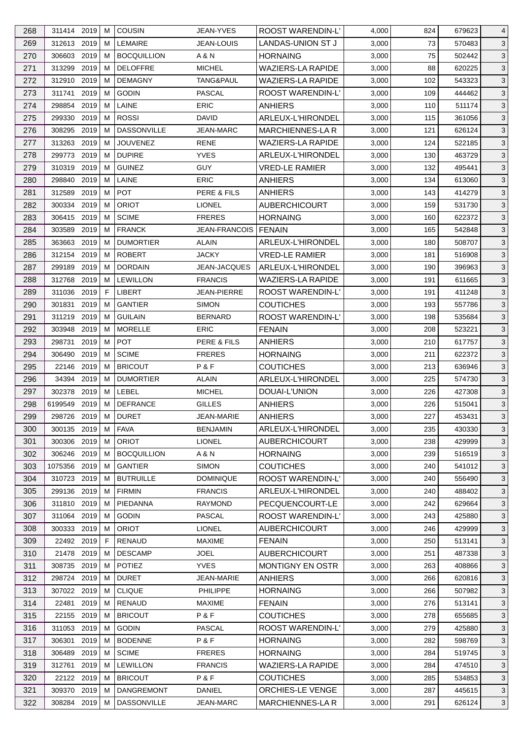| 268 | 311414 | 2019 | M | COUSIN | JEAN-YVES | ROOST WARENDIN-L' | 4,000 | 824 | 679623 | 4 |
|---|---|---|---|---|---|---|---|---|---|---|
| 269 | 312613 | 2019 | M | LEMAIRE | JEAN-LOUIS | LANDAS-UNION ST J | 3,000 | 73 | 570483 | 3 |
| 270 | 306603 | 2019 | M | BOCQUILLION | A & N | HORNAING | 3,000 | 75 | 502442 | 3 |
| 271 | 313299 | 2019 | M | DELOFFRE | MICHEL | WAZIERS-LA RAPIDE | 3,000 | 88 | 620225 | 3 |
| 272 | 312910 | 2019 | M | DEMAGNY | TANG&PAUL | WAZIERS-LA RAPIDE | 3,000 | 102 | 543323 | 3 |
| 273 | 311741 | 2019 | M | GODIN | PASCAL | ROOST WARENDIN-L' | 3,000 | 109 | 444462 | 3 |
| 274 | 298854 | 2019 | M | LAINE | ERIC | ANHIERS | 3,000 | 110 | 511174 | 3 |
| 275 | 299330 | 2019 | M | ROSSI | DAVID | ARLEUX-L'HIRONDEL | 3,000 | 115 | 361056 | 3 |
| 276 | 308295 | 2019 | M | DASSONVILLE | JEAN-MARC | MARCHIENNES-LA R | 3,000 | 121 | 626124 | 3 |
| 277 | 313263 | 2019 | M | JOUVENEZ | RENE | WAZIERS-LA RAPIDE | 3,000 | 124 | 522185 | 3 |
| 278 | 299773 | 2019 | M | DUPIRE | YVES | ARLEUX-L'HIRONDEL | 3,000 | 130 | 463729 | 3 |
| 279 | 310319 | 2019 | M | GUINEZ | GUY | VRED-LE RAMIER | 3,000 | 132 | 495441 | 3 |
| 280 | 298840 | 2019 | M | LAINE | ERIC | ANHIERS | 3,000 | 134 | 613060 | 3 |
| 281 | 312589 | 2019 | M | POT | PERE & FILS | ANHIERS | 3,000 | 143 | 414279 | 3 |
| 282 | 300334 | 2019 | M | ORIOT | LIONEL | AUBERCHICOURT | 3,000 | 159 | 531730 | 3 |
| 283 | 306415 | 2019 | M | SCIME | FRERES | HORNAING | 3,000 | 160 | 622372 | 3 |
| 284 | 303589 | 2019 | M | FRANCK | JEAN-FRANCOIS | FENAIN | 3,000 | 165 | 542848 | 3 |
| 285 | 363663 | 2019 | M | DUMORTIER | ALAIN | ARLEUX-L'HIRONDEL | 3,000 | 180 | 508707 | 3 |
| 286 | 312154 | 2019 | M | ROBERT | JACKY | VRED-LE RAMIER | 3,000 | 181 | 516908 | 3 |
| 287 | 299189 | 2019 | M | DORDAIN | JEAN-JACQUES | ARLEUX-L'HIRONDEL | 3,000 | 190 | 396963 | 3 |
| 288 | 312768 | 2019 | M | LEWILLON | FRANCIS | WAZIERS-LA RAPIDE | 3,000 | 191 | 611665 | 3 |
| 289 | 311036 | 2019 | F | LIBERT | JEAN-PIERRE | ROOST WARENDIN-L' | 3,000 | 191 | 411248 | 3 |
| 290 | 301831 | 2019 | M | GANTIER | SIMON | COUTICHES | 3,000 | 193 | 557786 | 3 |
| 291 | 311219 | 2019 | M | GUILAIN | BERNARD | ROOST WARENDIN-L' | 3,000 | 198 | 535684 | 3 |
| 292 | 303948 | 2019 | M | MORELLE | ERIC | FENAIN | 3,000 | 208 | 523221 | 3 |
| 293 | 298731 | 2019 | M | POT | PERE & FILS | ANHIERS | 3,000 | 210 | 617757 | 3 |
| 294 | 306490 | 2019 | M | SCIME | FRERES | HORNAING | 3,000 | 211 | 622372 | 3 |
| 295 | 22146 | 2019 | M | BRICOUT | P & F | COUTICHES | 3,000 | 213 | 636946 | 3 |
| 296 | 34394 | 2019 | M | DUMORTIER | ALAIN | ARLEUX-L'HIRONDEL | 3,000 | 225 | 574730 | 3 |
| 297 | 302378 | 2019 | M | LEBEL | MICHEL | DOUAI-L'UNION | 3,000 | 226 | 427308 | 3 |
| 298 | 6199549 | 2019 | M | DEFRANCE | GILLES | ANHIERS | 3,000 | 226 | 515041 | 3 |
| 299 | 298726 | 2019 | M | DURET | JEAN-MARIE | ANHIERS | 3,000 | 227 | 453431 | 3 |
| 300 | 300135 | 2019 | M | FAVA | BENJAMIN | ARLEUX-L'HIRONDEL | 3,000 | 235 | 430330 | 3 |
| 301 | 300306 | 2019 | M | ORIOT | LIONEL | AUBERCHICOURT | 3,000 | 238 | 429999 | 3 |
| 302 | 306246 | 2019 | M | BOCQUILLION | A & N | HORNAING | 3,000 | 239 | 516519 | 3 |
| 303 | 1075356 | 2019 | M | GANTIER | SIMON | COUTICHES | 3,000 | 240 | 541012 | 3 |
| 304 | 310723 | 2019 | M | BUTRUILLE | DOMINIQUE | ROOST WARENDIN-L' | 3,000 | 240 | 556490 | 3 |
| 305 | 299136 | 2019 | M | FIRMIN | FRANCIS | ARLEUX-L'HIRONDEL | 3,000 | 240 | 488402 | 3 |
| 306 | 311810 | 2019 | M | PIEDANNA | RAYMOND | PECQUENCOURT-LE | 3,000 | 242 | 629664 | 3 |
| 307 | 311064 | 2019 | M | GODIN | PASCAL | ROOST WARENDIN-L' | 3,000 | 243 | 425880 | 3 |
| 308 | 300333 | 2019 | M | ORIOT | LIONEL | AUBERCHICOURT | 3,000 | 246 | 429999 | 3 |
| 309 | 22492 | 2019 | F | RENAUD | MAXIME | FENAIN | 3,000 | 250 | 513141 | 3 |
| 310 | 21478 | 2019 | M | DESCAMP | JOEL | AUBERCHICOURT | 3,000 | 251 | 487338 | 3 |
| 311 | 308735 | 2019 | M | POTIEZ | YVES | MONTIGNY EN OSTR | 3,000 | 263 | 408866 | 3 |
| 312 | 298724 | 2019 | M | DURET | JEAN-MARIE | ANHIERS | 3,000 | 266 | 620816 | 3 |
| 313 | 307022 | 2019 | M | CLIQUE | PHILIPPE | HORNAING | 3,000 | 266 | 507982 | 3 |
| 314 | 22481 | 2019 | M | RENAUD | MAXIME | FENAIN | 3,000 | 276 | 513141 | 3 |
| 315 | 22155 | 2019 | M | BRICOUT | P & F | COUTICHES | 3,000 | 278 | 655685 | 3 |
| 316 | 311053 | 2019 | M | GODIN | PASCAL | ROOST WARENDIN-L' | 3,000 | 279 | 425880 | 3 |
| 317 | 306301 | 2019 | M | BODENNE | P & F | HORNAING | 3,000 | 282 | 598769 | 3 |
| 318 | 306489 | 2019 | M | SCIME | FRERES | HORNAING | 3,000 | 284 | 519745 | 3 |
| 319 | 312761 | 2019 | M | LEWILLON | FRANCIS | WAZIERS-LA RAPIDE | 3,000 | 284 | 474510 | 3 |
| 320 | 22122 | 2019 | M | BRICOUT | P & F | COUTICHES | 3,000 | 285 | 534853 | 3 |
| 321 | 309370 | 2019 | M | DANGREMONT | DANIEL | ORCHIES-LE VENGE | 3,000 | 287 | 445615 | 3 |
| 322 | 308284 | 2019 | M | DASSONVILLE | JEAN-MARC | MARCHIENNES-LA R | 3,000 | 291 | 626124 | 3 |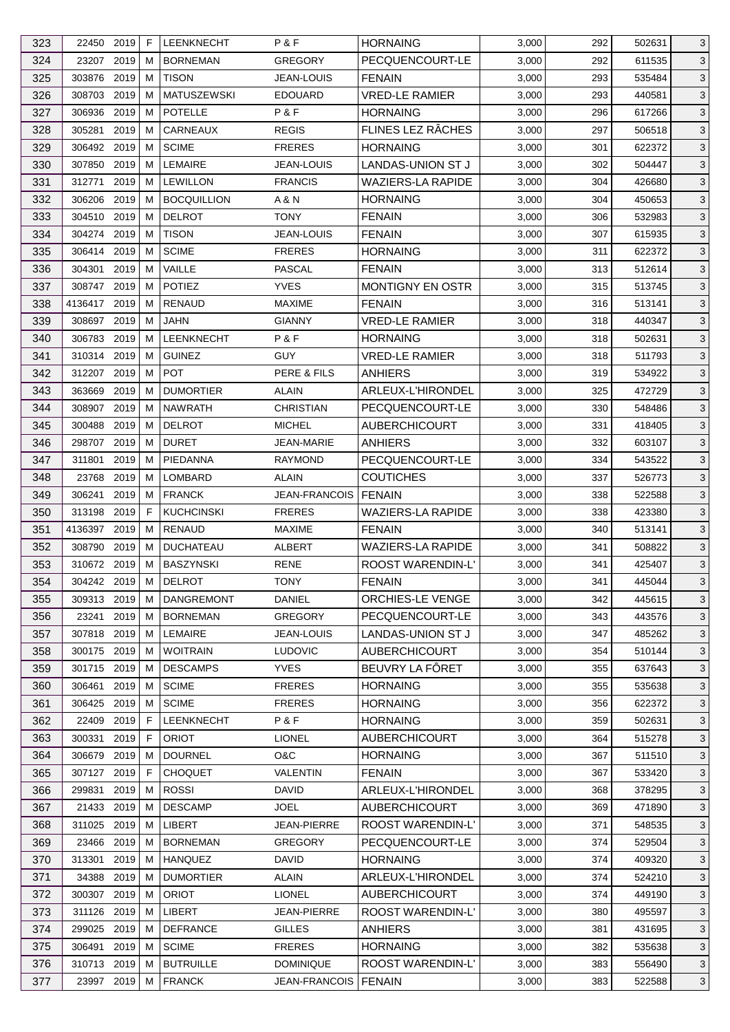| 323 | 22450 | 2019 | F | LEENKNECHT | P & F | HORNAING | 3,000 | 292 | 502631 | 3 |
|---|---|---|---|---|---|---|---|---|---|---|
| 324 | 23207 | 2019 | M | BORNEMAN | GREGORY | PECQUENCOURT-LE | 3,000 | 292 | 611535 | 3 |
| 325 | 303876 | 2019 | M | TISON | JEAN-LOUIS | FENAIN | 3,000 | 293 | 535484 | 3 |
| 326 | 308703 | 2019 | M | MATUSZEWSKI | EDOUARD | VRED-LE RAMIER | 3,000 | 293 | 440581 | 3 |
| 327 | 306936 | 2019 | M | POTELLE | P & F | HORNAING | 3,000 | 296 | 617266 | 3 |
| 328 | 305281 | 2019 | M | CARNEAUX | REGIS | FLINES LEZ RÂCHES | 3,000 | 297 | 506518 | 3 |
| 329 | 306492 | 2019 | M | SCIME | FRERES | HORNAING | 3,000 | 301 | 622372 | 3 |
| 330 | 307850 | 2019 | M | LEMAIRE | JEAN-LOUIS | LANDAS-UNION ST J | 3,000 | 302 | 504447 | 3 |
| 331 | 312771 | 2019 | M | LEWILLON | FRANCIS | WAZIERS-LA RAPIDE | 3,000 | 304 | 426680 | 3 |
| 332 | 306206 | 2019 | M | BOCQUILLION | A & N | HORNAING | 3,000 | 304 | 450653 | 3 |
| 333 | 304510 | 2019 | M | DELROT | TONY | FENAIN | 3,000 | 306 | 532983 | 3 |
| 334 | 304274 | 2019 | M | TISON | JEAN-LOUIS | FENAIN | 3,000 | 307 | 615935 | 3 |
| 335 | 306414 | 2019 | M | SCIME | FRERES | HORNAING | 3,000 | 311 | 622372 | 3 |
| 336 | 304301 | 2019 | M | VAILLE | PASCAL | FENAIN | 3,000 | 313 | 512614 | 3 |
| 337 | 308747 | 2019 | M | POTIEZ | YVES | MONTIGNY EN OSTR | 3,000 | 315 | 513745 | 3 |
| 338 | 4136417 | 2019 | M | RENAUD | MAXIME | FENAIN | 3,000 | 316 | 513141 | 3 |
| 339 | 308697 | 2019 | M | JAHN | GIANNY | VRED-LE RAMIER | 3,000 | 318 | 440347 | 3 |
| 340 | 306783 | 2019 | M | LEENKNECHT | P & F | HORNAING | 3,000 | 318 | 502631 | 3 |
| 341 | 310314 | 2019 | M | GUINEZ | GUY | VRED-LE RAMIER | 3,000 | 318 | 511793 | 3 |
| 342 | 312207 | 2019 | M | POT | PERE & FILS | ANHIERS | 3,000 | 319 | 534922 | 3 |
| 343 | 363669 | 2019 | M | DUMORTIER | ALAIN | ARLEUX-L'HIRONDEL | 3,000 | 325 | 472729 | 3 |
| 344 | 308907 | 2019 | M | NAWRATH | CHRISTIAN | PECQUENCOURT-LE | 3,000 | 330 | 548486 | 3 |
| 345 | 300488 | 2019 | M | DELROT | MICHEL | AUBERCHICOURT | 3,000 | 331 | 418405 | 3 |
| 346 | 298707 | 2019 | M | DURET | JEAN-MARIE | ANHIERS | 3,000 | 332 | 603107 | 3 |
| 347 | 311801 | 2019 | M | PIEDANNA | RAYMOND | PECQUENCOURT-LE | 3,000 | 334 | 543522 | 3 |
| 348 | 23768 | 2019 | M | LOMBARD | ALAIN | COUTICHES | 3,000 | 337 | 526773 | 3 |
| 349 | 306241 | 2019 | M | FRANCK | JEAN-FRANCOIS | FENAIN | 3,000 | 338 | 522588 | 3 |
| 350 | 313198 | 2019 | F | KUCHCINSKI | FRERES | WAZIERS-LA RAPIDE | 3,000 | 338 | 423380 | 3 |
| 351 | 4136397 | 2019 | M | RENAUD | MAXIME | FENAIN | 3,000 | 340 | 513141 | 3 |
| 352 | 308790 | 2019 | M | DUCHATEAU | ALBERT | WAZIERS-LA RAPIDE | 3,000 | 341 | 508822 | 3 |
| 353 | 310672 | 2019 | M | BASZYNSKI | RENE | ROOST WARENDIN-L' | 3,000 | 341 | 425407 | 3 |
| 354 | 304242 | 2019 | M | DELROT | TONY | FENAIN | 3,000 | 341 | 445044 | 3 |
| 355 | 309313 | 2019 | M | DANGREMONT | DANIEL | ORCHIES-LE VENGE | 3,000 | 342 | 445615 | 3 |
| 356 | 23241 | 2019 | M | BORNEMAN | GREGORY | PECQUENCOURT-LE | 3,000 | 343 | 443576 | 3 |
| 357 | 307818 | 2019 | M | LEMAIRE | JEAN-LOUIS | LANDAS-UNION ST J | 3,000 | 347 | 485262 | 3 |
| 358 | 300175 | 2019 | M | WOITRAIN | LUDOVIC | AUBERCHICOURT | 3,000 | 354 | 510144 | 3 |
| 359 | 301715 | 2019 | M | DESCAMPS | YVES | BEUVRY LA FÔRET | 3,000 | 355 | 637643 | 3 |
| 360 | 306461 | 2019 | M | SCIME | FRERES | HORNAING | 3,000 | 355 | 535638 | 3 |
| 361 | 306425 | 2019 | M | SCIME | FRERES | HORNAING | 3,000 | 356 | 622372 | 3 |
| 362 | 22409 | 2019 | F | LEENKNECHT | P & F | HORNAING | 3,000 | 359 | 502631 | 3 |
| 363 | 300331 | 2019 | F | ORIOT | LIONEL | AUBERCHICOURT | 3,000 | 364 | 515278 | 3 |
| 364 | 306679 | 2019 | M | DOURNEL | O&C | HORNAING | 3,000 | 367 | 511510 | 3 |
| 365 | 307127 | 2019 | F | CHOQUET | VALENTIN | FENAIN | 3,000 | 367 | 533420 | 3 |
| 366 | 299831 | 2019 | M | ROSSI | DAVID | ARLEUX-L'HIRONDEL | 3,000 | 368 | 378295 | 3 |
| 367 | 21433 | 2019 | M | DESCAMP | JOEL | AUBERCHICOURT | 3,000 | 369 | 471890 | 3 |
| 368 | 311025 | 2019 | M | LIBERT | JEAN-PIERRE | ROOST WARENDIN-L' | 3,000 | 371 | 548535 | 3 |
| 369 | 23466 | 2019 | M | BORNEMAN | GREGORY | PECQUENCOURT-LE | 3,000 | 374 | 529504 | 3 |
| 370 | 313301 | 2019 | M | HANQUEZ | DAVID | HORNAING | 3,000 | 374 | 409320 | 3 |
| 371 | 34388 | 2019 | M | DUMORTIER | ALAIN | ARLEUX-L'HIRONDEL | 3,000 | 374 | 524210 | 3 |
| 372 | 300307 | 2019 | M | ORIOT | LIONEL | AUBERCHICOURT | 3,000 | 374 | 449190 | 3 |
| 373 | 311126 | 2019 | M | LIBERT | JEAN-PIERRE | ROOST WARENDIN-L' | 3,000 | 380 | 495597 | 3 |
| 374 | 299025 | 2019 | M | DEFRANCE | GILLES | ANHIERS | 3,000 | 381 | 431695 | 3 |
| 375 | 306491 | 2019 | M | SCIME | FRERES | HORNAING | 3,000 | 382 | 535638 | 3 |
| 376 | 310713 | 2019 | M | BUTRUILLE | DOMINIQUE | ROOST WARENDIN-L' | 3,000 | 383 | 556490 | 3 |
| 377 | 23997 | 2019 | M | FRANCK | JEAN-FRANCOIS | FENAIN | 3,000 | 383 | 522588 | 3 |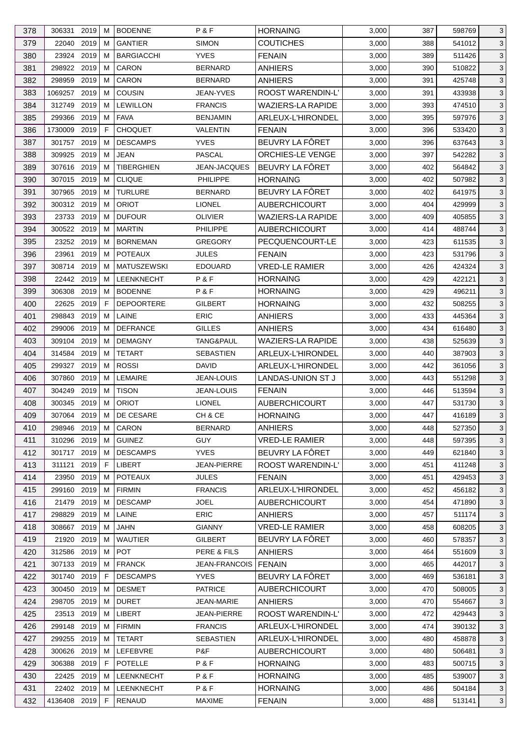| 378 | 306331 | 2019 | M | BODENNE | P & F | HORNAING | 3,000 | 387 | 598769 | 3 |
|---|---|---|---|---|---|---|---|---|---|---|
| 379 | 22040 | 2019 | M | GANTIER | SIMON | COUTICHES | 3,000 | 388 | 541012 | 3 |
| 380 | 23924 | 2019 | M | BARGIACCHI | YVES | FENAIN | 3,000 | 389 | 511426 | 3 |
| 381 | 298922 | 2019 | M | CARON | BERNARD | ANHIERS | 3,000 | 390 | 510822 | 3 |
| 382 | 298959 | 2019 | M | CARON | BERNARD | ANHIERS | 3,000 | 391 | 425748 | 3 |
| 383 | 1069257 | 2019 | M | COUSIN | JEAN-YVES | ROOST WARENDIN-L' | 3,000 | 391 | 433938 | 3 |
| 384 | 312749 | 2019 | M | LEWILLON | FRANCIS | WAZIERS-LA RAPIDE | 3,000 | 393 | 474510 | 3 |
| 385 | 299366 | 2019 | M | FAVA | BENJAMIN | ARLEUX-L'HIRONDEL | 3,000 | 395 | 597976 | 3 |
| 386 | 1730009 | 2019 | F | CHOQUET | VALENTIN | FENAIN | 3,000 | 396 | 533420 | 3 |
| 387 | 301757 | 2019 | M | DESCAMPS | YVES | BEUVRY LA FÔRET | 3,000 | 396 | 637643 | 3 |
| 388 | 309925 | 2019 | M | JEAN | PASCAL | ORCHIES-LE VENGE | 3,000 | 397 | 542282 | 3 |
| 389 | 307616 | 2019 | M | TIBERGHIEN | JEAN-JACQUES | BEUVRY LA FÔRET | 3,000 | 402 | 564842 | 3 |
| 390 | 307015 | 2019 | M | CLIQUE | PHILIPPE | HORNAING | 3,000 | 402 | 507982 | 3 |
| 391 | 307965 | 2019 | M | TURLURE | BERNARD | BEUVRY LA FÔRET | 3,000 | 402 | 641975 | 3 |
| 392 | 300312 | 2019 | M | ORIOT | LIONEL | AUBERCHICOURT | 3,000 | 404 | 429999 | 3 |
| 393 | 23733 | 2019 | M | DUFOUR | OLIVIER | WAZIERS-LA RAPIDE | 3,000 | 409 | 405855 | 3 |
| 394 | 300522 | 2019 | M | MARTIN | PHILIPPE | AUBERCHICOURT | 3,000 | 414 | 488744 | 3 |
| 395 | 23252 | 2019 | M | BORNEMAN | GREGORY | PECQUENCOURT-LE | 3,000 | 423 | 611535 | 3 |
| 396 | 23961 | 2019 | M | POTEAUX | JULES | FENAIN | 3,000 | 423 | 531796 | 3 |
| 397 | 308714 | 2019 | M | MATUSZEWSKI | EDOUARD | VRED-LE RAMIER | 3,000 | 426 | 424324 | 3 |
| 398 | 22442 | 2019 | M | LEENKNECHT | P & F | HORNAING | 3,000 | 429 | 422121 | 3 |
| 399 | 306308 | 2019 | M | BODENNE | P & F | HORNAING | 3,000 | 429 | 496211 | 3 |
| 400 | 22625 | 2019 | F | DEPOORTERE | GILBERT | HORNAING | 3,000 | 432 | 508255 | 3 |
| 401 | 298843 | 2019 | M | LAINE | ERIC | ANHIERS | 3,000 | 433 | 445364 | 3 |
| 402 | 299006 | 2019 | M | DEFRANCE | GILLES | ANHIERS | 3,000 | 434 | 616480 | 3 |
| 403 | 309104 | 2019 | M | DEMAGNY | TANG&PAUL | WAZIERS-LA RAPIDE | 3,000 | 438 | 525639 | 3 |
| 404 | 314584 | 2019 | M | TETART | SEBASTIEN | ARLEUX-L'HIRONDEL | 3,000 | 440 | 387903 | 3 |
| 405 | 299327 | 2019 | M | ROSSI | DAVID | ARLEUX-L'HIRONDEL | 3,000 | 442 | 361056 | 3 |
| 406 | 307860 | 2019 | M | LEMAIRE | JEAN-LOUIS | LANDAS-UNION ST J | 3,000 | 443 | 551298 | 3 |
| 407 | 304249 | 2019 | M | TISON | JEAN-LOUIS | FENAIN | 3,000 | 446 | 513594 | 3 |
| 408 | 300345 | 2019 | M | ORIOT | LIONEL | AUBERCHICOURT | 3,000 | 447 | 531730 | 3 |
| 409 | 307064 | 2019 | M | DE CESARE | CH & CE | HORNAING | 3,000 | 447 | 416189 | 3 |
| 410 | 298946 | 2019 | M | CARON | BERNARD | ANHIERS | 3,000 | 448 | 527350 | 3 |
| 411 | 310296 | 2019 | M | GUINEZ | GUY | VRED-LE RAMIER | 3,000 | 448 | 597395 | 3 |
| 412 | 301717 | 2019 | M | DESCAMPS | YVES | BEUVRY LA FÔRET | 3,000 | 449 | 621840 | 3 |
| 413 | 311121 | 2019 | F | LIBERT | JEAN-PIERRE | ROOST WARENDIN-L' | 3,000 | 451 | 411248 | 3 |
| 414 | 23950 | 2019 | M | POTEAUX | JULES | FENAIN | 3,000 | 451 | 429453 | 3 |
| 415 | 299160 | 2019 | M | FIRMIN | FRANCIS | ARLEUX-L'HIRONDEL | 3,000 | 452 | 456182 | 3 |
| 416 | 21479 | 2019 | M | DESCAMP | JOEL | AUBERCHICOURT | 3,000 | 454 | 471890 | 3 |
| 417 | 298829 | 2019 | M | LAINE | ERIC | ANHIERS | 3,000 | 457 | 511174 | 3 |
| 418 | 308667 | 2019 | M | JAHN | GIANNY | VRED-LE RAMIER | 3,000 | 458 | 608205 | 3 |
| 419 | 21920 | 2019 | M | WAUTIER | GILBERT | BEUVRY LA FÔRET | 3,000 | 460 | 578357 | 3 |
| 420 | 312586 | 2019 | M | POT | PERE & FILS | ANHIERS | 3,000 | 464 | 551609 | 3 |
| 421 | 307133 | 2019 | M | FRANCK | JEAN-FRANCOIS | FENAIN | 3,000 | 465 | 442017 | 3 |
| 422 | 301740 | 2019 | F | DESCAMPS | YVES | BEUVRY LA FÔRET | 3,000 | 469 | 536181 | 3 |
| 423 | 300450 | 2019 | M | DESMET | PATRICE | AUBERCHICOURT | 3,000 | 470 | 508005 | 3 |
| 424 | 298705 | 2019 | M | DURET | JEAN-MARIE | ANHIERS | 3,000 | 470 | 554667 | 3 |
| 425 | 23513 | 2019 | M | LIBERT | JEAN-PIERRE | ROOST WARENDIN-L' | 3,000 | 472 | 429443 | 3 |
| 426 | 299148 | 2019 | M | FIRMIN | FRANCIS | ARLEUX-L'HIRONDEL | 3,000 | 474 | 390132 | 3 |
| 427 | 299255 | 2019 | M | TETART | SEBASTIEN | ARLEUX-L'HIRONDEL | 3,000 | 480 | 458878 | 3 |
| 428 | 300626 | 2019 | M | LEFEBVRE | P&F | AUBERCHICOURT | 3,000 | 480 | 506481 | 3 |
| 429 | 306388 | 2019 | F | POTELLE | P & F | HORNAING | 3,000 | 483 | 500715 | 3 |
| 430 | 22425 | 2019 | M | LEENKNECHT | P & F | HORNAING | 3,000 | 485 | 539007 | 3 |
| 431 | 22402 | 2019 | M | LEENKNECHT | P & F | HORNAING | 3,000 | 486 | 504184 | 3 |
| 432 | 4136408 | 2019 | F | RENAUD | MAXIME | FENAIN | 3,000 | 488 | 513141 | 3 |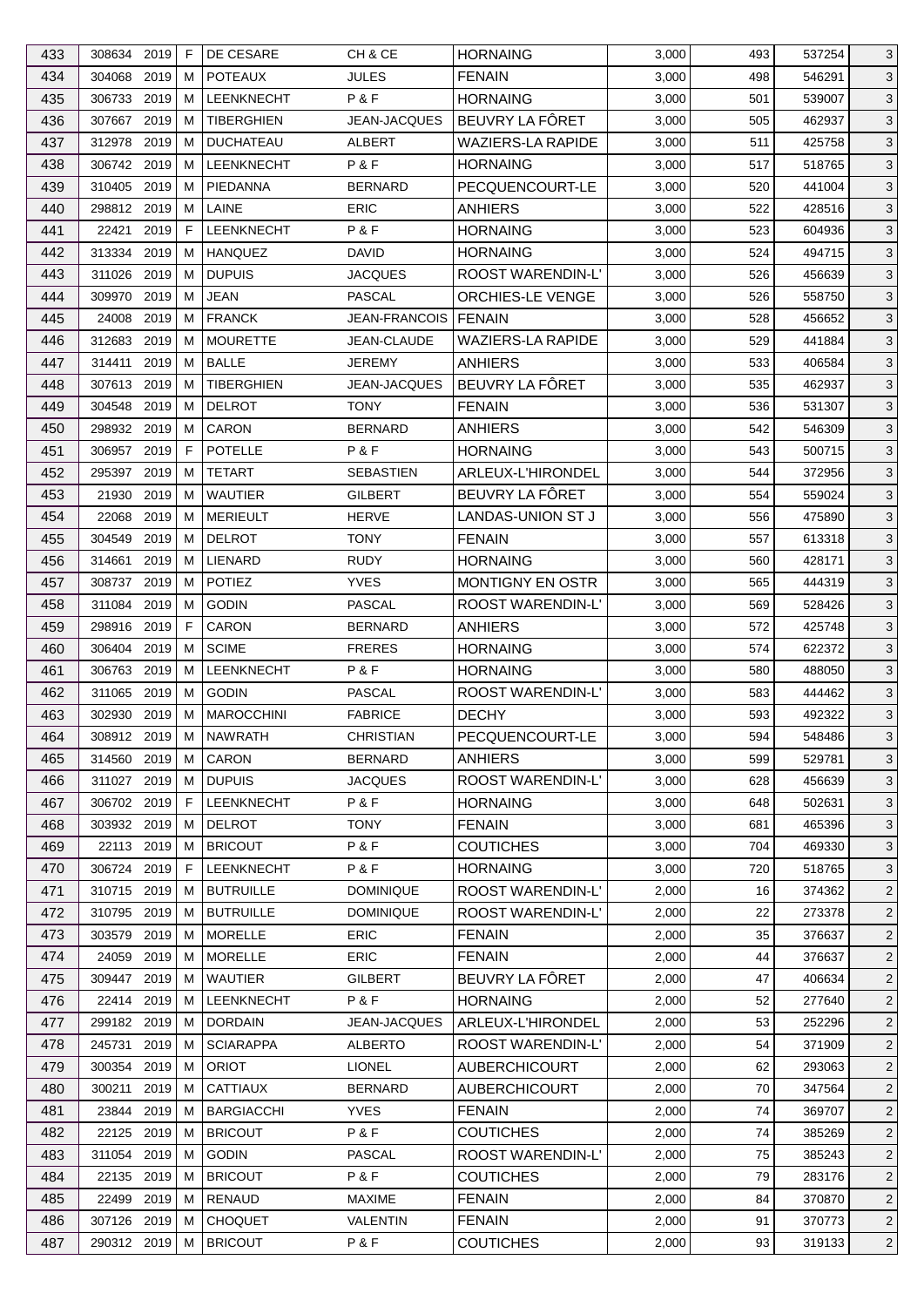| 433 | 308634 | 2019 | F | DE CESARE | CH & CE | HORNAING | 3,000 | 493 | 537254 | 3 |
|---|---|---|---|---|---|---|---|---|---|---|
| 434 | 304068 | 2019 | M | POTEAUX | JULES | FENAIN | 3,000 | 498 | 546291 | 3 |
| 435 | 306733 | 2019 | M | LEENKNECHT | P & F | HORNAING | 3,000 | 501 | 539007 | 3 |
| 436 | 307667 | 2019 | M | TIBERGHIEN | JEAN-JACQUES | BEUVRY LA FÔRET | 3,000 | 505 | 462937 | 3 |
| 437 | 312978 | 2019 | M | DUCHATEAU | ALBERT | WAZIERS-LA RAPIDE | 3,000 | 511 | 425758 | 3 |
| 438 | 306742 | 2019 | M | LEENKNECHT | P & F | HORNAING | 3,000 | 517 | 518765 | 3 |
| 439 | 310405 | 2019 | M | PIEDANNA | BERNARD | PECQUENCOURT-LE | 3,000 | 520 | 441004 | 3 |
| 440 | 298812 | 2019 | M | LAINE | ERIC | ANHIERS | 3,000 | 522 | 428516 | 3 |
| 441 | 22421 | 2019 | F | LEENKNECHT | P & F | HORNAING | 3,000 | 523 | 604936 | 3 |
| 442 | 313334 | 2019 | M | HANQUEZ | DAVID | HORNAING | 3,000 | 524 | 494715 | 3 |
| 443 | 311026 | 2019 | M | DUPUIS | JACQUES | ROOST WARENDIN-L' | 3,000 | 526 | 456639 | 3 |
| 444 | 309970 | 2019 | M | JEAN | PASCAL | ORCHIES-LE VENGE | 3,000 | 526 | 558750 | 3 |
| 445 | 24008 | 2019 | M | FRANCK | JEAN-FRANCOIS | FENAIN | 3,000 | 528 | 456652 | 3 |
| 446 | 312683 | 2019 | M | MOURETTE | JEAN-CLAUDE | WAZIERS-LA RAPIDE | 3,000 | 529 | 441884 | 3 |
| 447 | 314411 | 2019 | M | BALLE | JEREMY | ANHIERS | 3,000 | 533 | 406584 | 3 |
| 448 | 307613 | 2019 | M | TIBERGHIEN | JEAN-JACQUES | BEUVRY LA FÔRET | 3,000 | 535 | 462937 | 3 |
| 449 | 304548 | 2019 | M | DELROT | TONY | FENAIN | 3,000 | 536 | 531307 | 3 |
| 450 | 298932 | 2019 | M | CARON | BERNARD | ANHIERS | 3,000 | 542 | 546309 | 3 |
| 451 | 306957 | 2019 | F | POTELLE | P & F | HORNAING | 3,000 | 543 | 500715 | 3 |
| 452 | 295397 | 2019 | M | TETART | SEBASTIEN | ARLEUX-L'HIRONDEL | 3,000 | 544 | 372956 | 3 |
| 453 | 21930 | 2019 | M | WAUTIER | GILBERT | BEUVRY LA FÔRET | 3,000 | 554 | 559024 | 3 |
| 454 | 22068 | 2019 | M | MERIEULT | HERVE | LANDAS-UNION ST J | 3,000 | 556 | 475890 | 3 |
| 455 | 304549 | 2019 | M | DELROT | TONY | FENAIN | 3,000 | 557 | 613318 | 3 |
| 456 | 314661 | 2019 | M | LIENARD | RUDY | HORNAING | 3,000 | 560 | 428171 | 3 |
| 457 | 308737 | 2019 | M | POTIEZ | YVES | MONTIGNY EN OSTR | 3,000 | 565 | 444319 | 3 |
| 458 | 311084 | 2019 | M | GODIN | PASCAL | ROOST WARENDIN-L' | 3,000 | 569 | 528426 | 3 |
| 459 | 298916 | 2019 | F | CARON | BERNARD | ANHIERS | 3,000 | 572 | 425748 | 3 |
| 460 | 306404 | 2019 | M | SCIME | FRERES | HORNAING | 3,000 | 574 | 622372 | 3 |
| 461 | 306763 | 2019 | M | LEENKNECHT | P & F | HORNAING | 3,000 | 580 | 488050 | 3 |
| 462 | 311065 | 2019 | M | GODIN | PASCAL | ROOST WARENDIN-L' | 3,000 | 583 | 444462 | 3 |
| 463 | 302930 | 2019 | M | MAROCCHINI | FABRICE | DECHY | 3,000 | 593 | 492322 | 3 |
| 464 | 308912 | 2019 | M | NAWRATH | CHRISTIAN | PECQUENCOURT-LE | 3,000 | 594 | 548486 | 3 |
| 465 | 314560 | 2019 | M | CARON | BERNARD | ANHIERS | 3,000 | 599 | 529781 | 3 |
| 466 | 311027 | 2019 | M | DUPUIS | JACQUES | ROOST WARENDIN-L' | 3,000 | 628 | 456639 | 3 |
| 467 | 306702 | 2019 | F | LEENKNECHT | P & F | HORNAING | 3,000 | 648 | 502631 | 3 |
| 468 | 303932 | 2019 | M | DELROT | TONY | FENAIN | 3,000 | 681 | 465396 | 3 |
| 469 | 22113 | 2019 | M | BRICOUT | P & F | COUTICHES | 3,000 | 704 | 469330 | 3 |
| 470 | 306724 | 2019 | F | LEENKNECHT | P & F | HORNAING | 3,000 | 720 | 518765 | 3 |
| 471 | 310715 | 2019 | M | BUTRUILLE | DOMINIQUE | ROOST WARENDIN-L' | 2,000 | 16 | 374362 | 2 |
| 472 | 310795 | 2019 | M | BUTRUILLE | DOMINIQUE | ROOST WARENDIN-L' | 2,000 | 22 | 273378 | 2 |
| 473 | 303579 | 2019 | M | MORELLE | ERIC | FENAIN | 2,000 | 35 | 376637 | 2 |
| 474 | 24059 | 2019 | M | MORELLE | ERIC | FENAIN | 2,000 | 44 | 376637 | 2 |
| 475 | 309447 | 2019 | M | WAUTIER | GILBERT | BEUVRY LA FÔRET | 2,000 | 47 | 406634 | 2 |
| 476 | 22414 | 2019 | M | LEENKNECHT | P & F | HORNAING | 2,000 | 52 | 277640 | 2 |
| 477 | 299182 | 2019 | M | DORDAIN | JEAN-JACQUES | ARLEUX-L'HIRONDEL | 2,000 | 53 | 252296 | 2 |
| 478 | 245731 | 2019 | M | SCIARAPPA | ALBERTO | ROOST WARENDIN-L' | 2,000 | 54 | 371909 | 2 |
| 479 | 300354 | 2019 | M | ORIOT | LIONEL | AUBERCHICOURT | 2,000 | 62 | 293063 | 2 |
| 480 | 300211 | 2019 | M | CATTIAUX | BERNARD | AUBERCHICOURT | 2,000 | 70 | 347564 | 2 |
| 481 | 23844 | 2019 | M | BARGIACCHI | YVES | FENAIN | 2,000 | 74 | 369707 | 2 |
| 482 | 22125 | 2019 | M | BRICOUT | P & F | COUTICHES | 2,000 | 74 | 385269 | 2 |
| 483 | 311054 | 2019 | M | GODIN | PASCAL | ROOST WARENDIN-L' | 2,000 | 75 | 385243 | 2 |
| 484 | 22135 | 2019 | M | BRICOUT | P & F | COUTICHES | 2,000 | 79 | 283176 | 2 |
| 485 | 22499 | 2019 | M | RENAUD | MAXIME | FENAIN | 2,000 | 84 | 370870 | 2 |
| 486 | 307126 | 2019 | M | CHOQUET | VALENTIN | FENAIN | 2,000 | 91 | 370773 | 2 |
| 487 | 290312 | 2019 | M | BRICOUT | P & F | COUTICHES | 2,000 | 93 | 319133 | 2 |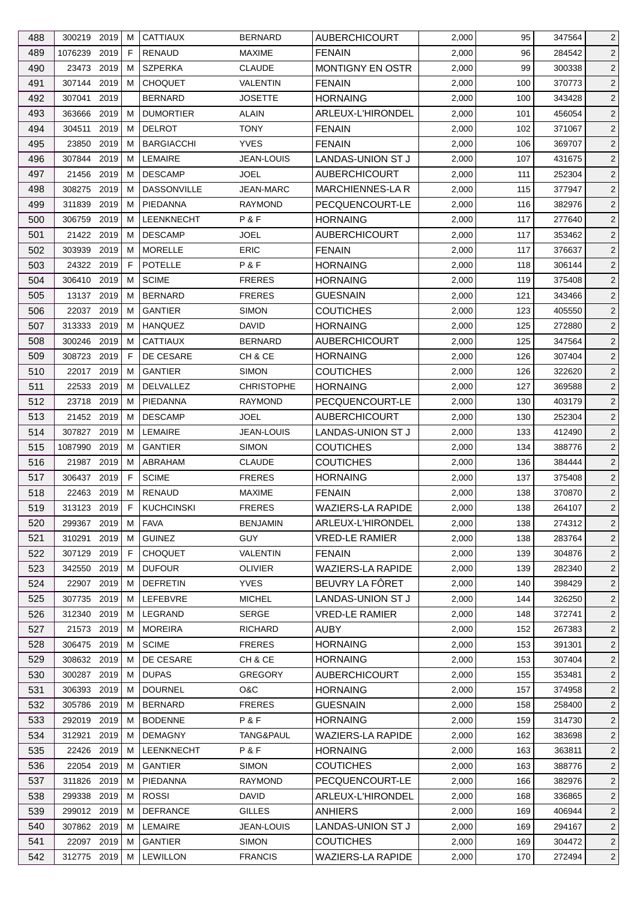| 488 | 300219 | 2019 | M | CATTIAUX | BERNARD | AUBERCHICOURT | 2,000 | 95 | 347564 | 2 |
|---|---|---|---|---|---|---|---|---|---|---|
| 489 | 1076239 | 2019 | F | RENAUD | MAXIME | FENAIN | 2,000 | 96 | 284542 | 2 |
| 490 | 23473 | 2019 | M | SZPERKA | CLAUDE | MONTIGNY EN OSTR | 2,000 | 99 | 300338 | 2 |
| 491 | 307144 | 2019 | M | CHOQUET | VALENTIN | FENAIN | 2,000 | 100 | 370773 | 2 |
| 492 | 307041 | 2019 | | BERNARD | JOSETTE | HORNAING | 2,000 | 100 | 343428 | 2 |
| 493 | 363666 | 2019 | M | DUMORTIER | ALAIN | ARLEUX-L'HIRONDEL | 2,000 | 101 | 456054 | 2 |
| 494 | 304511 | 2019 | M | DELROT | TONY | FENAIN | 2,000 | 102 | 371067 | 2 |
| 495 | 23850 | 2019 | M | BARGIACCHI | YVES | FENAIN | 2,000 | 106 | 369707 | 2 |
| 496 | 307844 | 2019 | M | LEMAIRE | JEAN-LOUIS | LANDAS-UNION ST J | 2,000 | 107 | 431675 | 2 |
| 497 | 21456 | 2019 | M | DESCAMP | JOEL | AUBERCHICOURT | 2,000 | 111 | 252304 | 2 |
| 498 | 308275 | 2019 | M | DASSONVILLE | JEAN-MARC | MARCHIENNES-LA R | 2,000 | 115 | 377947 | 2 |
| 499 | 311839 | 2019 | M | PIEDANNA | RAYMOND | PECQUENCOURT-LE | 2,000 | 116 | 382976 | 2 |
| 500 | 306759 | 2019 | M | LEENKNECHT | P & F | HORNAING | 2,000 | 117 | 277640 | 2 |
| 501 | 21422 | 2019 | M | DESCAMP | JOEL | AUBERCHICOURT | 2,000 | 117 | 353462 | 2 |
| 502 | 303939 | 2019 | M | MORELLE | ERIC | FENAIN | 2,000 | 117 | 376637 | 2 |
| 503 | 24322 | 2019 | F | POTELLE | P & F | HORNAING | 2,000 | 118 | 306144 | 2 |
| 504 | 306410 | 2019 | M | SCIME | FRERES | HORNAING | 2,000 | 119 | 375408 | 2 |
| 505 | 13137 | 2019 | M | BERNARD | FRERES | GUESNAIN | 2,000 | 121 | 343466 | 2 |
| 506 | 22037 | 2019 | M | GANTIER | SIMON | COUTICHES | 2,000 | 123 | 405550 | 2 |
| 507 | 313333 | 2019 | M | HANQUEZ | DAVID | HORNAING | 2,000 | 125 | 272880 | 2 |
| 508 | 300246 | 2019 | M | CATTIAUX | BERNARD | AUBERCHICOURT | 2,000 | 125 | 347564 | 2 |
| 509 | 308723 | 2019 | F | DE CESARE | CH & CE | HORNAING | 2,000 | 126 | 307404 | 2 |
| 510 | 22017 | 2019 | M | GANTIER | SIMON | COUTICHES | 2,000 | 126 | 322620 | 2 |
| 511 | 22533 | 2019 | M | DELVALLEZ | CHRISTOPHE | HORNAING | 2,000 | 127 | 369588 | 2 |
| 512 | 23718 | 2019 | M | PIEDANNA | RAYMOND | PECQUENCOURT-LE | 2,000 | 130 | 403179 | 2 |
| 513 | 21452 | 2019 | M | DESCAMP | JOEL | AUBERCHICOURT | 2,000 | 130 | 252304 | 2 |
| 514 | 307827 | 2019 | M | LEMAIRE | JEAN-LOUIS | LANDAS-UNION ST J | 2,000 | 133 | 412490 | 2 |
| 515 | 1087990 | 2019 | M | GANTIER | SIMON | COUTICHES | 2,000 | 134 | 388776 | 2 |
| 516 | 21987 | 2019 | M | ABRAHAM | CLAUDE | COUTICHES | 2,000 | 136 | 384444 | 2 |
| 517 | 306437 | 2019 | F | SCIME | FRERES | HORNAING | 2,000 | 137 | 375408 | 2 |
| 518 | 22463 | 2019 | M | RENAUD | MAXIME | FENAIN | 2,000 | 138 | 370870 | 2 |
| 519 | 313123 | 2019 | F | KUCHCINSKI | FRERES | WAZIERS-LA RAPIDE | 2,000 | 138 | 264107 | 2 |
| 520 | 299367 | 2019 | M | FAVA | BENJAMIN | ARLEUX-L'HIRONDEL | 2,000 | 138 | 274312 | 2 |
| 521 | 310291 | 2019 | M | GUINEZ | GUY | VRED-LE RAMIER | 2,000 | 138 | 283764 | 2 |
| 522 | 307129 | 2019 | F | CHOQUET | VALENTIN | FENAIN | 2,000 | 139 | 304876 | 2 |
| 523 | 342550 | 2019 | M | DUFOUR | OLIVIER | WAZIERS-LA RAPIDE | 2,000 | 139 | 282340 | 2 |
| 524 | 22907 | 2019 | M | DEFRETIN | YVES | BEUVRY LA FÔRET | 2,000 | 140 | 398429 | 2 |
| 525 | 307735 | 2019 | M | LEFEBVRE | MICHEL | LANDAS-UNION ST J | 2,000 | 144 | 326250 | 2 |
| 526 | 312340 | 2019 | M | LEGRAND | SERGE | VRED-LE RAMIER | 2,000 | 148 | 372741 | 2 |
| 527 | 21573 | 2019 | M | MOREIRA | RICHARD | AUBY | 2,000 | 152 | 267383 | 2 |
| 528 | 306475 | 2019 | M | SCIME | FRERES | HORNAING | 2,000 | 153 | 391301 | 2 |
| 529 | 308632 | 2019 | M | DE CESARE | CH & CE | HORNAING | 2,000 | 153 | 307404 | 2 |
| 530 | 300287 | 2019 | M | DUPAS | GREGORY | AUBERCHICOURT | 2,000 | 155 | 353481 | 2 |
| 531 | 306393 | 2019 | M | DOURNEL | O&C | HORNAING | 2,000 | 157 | 374958 | 2 |
| 532 | 305786 | 2019 | M | BERNARD | FRERES | GUESNAIN | 2,000 | 158 | 258400 | 2 |
| 533 | 292019 | 2019 | M | BODENNE | P & F | HORNAING | 2,000 | 159 | 314730 | 2 |
| 534 | 312921 | 2019 | M | DEMAGNY | TANG&PAUL | WAZIERS-LA RAPIDE | 2,000 | 162 | 383698 | 2 |
| 535 | 22426 | 2019 | M | LEENKNECHT | P & F | HORNAING | 2,000 | 163 | 363811 | 2 |
| 536 | 22054 | 2019 | M | GANTIER | SIMON | COUTICHES | 2,000 | 163 | 388776 | 2 |
| 537 | 311826 | 2019 | M | PIEDANNA | RAYMOND | PECQUENCOURT-LE | 2,000 | 166 | 382976 | 2 |
| 538 | 299338 | 2019 | M | ROSSI | DAVID | ARLEUX-L'HIRONDEL | 2,000 | 168 | 336865 | 2 |
| 539 | 299012 | 2019 | M | DEFRANCE | GILLES | ANHIERS | 2,000 | 169 | 406944 | 2 |
| 540 | 307862 | 2019 | M | LEMAIRE | JEAN-LOUIS | LANDAS-UNION ST J | 2,000 | 169 | 294167 | 2 |
| 541 | 22097 | 2019 | M | GANTIER | SIMON | COUTICHES | 2,000 | 169 | 304472 | 2 |
| 542 | 312775 | 2019 | M | LEWILLON | FRANCIS | WAZIERS-LA RAPIDE | 2,000 | 170 | 272494 | 2 |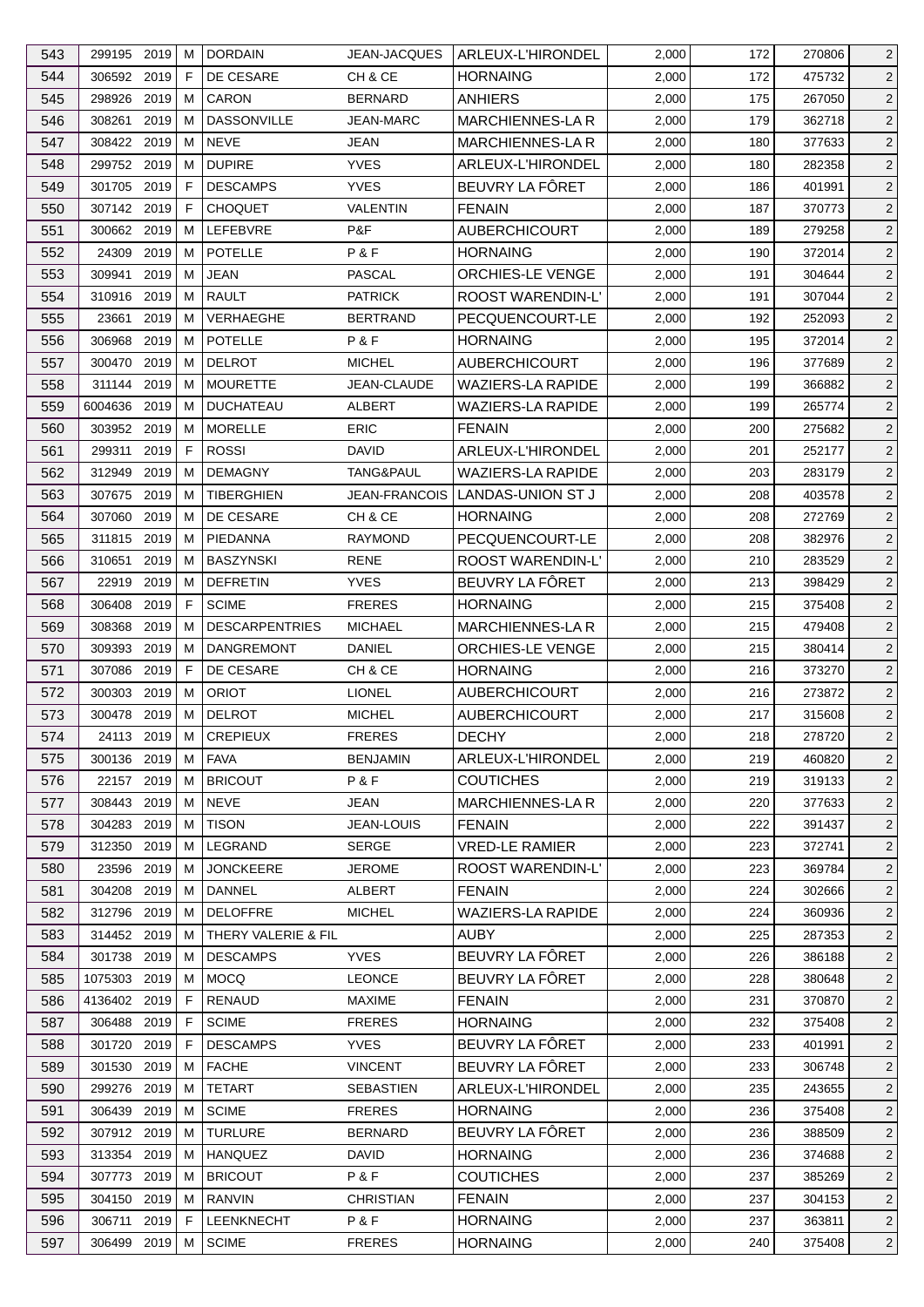| 543 | 299195 | 2019 | M | DORDAIN | JEAN-JACQUES | ARLEUX-L'HIRONDEL | 2,000 | 172 | 270806 | 2 |
|---|---|---|---|---|---|---|---|---|---|---|
| 544 | 306592 | 2019 | F | DE CESARE | CH & CE | HORNAING | 2,000 | 172 | 475732 | 2 |
| 545 | 298926 | 2019 | M | CARON | BERNARD | ANHIERS | 2,000 | 175 | 267050 | 2 |
| 546 | 308261 | 2019 | M | DASSONVILLE | JEAN-MARC | MARCHIENNES-LA R | 2,000 | 179 | 362718 | 2 |
| 547 | 308422 | 2019 | M | NEVE | JEAN | MARCHIENNES-LA R | 2,000 | 180 | 377633 | 2 |
| 548 | 299752 | 2019 | M | DUPIRE | YVES | ARLEUX-L'HIRONDEL | 2,000 | 180 | 282358 | 2 |
| 549 | 301705 | 2019 | F | DESCAMPS | YVES | BEUVRY LA FÔRET | 2,000 | 186 | 401991 | 2 |
| 550 | 307142 | 2019 | F | CHOQUET | VALENTIN | FENAIN | 2,000 | 187 | 370773 | 2 |
| 551 | 300662 | 2019 | M | LEFEBVRE | P&F | AUBERCHICOURT | 2,000 | 189 | 279258 | 2 |
| 552 | 24309 | 2019 | M | POTELLE | P & F | HORNAING | 2,000 | 190 | 372014 | 2 |
| 553 | 309941 | 2019 | M | JEAN | PASCAL | ORCHIES-LE VENGE | 2,000 | 191 | 304644 | 2 |
| 554 | 310916 | 2019 | M | RAULT | PATRICK | ROOST WARENDIN-L' | 2,000 | 191 | 307044 | 2 |
| 555 | 23661 | 2019 | M | VERHAEGHE | BERTRAND | PECQUENCOURT-LE | 2,000 | 192 | 252093 | 2 |
| 556 | 306968 | 2019 | M | POTELLE | P & F | HORNAING | 2,000 | 195 | 372014 | 2 |
| 557 | 300470 | 2019 | M | DELROT | MICHEL | AUBERCHICOURT | 2,000 | 196 | 377689 | 2 |
| 558 | 311144 | 2019 | M | MOURETTE | JEAN-CLAUDE | WAZIERS-LA RAPIDE | 2,000 | 199 | 366882 | 2 |
| 559 | 6004636 | 2019 | M | DUCHATEAU | ALBERT | WAZIERS-LA RAPIDE | 2,000 | 199 | 265774 | 2 |
| 560 | 303952 | 2019 | M | MORELLE | ERIC | FENAIN | 2,000 | 200 | 275682 | 2 |
| 561 | 299311 | 2019 | F | ROSSI | DAVID | ARLEUX-L'HIRONDEL | 2,000 | 201 | 252177 | 2 |
| 562 | 312949 | 2019 | M | DEMAGNY | TANG&PAUL | WAZIERS-LA RAPIDE | 2,000 | 203 | 283179 | 2 |
| 563 | 307675 | 2019 | M | TIBERGHIEN | JEAN-FRANCOIS | LANDAS-UNION ST J | 2,000 | 208 | 403578 | 2 |
| 564 | 307060 | 2019 | M | DE CESARE | CH & CE | HORNAING | 2,000 | 208 | 272769 | 2 |
| 565 | 311815 | 2019 | M | PIEDANNA | RAYMOND | PECQUENCOURT-LE | 2,000 | 208 | 382976 | 2 |
| 566 | 310651 | 2019 | M | BASZYNSKI | RENE | ROOST WARENDIN-L' | 2,000 | 210 | 283529 | 2 |
| 567 | 22919 | 2019 | M | DEFRETIN | YVES | BEUVRY LA FÔRET | 2,000 | 213 | 398429 | 2 |
| 568 | 306408 | 2019 | F | SCIME | FRERES | HORNAING | 2,000 | 215 | 375408 | 2 |
| 569 | 308368 | 2019 | M | DESCARPENTRIES | MICHAEL | MARCHIENNES-LA R | 2,000 | 215 | 479408 | 2 |
| 570 | 309393 | 2019 | M | DANGREMONT | DANIEL | ORCHIES-LE VENGE | 2,000 | 215 | 380414 | 2 |
| 571 | 307086 | 2019 | F | DE CESARE | CH & CE | HORNAING | 2,000 | 216 | 373270 | 2 |
| 572 | 300303 | 2019 | M | ORIOT | LIONEL | AUBERCHICOURT | 2,000 | 216 | 273872 | 2 |
| 573 | 300478 | 2019 | M | DELROT | MICHEL | AUBERCHICOURT | 2,000 | 217 | 315608 | 2 |
| 574 | 24113 | 2019 | M | CREPIEUX | FRERES | DECHY | 2,000 | 218 | 278720 | 2 |
| 575 | 300136 | 2019 | M | FAVA | BENJAMIN | ARLEUX-L'HIRONDEL | 2,000 | 219 | 460820 | 2 |
| 576 | 22157 | 2019 | M | BRICOUT | P & F | COUTICHES | 2,000 | 219 | 319133 | 2 |
| 577 | 308443 | 2019 | M | NEVE | JEAN | MARCHIENNES-LA R | 2,000 | 220 | 377633 | 2 |
| 578 | 304283 | 2019 | M | TISON | JEAN-LOUIS | FENAIN | 2,000 | 222 | 391437 | 2 |
| 579 | 312350 | 2019 | M | LEGRAND | SERGE | VRED-LE RAMIER | 2,000 | 223 | 372741 | 2 |
| 580 | 23596 | 2019 | M | JONCKEERE | JEROME | ROOST WARENDIN-L' | 2,000 | 223 | 369784 | 2 |
| 581 | 304208 | 2019 | M | DANNEL | ALBERT | FENAIN | 2,000 | 224 | 302666 | 2 |
| 582 | 312796 | 2019 | M | DELOFFRE | MICHEL | WAZIERS-LA RAPIDE | 2,000 | 224 | 360936 | 2 |
| 583 | 314452 | 2019 | M | THERY VALERIE & FIL | | AUBY | 2,000 | 225 | 287353 | 2 |
| 584 | 301738 | 2019 | M | DESCAMPS | YVES | BEUVRY LA FÔRET | 2,000 | 226 | 386188 | 2 |
| 585 | 1075303 | 2019 | M | MOCQ | LEONCE | BEUVRY LA FÔRET | 2,000 | 228 | 380648 | 2 |
| 586 | 4136402 | 2019 | F | RENAUD | MAXIME | FENAIN | 2,000 | 231 | 370870 | 2 |
| 587 | 306488 | 2019 | F | SCIME | FRERES | HORNAING | 2,000 | 232 | 375408 | 2 |
| 588 | 301720 | 2019 | F | DESCAMPS | YVES | BEUVRY LA FÔRET | 2,000 | 233 | 401991 | 2 |
| 589 | 301530 | 2019 | M | FACHE | VINCENT | BEUVRY LA FÔRET | 2,000 | 233 | 306748 | 2 |
| 590 | 299276 | 2019 | M | TETART | SEBASTIEN | ARLEUX-L'HIRONDEL | 2,000 | 235 | 243655 | 2 |
| 591 | 306439 | 2019 | M | SCIME | FRERES | HORNAING | 2,000 | 236 | 375408 | 2 |
| 592 | 307912 | 2019 | M | TURLURE | BERNARD | BEUVRY LA FÔRET | 2,000 | 236 | 388509 | 2 |
| 593 | 313354 | 2019 | M | HANQUEZ | DAVID | HORNAING | 2,000 | 236 | 374688 | 2 |
| 594 | 307773 | 2019 | M | BRICOUT | P & F | COUTICHES | 2,000 | 237 | 385269 | 2 |
| 595 | 304150 | 2019 | M | RANVIN | CHRISTIAN | FENAIN | 2,000 | 237 | 304153 | 2 |
| 596 | 306711 | 2019 | F | LEENKNECHT | P & F | HORNAING | 2,000 | 237 | 363811 | 2 |
| 597 | 306499 | 2019 | M | SCIME | FRERES | HORNAING | 2,000 | 240 | 375408 | 2 |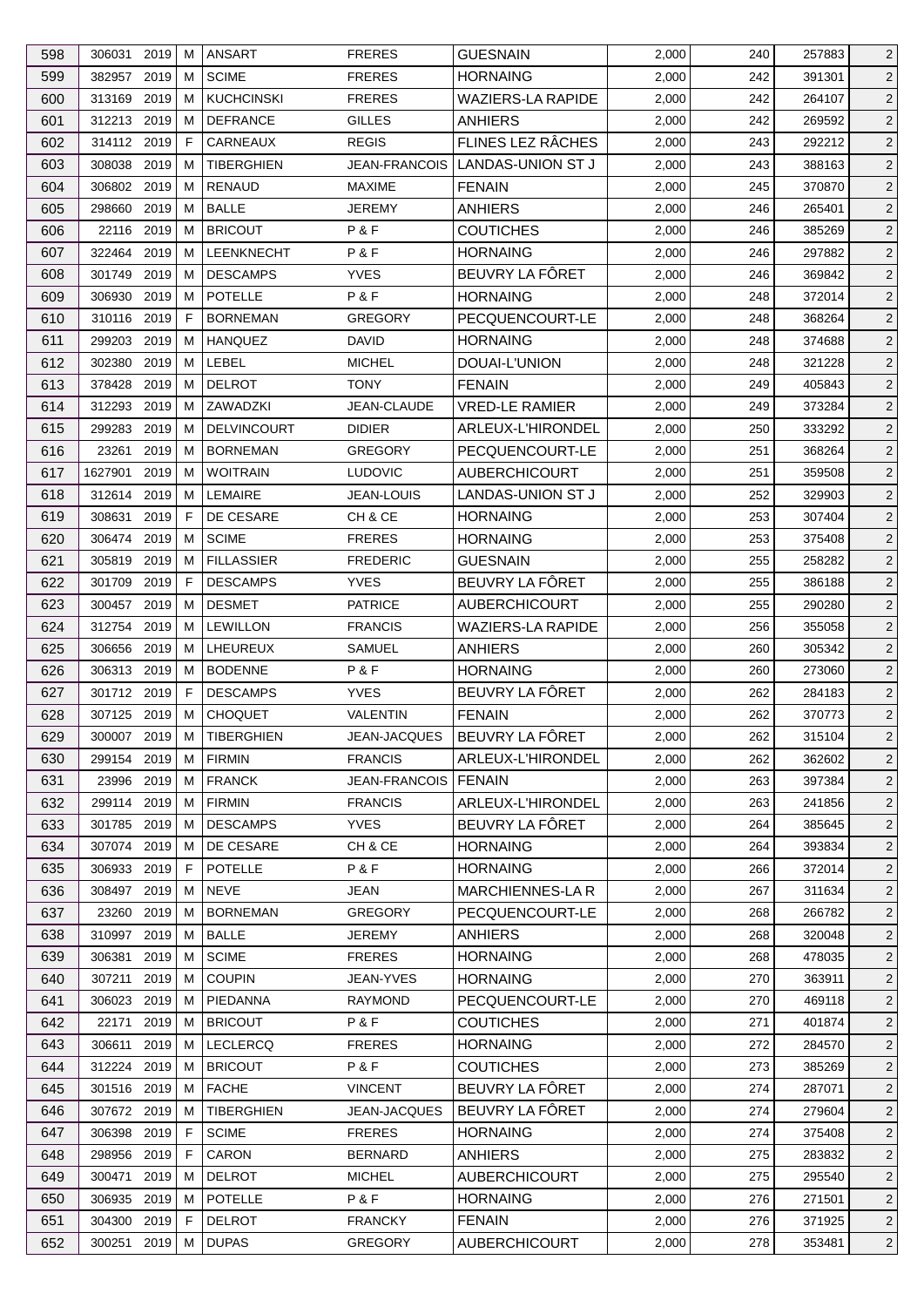| 598 | 306031 | 2019 | M | ANSART | FRERES | GUESNAIN | 2,000 | 240 | 257883 | 2 |
|---|---|---|---|---|---|---|---|---|---|---|
| 599 | 382957 | 2019 | M | SCIME | FRERES | HORNAING | 2,000 | 242 | 391301 | 2 |
| 600 | 313169 | 2019 | M | KUCHCINSKI | FRERES | WAZIERS-LA RAPIDE | 2,000 | 242 | 264107 | 2 |
| 601 | 312213 | 2019 | M | DEFRANCE | GILLES | ANHIERS | 2,000 | 242 | 269592 | 2 |
| 602 | 314112 | 2019 | F | CARNEAUX | REGIS | FLINES LEZ RÂCHES | 2,000 | 243 | 292212 | 2 |
| 603 | 308038 | 2019 | M | TIBERGHIEN | JEAN-FRANCOIS | LANDAS-UNION ST J | 2,000 | 243 | 388163 | 2 |
| 604 | 306802 | 2019 | M | RENAUD | MAXIME | FENAIN | 2,000 | 245 | 370870 | 2 |
| 605 | 298660 | 2019 | M | BALLE | JEREMY | ANHIERS | 2,000 | 246 | 265401 | 2 |
| 606 | 22116 | 2019 | M | BRICOUT | P & F | COUTICHES | 2,000 | 246 | 385269 | 2 |
| 607 | 322464 | 2019 | M | LEENKNECHT | P & F | HORNAING | 2,000 | 246 | 297882 | 2 |
| 608 | 301749 | 2019 | M | DESCAMPS | YVES | BEUVRY LA FÔRET | 2,000 | 246 | 369842 | 2 |
| 609 | 306930 | 2019 | M | POTELLE | P & F | HORNAING | 2,000 | 248 | 372014 | 2 |
| 610 | 310116 | 2019 | F | BORNEMAN | GREGORY | PECQUENCOURT-LE | 2,000 | 248 | 368264 | 2 |
| 611 | 299203 | 2019 | M | HANQUEZ | DAVID | HORNAING | 2,000 | 248 | 374688 | 2 |
| 612 | 302380 | 2019 | M | LEBEL | MICHEL | DOUAI-L'UNION | 2,000 | 248 | 321228 | 2 |
| 613 | 378428 | 2019 | M | DELROT | TONY | FENAIN | 2,000 | 249 | 405843 | 2 |
| 614 | 312293 | 2019 | M | ZAWADZKI | JEAN-CLAUDE | VRED-LE RAMIER | 2,000 | 249 | 373284 | 2 |
| 615 | 299283 | 2019 | M | DELVINCOURT | DIDIER | ARLEUX-L'HIRONDEL | 2,000 | 250 | 333292 | 2 |
| 616 | 23261 | 2019 | M | BORNEMAN | GREGORY | PECQUENCOURT-LE | 2,000 | 251 | 368264 | 2 |
| 617 | 1627901 | 2019 | M | WOITRAIN | LUDOVIC | AUBERCHICOURT | 2,000 | 251 | 359508 | 2 |
| 618 | 312614 | 2019 | M | LEMAIRE | JEAN-LOUIS | LANDAS-UNION ST J | 2,000 | 252 | 329903 | 2 |
| 619 | 308631 | 2019 | F | DE CESARE | CH & CE | HORNAING | 2,000 | 253 | 307404 | 2 |
| 620 | 306474 | 2019 | M | SCIME | FRERES | HORNAING | 2,000 | 253 | 375408 | 2 |
| 621 | 305819 | 2019 | M | FILLASSIER | FREDERIC | GUESNAIN | 2,000 | 255 | 258282 | 2 |
| 622 | 301709 | 2019 | F | DESCAMPS | YVES | BEUVRY LA FÔRET | 2,000 | 255 | 386188 | 2 |
| 623 | 300457 | 2019 | M | DESMET | PATRICE | AUBERCHICOURT | 2,000 | 255 | 290280 | 2 |
| 624 | 312754 | 2019 | M | LEWILLON | FRANCIS | WAZIERS-LA RAPIDE | 2,000 | 256 | 355058 | 2 |
| 625 | 306656 | 2019 | M | LHEUREUX | SAMUEL | ANHIERS | 2,000 | 260 | 305342 | 2 |
| 626 | 306313 | 2019 | M | BODENNE | P & F | HORNAING | 2,000 | 260 | 273060 | 2 |
| 627 | 301712 | 2019 | F | DESCAMPS | YVES | BEUVRY LA FÔRET | 2,000 | 262 | 284183 | 2 |
| 628 | 307125 | 2019 | M | CHOQUET | VALENTIN | FENAIN | 2,000 | 262 | 370773 | 2 |
| 629 | 300007 | 2019 | M | TIBERGHIEN | JEAN-JACQUES | BEUVRY LA FÔRET | 2,000 | 262 | 315104 | 2 |
| 630 | 299154 | 2019 | M | FIRMIN | FRANCIS | ARLEUX-L'HIRONDEL | 2,000 | 262 | 362602 | 2 |
| 631 | 23996 | 2019 | M | FRANCK | JEAN-FRANCOIS | FENAIN | 2,000 | 263 | 397384 | 2 |
| 632 | 299114 | 2019 | M | FIRMIN | FRANCIS | ARLEUX-L'HIRONDEL | 2,000 | 263 | 241856 | 2 |
| 633 | 301785 | 2019 | M | DESCAMPS | YVES | BEUVRY LA FÔRET | 2,000 | 264 | 385645 | 2 |
| 634 | 307074 | 2019 | M | DE CESARE | CH & CE | HORNAING | 2,000 | 264 | 393834 | 2 |
| 635 | 306933 | 2019 | F | POTELLE | P & F | HORNAING | 2,000 | 266 | 372014 | 2 |
| 636 | 308497 | 2019 | M | NEVE | JEAN | MARCHIENNES-LA R | 2,000 | 267 | 311634 | 2 |
| 637 | 23260 | 2019 | M | BORNEMAN | GREGORY | PECQUENCOURT-LE | 2,000 | 268 | 266782 | 2 |
| 638 | 310997 | 2019 | M | BALLE | JEREMY | ANHIERS | 2,000 | 268 | 320048 | 2 |
| 639 | 306381 | 2019 | M | SCIME | FRERES | HORNAING | 2,000 | 268 | 478035 | 2 |
| 640 | 307211 | 2019 | M | COUPIN | JEAN-YVES | HORNAING | 2,000 | 270 | 363911 | 2 |
| 641 | 306023 | 2019 | M | PIEDANNA | RAYMOND | PECQUENCOURT-LE | 2,000 | 270 | 469118 | 2 |
| 642 | 22171 | 2019 | M | BRICOUT | P & F | COUTICHES | 2,000 | 271 | 401874 | 2 |
| 643 | 306611 | 2019 | M | LECLERCQ | FRERES | HORNAING | 2,000 | 272 | 284570 | 2 |
| 644 | 312224 | 2019 | M | BRICOUT | P & F | COUTICHES | 2,000 | 273 | 385269 | 2 |
| 645 | 301516 | 2019 | M | FACHE | VINCENT | BEUVRY LA FÔRET | 2,000 | 274 | 287071 | 2 |
| 646 | 307672 | 2019 | M | TIBERGHIEN | JEAN-JACQUES | BEUVRY LA FÔRET | 2,000 | 274 | 279604 | 2 |
| 647 | 306398 | 2019 | F | SCIME | FRERES | HORNAING | 2,000 | 274 | 375408 | 2 |
| 648 | 298956 | 2019 | F | CARON | BERNARD | ANHIERS | 2,000 | 275 | 283832 | 2 |
| 649 | 300471 | 2019 | M | DELROT | MICHEL | AUBERCHICOURT | 2,000 | 275 | 295540 | 2 |
| 650 | 306935 | 2019 | M | POTELLE | P & F | HORNAING | 2,000 | 276 | 271501 | 2 |
| 651 | 304300 | 2019 | F | DELROT | FRANCKY | FENAIN | 2,000 | 276 | 371925 | 2 |
| 652 | 300251 | 2019 | M | DUPAS | GREGORY | AUBERCHICOURT | 2,000 | 278 | 353481 | 2 |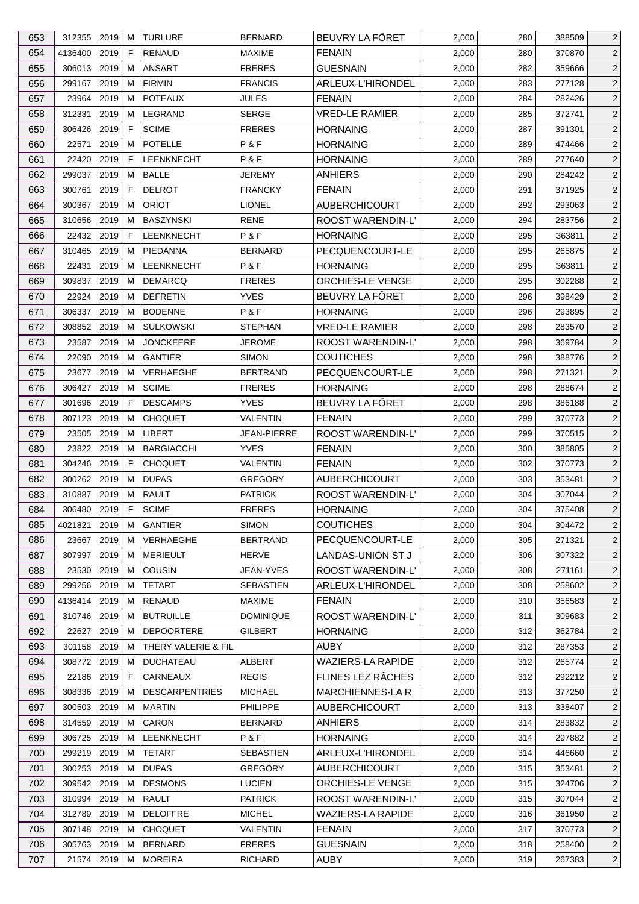| 653 | 312355 | 2019 | M | TURLURE | BERNARD | BEUVRY LA FÔRET | 2,000 | 280 | 388509 | 2 |
|---|---|---|---|---|---|---|---|---|---|---|
| 654 | 4136400 | 2019 | F | RENAUD | MAXIME | FENAIN | 2,000 | 280 | 370870 | 2 |
| 655 | 306013 | 2019 | M | ANSART | FRERES | GUESNAIN | 2,000 | 282 | 359666 | 2 |
| 656 | 299167 | 2019 | M | FIRMIN | FRANCIS | ARLEUX-L'HIRONDEL | 2,000 | 283 | 277128 | 2 |
| 657 | 23964 | 2019 | M | POTEAUX | JULES | FENAIN | 2,000 | 284 | 282426 | 2 |
| 658 | 312331 | 2019 | M | LEGRAND | SERGE | VRED-LE RAMIER | 2,000 | 285 | 372741 | 2 |
| 659 | 306426 | 2019 | F | SCIME | FRERES | HORNAING | 2,000 | 287 | 391301 | 2 |
| 660 | 22571 | 2019 | M | POTELLE | P & F | HORNAING | 2,000 | 289 | 474466 | 2 |
| 661 | 22420 | 2019 | F | LEENKNECHT | P & F | HORNAING | 2,000 | 289 | 277640 | 2 |
| 662 | 299037 | 2019 | M | BALLE | JEREMY | ANHIERS | 2,000 | 290 | 284242 | 2 |
| 663 | 300761 | 2019 | F | DELROT | FRANCKY | FENAIN | 2,000 | 291 | 371925 | 2 |
| 664 | 300367 | 2019 | M | ORIOT | LIONEL | AUBERCHICOURT | 2,000 | 292 | 293063 | 2 |
| 665 | 310656 | 2019 | M | BASZYNSKI | RENE | ROOST WARENDIN-L' | 2,000 | 294 | 283756 | 2 |
| 666 | 22432 | 2019 | F | LEENKNECHT | P & F | HORNAING | 2,000 | 295 | 363811 | 2 |
| 667 | 310465 | 2019 | M | PIEDANNA | BERNARD | PECQUENCOURT-LE | 2,000 | 295 | 265875 | 2 |
| 668 | 22431 | 2019 | M | LEENKNECHT | P & F | HORNAING | 2,000 | 295 | 363811 | 2 |
| 669 | 309837 | 2019 | M | DEMARCQ | FRERES | ORCHIES-LE VENGE | 2,000 | 295 | 302288 | 2 |
| 670 | 22924 | 2019 | M | DEFRETIN | YVES | BEUVRY LA FÔRET | 2,000 | 296 | 398429 | 2 |
| 671 | 306337 | 2019 | M | BODENNE | P & F | HORNAING | 2,000 | 296 | 293895 | 2 |
| 672 | 308852 | 2019 | M | SULKOWSKI | STEPHAN | VRED-LE RAMIER | 2,000 | 298 | 283570 | 2 |
| 673 | 23587 | 2019 | M | JONCKEERE | JEROME | ROOST WARENDIN-L' | 2,000 | 298 | 369784 | 2 |
| 674 | 22090 | 2019 | M | GANTIER | SIMON | COUTICHES | 2,000 | 298 | 388776 | 2 |
| 675 | 23677 | 2019 | M | VERHAEGHE | BERTRAND | PECQUENCOURT-LE | 2,000 | 298 | 271321 | 2 |
| 676 | 306427 | 2019 | M | SCIME | FRERES | HORNAING | 2,000 | 298 | 288674 | 2 |
| 677 | 301696 | 2019 | F | DESCAMPS | YVES | BEUVRY LA FÔRET | 2,000 | 298 | 386188 | 2 |
| 678 | 307123 | 2019 | M | CHOQUET | VALENTIN | FENAIN | 2,000 | 299 | 370773 | 2 |
| 679 | 23505 | 2019 | M | LIBERT | JEAN-PIERRE | ROOST WARENDIN-L' | 2,000 | 299 | 370515 | 2 |
| 680 | 23822 | 2019 | M | BARGIACCHI | YVES | FENAIN | 2,000 | 300 | 385805 | 2 |
| 681 | 304246 | 2019 | F | CHOQUET | VALENTIN | FENAIN | 2,000 | 302 | 370773 | 2 |
| 682 | 300262 | 2019 | M | DUPAS | GREGORY | AUBERCHICOURT | 2,000 | 303 | 353481 | 2 |
| 683 | 310887 | 2019 | M | RAULT | PATRICK | ROOST WARENDIN-L' | 2,000 | 304 | 307044 | 2 |
| 684 | 306480 | 2019 | F | SCIME | FRERES | HORNAING | 2,000 | 304 | 375408 | 2 |
| 685 | 4021821 | 2019 | M | GANTIER | SIMON | COUTICHES | 2,000 | 304 | 304472 | 2 |
| 686 | 23667 | 2019 | M | VERHAEGHE | BERTRAND | PECQUENCOURT-LE | 2,000 | 305 | 271321 | 2 |
| 687 | 307997 | 2019 | M | MERIEULT | HERVE | LANDAS-UNION ST J | 2,000 | 306 | 307322 | 2 |
| 688 | 23530 | 2019 | M | COUSIN | JEAN-YVES | ROOST WARENDIN-L' | 2,000 | 308 | 271161 | 2 |
| 689 | 299256 | 2019 | M | TETART | SEBASTIEN | ARLEUX-L'HIRONDEL | 2,000 | 308 | 258602 | 2 |
| 690 | 4136414 | 2019 | M | RENAUD | MAXIME | FENAIN | 2,000 | 310 | 356583 | 2 |
| 691 | 310746 | 2019 | M | BUTRUILLE | DOMINIQUE | ROOST WARENDIN-L' | 2,000 | 311 | 309683 | 2 |
| 692 | 22627 | 2019 | M | DEPOORTERE | GILBERT | HORNAING | 2,000 | 312 | 362784 | 2 |
| 693 | 301158 | 2019 | M | THERY VALERIE & FIL | | AUBY | 2,000 | 312 | 287353 | 2 |
| 694 | 308772 | 2019 | M | DUCHATEAU | ALBERT | WAZIERS-LA RAPIDE | 2,000 | 312 | 265774 | 2 |
| 695 | 22186 | 2019 | F | CARNEAUX | REGIS | FLINES LEZ RÂCHES | 2,000 | 312 | 292212 | 2 |
| 696 | 308336 | 2019 | M | DESCARPENTRIES | MICHAEL | MARCHIENNES-LA R | 2,000 | 313 | 377250 | 2 |
| 697 | 300503 | 2019 | M | MARTIN | PHILIPPE | AUBERCHICOURT | 2,000 | 313 | 338407 | 2 |
| 698 | 314559 | 2019 | M | CARON | BERNARD | ANHIERS | 2,000 | 314 | 283832 | 2 |
| 699 | 306725 | 2019 | M | LEENKNECHT | P & F | HORNAING | 2,000 | 314 | 297882 | 2 |
| 700 | 299219 | 2019 | M | TETART | SEBASTIEN | ARLEUX-L'HIRONDEL | 2,000 | 314 | 446660 | 2 |
| 701 | 300253 | 2019 | M | DUPAS | GREGORY | AUBERCHICOURT | 2,000 | 315 | 353481 | 2 |
| 702 | 309542 | 2019 | M | DESMONS | LUCIEN | ORCHIES-LE VENGE | 2,000 | 315 | 324706 | 2 |
| 703 | 310994 | 2019 | M | RAULT | PATRICK | ROOST WARENDIN-L' | 2,000 | 315 | 307044 | 2 |
| 704 | 312789 | 2019 | M | DELOFFRE | MICHEL | WAZIERS-LA RAPIDE | 2,000 | 316 | 361950 | 2 |
| 705 | 307148 | 2019 | M | CHOQUET | VALENTIN | FENAIN | 2,000 | 317 | 370773 | 2 |
| 706 | 305763 | 2019 | M | BERNARD | FRERES | GUESNAIN | 2,000 | 318 | 258400 | 2 |
| 707 | 21574 | 2019 | M | MOREIRA | RICHARD | AUBY | 2,000 | 319 | 267383 | 2 |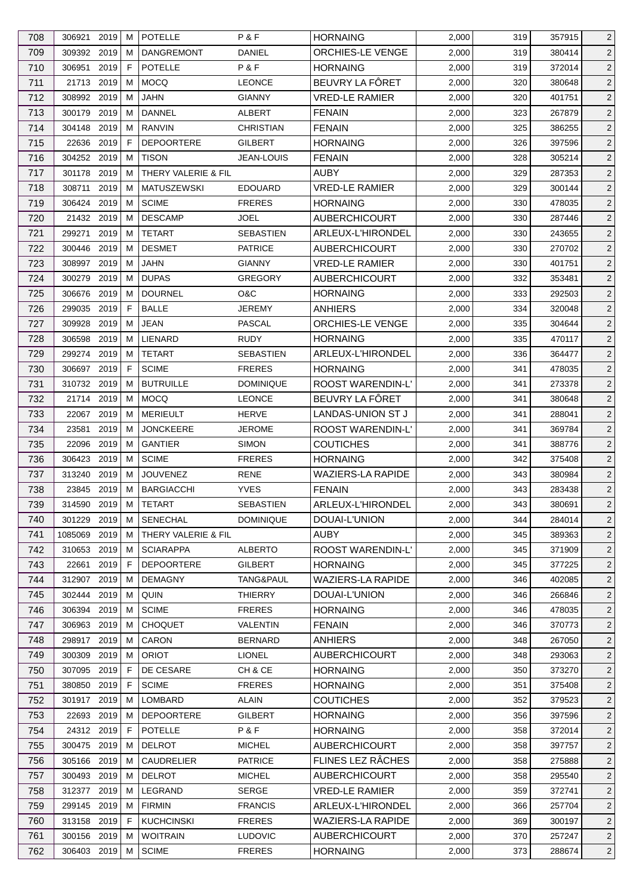| 708 | 306921 | 2019 | M | POTELLE | P & F | HORNAING | 2,000 | 319 | 357915 | 2 |
|---|---|---|---|---|---|---|---|---|---|---|
| 709 | 309392 | 2019 | M | DANGREMONT | DANIEL | ORCHIES-LE VENGE | 2,000 | 319 | 380414 | 2 |
| 710 | 306951 | 2019 | F | POTELLE | P & F | HORNAING | 2,000 | 319 | 372014 | 2 |
| 711 | 21713 | 2019 | M | MOCQ | LEONCE | BEUVRY LA FÔRET | 2,000 | 320 | 380648 | 2 |
| 712 | 308992 | 2019 | M | JAHN | GIANNY | VRED-LE RAMIER | 2,000 | 320 | 401751 | 2 |
| 713 | 300179 | 2019 | M | DANNEL | ALBERT | FENAIN | 2,000 | 323 | 267879 | 2 |
| 714 | 304148 | 2019 | M | RANVIN | CHRISTIAN | FENAIN | 2,000 | 325 | 386255 | 2 |
| 715 | 22636 | 2019 | F | DEPOORTERE | GILBERT | HORNAING | 2,000 | 326 | 397596 | 2 |
| 716 | 304252 | 2019 | M | TISON | JEAN-LOUIS | FENAIN | 2,000 | 328 | 305214 | 2 |
| 717 | 301178 | 2019 | M | THERY VALERIE & FIL | | AUBY | 2,000 | 329 | 287353 | 2 |
| 718 | 308711 | 2019 | M | MATUSZEWSKI | EDOUARD | VRED-LE RAMIER | 2,000 | 329 | 300144 | 2 |
| 719 | 306424 | 2019 | M | SCIME | FRERES | HORNAING | 2,000 | 330 | 478035 | 2 |
| 720 | 21432 | 2019 | M | DESCAMP | JOEL | AUBERCHICOURT | 2,000 | 330 | 287446 | 2 |
| 721 | 299271 | 2019 | M | TETART | SEBASTIEN | ARLEUX-L'HIRONDEL | 2,000 | 330 | 243655 | 2 |
| 722 | 300446 | 2019 | M | DESMET | PATRICE | AUBERCHICOURT | 2,000 | 330 | 270702 | 2 |
| 723 | 308997 | 2019 | M | JAHN | GIANNY | VRED-LE RAMIER | 2,000 | 330 | 401751 | 2 |
| 724 | 300279 | 2019 | M | DUPAS | GREGORY | AUBERCHICOURT | 2,000 | 332 | 353481 | 2 |
| 725 | 306676 | 2019 | M | DOURNEL | O&C | HORNAING | 2,000 | 333 | 292503 | 2 |
| 726 | 299035 | 2019 | F | BALLE | JEREMY | ANHIERS | 2,000 | 334 | 320048 | 2 |
| 727 | 309928 | 2019 | M | JEAN | PASCAL | ORCHIES-LE VENGE | 2,000 | 335 | 304644 | 2 |
| 728 | 306598 | 2019 | M | LIENARD | RUDY | HORNAING | 2,000 | 335 | 470117 | 2 |
| 729 | 299274 | 2019 | M | TETART | SEBASTIEN | ARLEUX-L'HIRONDEL | 2,000 | 336 | 364477 | 2 |
| 730 | 306697 | 2019 | F | SCIME | FRERES | HORNAING | 2,000 | 341 | 478035 | 2 |
| 731 | 310732 | 2019 | M | BUTRUILLE | DOMINIQUE | ROOST WARENDIN-L' | 2,000 | 341 | 273378 | 2 |
| 732 | 21714 | 2019 | M | MOCQ | LEONCE | BEUVRY LA FÔRET | 2,000 | 341 | 380648 | 2 |
| 733 | 22067 | 2019 | M | MERIEULT | HERVE | LANDAS-UNION ST J | 2,000 | 341 | 288041 | 2 |
| 734 | 23581 | 2019 | M | JONCKEERE | JEROME | ROOST WARENDIN-L' | 2,000 | 341 | 369784 | 2 |
| 735 | 22096 | 2019 | M | GANTIER | SIMON | COUTICHES | 2,000 | 341 | 388776 | 2 |
| 736 | 306423 | 2019 | M | SCIME | FRERES | HORNAING | 2,000 | 342 | 375408 | 2 |
| 737 | 313240 | 2019 | M | JOUVENEZ | RENE | WAZIERS-LA RAPIDE | 2,000 | 343 | 380984 | 2 |
| 738 | 23845 | 2019 | M | BARGIACCHI | YVES | FENAIN | 2,000 | 343 | 283438 | 2 |
| 739 | 314590 | 2019 | M | TETART | SEBASTIEN | ARLEUX-L'HIRONDEL | 2,000 | 343 | 380691 | 2 |
| 740 | 301229 | 2019 | M | SENECHAL | DOMINIQUE | DOUAI-L'UNION | 2,000 | 344 | 284014 | 2 |
| 741 | 1085069 | 2019 | M | THERY VALERIE & FIL | | AUBY | 2,000 | 345 | 389363 | 2 |
| 742 | 310653 | 2019 | M | SCIARAPPA | ALBERTO | ROOST WARENDIN-L' | 2,000 | 345 | 371909 | 2 |
| 743 | 22661 | 2019 | F | DEPOORTERE | GILBERT | HORNAING | 2,000 | 345 | 377225 | 2 |
| 744 | 312907 | 2019 | M | DEMAGNY | TANG&PAUL | WAZIERS-LA RAPIDE | 2,000 | 346 | 402085 | 2 |
| 745 | 302444 | 2019 | M | QUIN | THIERRY | DOUAI-L'UNION | 2,000 | 346 | 266846 | 2 |
| 746 | 306394 | 2019 | M | SCIME | FRERES | HORNAING | 2,000 | 346 | 478035 | 2 |
| 747 | 306963 | 2019 | M | CHOQUET | VALENTIN | FENAIN | 2,000 | 346 | 370773 | 2 |
| 748 | 298917 | 2019 | M | CARON | BERNARD | ANHIERS | 2,000 | 348 | 267050 | 2 |
| 749 | 300309 | 2019 | M | ORIOT | LIONEL | AUBERCHICOURT | 2,000 | 348 | 293063 | 2 |
| 750 | 307095 | 2019 | F | DE CESARE | CH & CE | HORNAING | 2,000 | 350 | 373270 | 2 |
| 751 | 380850 | 2019 | F | SCIME | FRERES | HORNAING | 2,000 | 351 | 375408 | 2 |
| 752 | 301917 | 2019 | M | LOMBARD | ALAIN | COUTICHES | 2,000 | 352 | 379523 | 2 |
| 753 | 22693 | 2019 | M | DEPOORTERE | GILBERT | HORNAING | 2,000 | 356 | 397596 | 2 |
| 754 | 24312 | 2019 | F | POTELLE | P & F | HORNAING | 2,000 | 358 | 372014 | 2 |
| 755 | 300475 | 2019 | M | DELROT | MICHEL | AUBERCHICOURT | 2,000 | 358 | 397757 | 2 |
| 756 | 305166 | 2019 | M | CAUDRELIER | PATRICE | FLINES LEZ RÂCHES | 2,000 | 358 | 275888 | 2 |
| 757 | 300493 | 2019 | M | DELROT | MICHEL | AUBERCHICOURT | 2,000 | 358 | 295540 | 2 |
| 758 | 312377 | 2019 | M | LEGRAND | SERGE | VRED-LE RAMIER | 2,000 | 359 | 372741 | 2 |
| 759 | 299145 | 2019 | M | FIRMIN | FRANCIS | ARLEUX-L'HIRONDEL | 2,000 | 366 | 257704 | 2 |
| 760 | 313158 | 2019 | F | KUCHCINSKI | FRERES | WAZIERS-LA RAPIDE | 2,000 | 369 | 300197 | 2 |
| 761 | 300156 | 2019 | M | WOITRAIN | LUDOVIC | AUBERCHICOURT | 2,000 | 370 | 257247 | 2 |
| 762 | 306403 | 2019 | M | SCIME | FRERES | HORNAING | 2,000 | 373 | 288674 | 2 |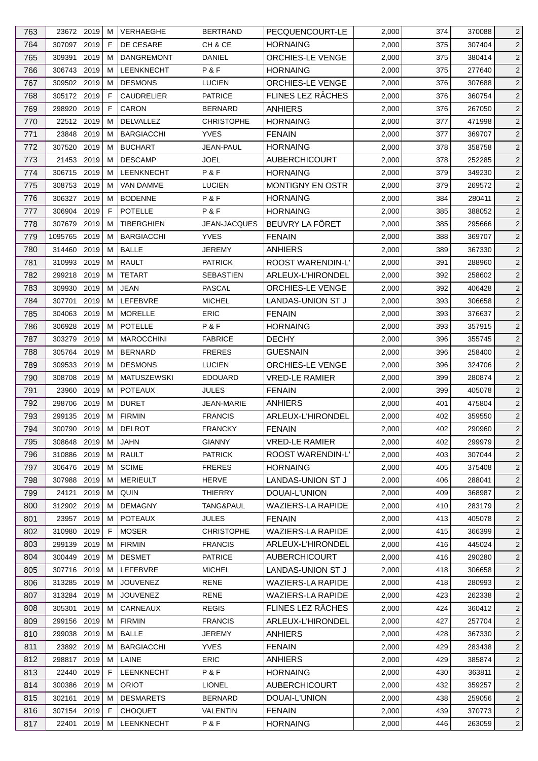| 763 | 23672 | 2019 | M | VERHAEGHE | BERTRAND | PECQUENCOURT-LE | 2,000 | 374 | 370088 | 2 |
|---|---|---|---|---|---|---|---|---|---|---|
| 764 | 307097 | 2019 | F | DE CESARE | CH & CE | HORNAING | 2,000 | 375 | 307404 | 2 |
| 765 | 309391 | 2019 | M | DANGREMONT | DANIEL | ORCHIES-LE VENGE | 2,000 | 375 | 380414 | 2 |
| 766 | 306743 | 2019 | M | LEENKNECHT | P & F | HORNAING | 2,000 | 375 | 277640 | 2 |
| 767 | 309502 | 2019 | M | DESMONS | LUCIEN | ORCHIES-LE VENGE | 2,000 | 376 | 307688 | 2 |
| 768 | 305172 | 2019 | F | CAUDRELIER | PATRICE | FLINES LEZ RÂCHES | 2,000 | 376 | 360754 | 2 |
| 769 | 298920 | 2019 | F | CARON | BERNARD | ANHIERS | 2,000 | 376 | 267050 | 2 |
| 770 | 22512 | 2019 | M | DELVALLEZ | CHRISTOPHE | HORNAING | 2,000 | 377 | 471998 | 2 |
| 771 | 23848 | 2019 | M | BARGIACCHI | YVES | FENAIN | 2,000 | 377 | 369707 | 2 |
| 772 | 307520 | 2019 | M | BUCHART | JEAN-PAUL | HORNAING | 2,000 | 378 | 358758 | 2 |
| 773 | 21453 | 2019 | M | DESCAMP | JOEL | AUBERCHICOURT | 2,000 | 378 | 252285 | 2 |
| 774 | 306715 | 2019 | M | LEENKNECHT | P & F | HORNAING | 2,000 | 379 | 349230 | 2 |
| 775 | 308753 | 2019 | M | VAN DAMME | LUCIEN | MONTIGNY EN OSTR | 2,000 | 379 | 269572 | 2 |
| 776 | 306327 | 2019 | M | BODENNE | P & F | HORNAING | 2,000 | 384 | 280411 | 2 |
| 777 | 306904 | 2019 | F | POTELLE | P & F | HORNAING | 2,000 | 385 | 388052 | 2 |
| 778 | 307679 | 2019 | M | TIBERGHIEN | JEAN-JACQUES | BEUVRY LA FÔRET | 2,000 | 385 | 295666 | 2 |
| 779 | 1095765 | 2019 | M | BARGIACCHI | YVES | FENAIN | 2,000 | 388 | 369707 | 2 |
| 780 | 314460 | 2019 | M | BALLE | JEREMY | ANHIERS | 2,000 | 389 | 367330 | 2 |
| 781 | 310993 | 2019 | M | RAULT | PATRICK | ROOST WARENDIN-L' | 2,000 | 391 | 288960 | 2 |
| 782 | 299218 | 2019 | M | TETART | SEBASTIEN | ARLEUX-L'HIRONDEL | 2,000 | 392 | 258602 | 2 |
| 783 | 309930 | 2019 | M | JEAN | PASCAL | ORCHIES-LE VENGE | 2,000 | 392 | 406428 | 2 |
| 784 | 307701 | 2019 | M | LEFEBVRE | MICHEL | LANDAS-UNION ST J | 2,000 | 393 | 306658 | 2 |
| 785 | 304063 | 2019 | M | MORELLE | ERIC | FENAIN | 2,000 | 393 | 376637 | 2 |
| 786 | 306928 | 2019 | M | POTELLE | P & F | HORNAING | 2,000 | 393 | 357915 | 2 |
| 787 | 303279 | 2019 | M | MAROCCHINI | FABRICE | DECHY | 2,000 | 396 | 355745 | 2 |
| 788 | 305764 | 2019 | M | BERNARD | FRERES | GUESNAIN | 2,000 | 396 | 258400 | 2 |
| 789 | 309533 | 2019 | M | DESMONS | LUCIEN | ORCHIES-LE VENGE | 2,000 | 396 | 324706 | 2 |
| 790 | 308708 | 2019 | M | MATUSZEWSKI | EDOUARD | VRED-LE RAMIER | 2,000 | 399 | 280874 | 2 |
| 791 | 23960 | 2019 | M | POTEAUX | JULES | FENAIN | 2,000 | 399 | 405078 | 2 |
| 792 | 298706 | 2019 | M | DURET | JEAN-MARIE | ANHIERS | 2,000 | 401 | 475804 | 2 |
| 793 | 299135 | 2019 | M | FIRMIN | FRANCIS | ARLEUX-L'HIRONDEL | 2,000 | 402 | 359550 | 2 |
| 794 | 300790 | 2019 | M | DELROT | FRANCKY | FENAIN | 2,000 | 402 | 290960 | 2 |
| 795 | 308648 | 2019 | M | JAHN | GIANNY | VRED-LE RAMIER | 2,000 | 402 | 299979 | 2 |
| 796 | 310886 | 2019 | M | RAULT | PATRICK | ROOST WARENDIN-L' | 2,000 | 403 | 307044 | 2 |
| 797 | 306476 | 2019 | M | SCIME | FRERES | HORNAING | 2,000 | 405 | 375408 | 2 |
| 798 | 307988 | 2019 | M | MERIEULT | HERVE | LANDAS-UNION ST J | 2,000 | 406 | 288041 | 2 |
| 799 | 24121 | 2019 | M | QUIN | THIERRY | DOUAI-L'UNION | 2,000 | 409 | 368987 | 2 |
| 800 | 312902 | 2019 | M | DEMAGNY | TANG&PAUL | WAZIERS-LA RAPIDE | 2,000 | 410 | 283179 | 2 |
| 801 | 23957 | 2019 | M | POTEAUX | JULES | FENAIN | 2,000 | 413 | 405078 | 2 |
| 802 | 310980 | 2019 | F | MOSER | CHRISTOPHE | WAZIERS-LA RAPIDE | 2,000 | 415 | 366399 | 2 |
| 803 | 299139 | 2019 | M | FIRMIN | FRANCIS | ARLEUX-L'HIRONDEL | 2,000 | 416 | 445024 | 2 |
| 804 | 300449 | 2019 | M | DESMET | PATRICE | AUBERCHICOURT | 2,000 | 416 | 290280 | 2 |
| 805 | 307716 | 2019 | M | LEFEBVRE | MICHEL | LANDAS-UNION ST J | 2,000 | 418 | 306658 | 2 |
| 806 | 313285 | 2019 | M | JOUVENEZ | RENE | WAZIERS-LA RAPIDE | 2,000 | 418 | 280993 | 2 |
| 807 | 313284 | 2019 | M | JOUVENEZ | RENE | WAZIERS-LA RAPIDE | 2,000 | 423 | 262338 | 2 |
| 808 | 305301 | 2019 | M | CARNEAUX | REGIS | FLINES LEZ RÂCHES | 2,000 | 424 | 360412 | 2 |
| 809 | 299156 | 2019 | M | FIRMIN | FRANCIS | ARLEUX-L'HIRONDEL | 2,000 | 427 | 257704 | 2 |
| 810 | 299038 | 2019 | M | BALLE | JEREMY | ANHIERS | 2,000 | 428 | 367330 | 2 |
| 811 | 23892 | 2019 | M | BARGIACCHI | YVES | FENAIN | 2,000 | 429 | 283438 | 2 |
| 812 | 298817 | 2019 | M | LAINE | ERIC | ANHIERS | 2,000 | 429 | 385874 | 2 |
| 813 | 22440 | 2019 | F | LEENKNECHT | P & F | HORNAING | 2,000 | 430 | 363811 | 2 |
| 814 | 300386 | 2019 | M | ORIOT | LIONEL | AUBERCHICOURT | 2,000 | 432 | 359257 | 2 |
| 815 | 302161 | 2019 | M | DESMARETS | BERNARD | DOUAI-L'UNION | 2,000 | 438 | 259056 | 2 |
| 816 | 307154 | 2019 | F | CHOQUET | VALENTIN | FENAIN | 2,000 | 439 | 370773 | 2 |
| 817 | 22401 | 2019 | M | LEENKNECHT | P & F | HORNAING | 2,000 | 446 | 263059 | 2 |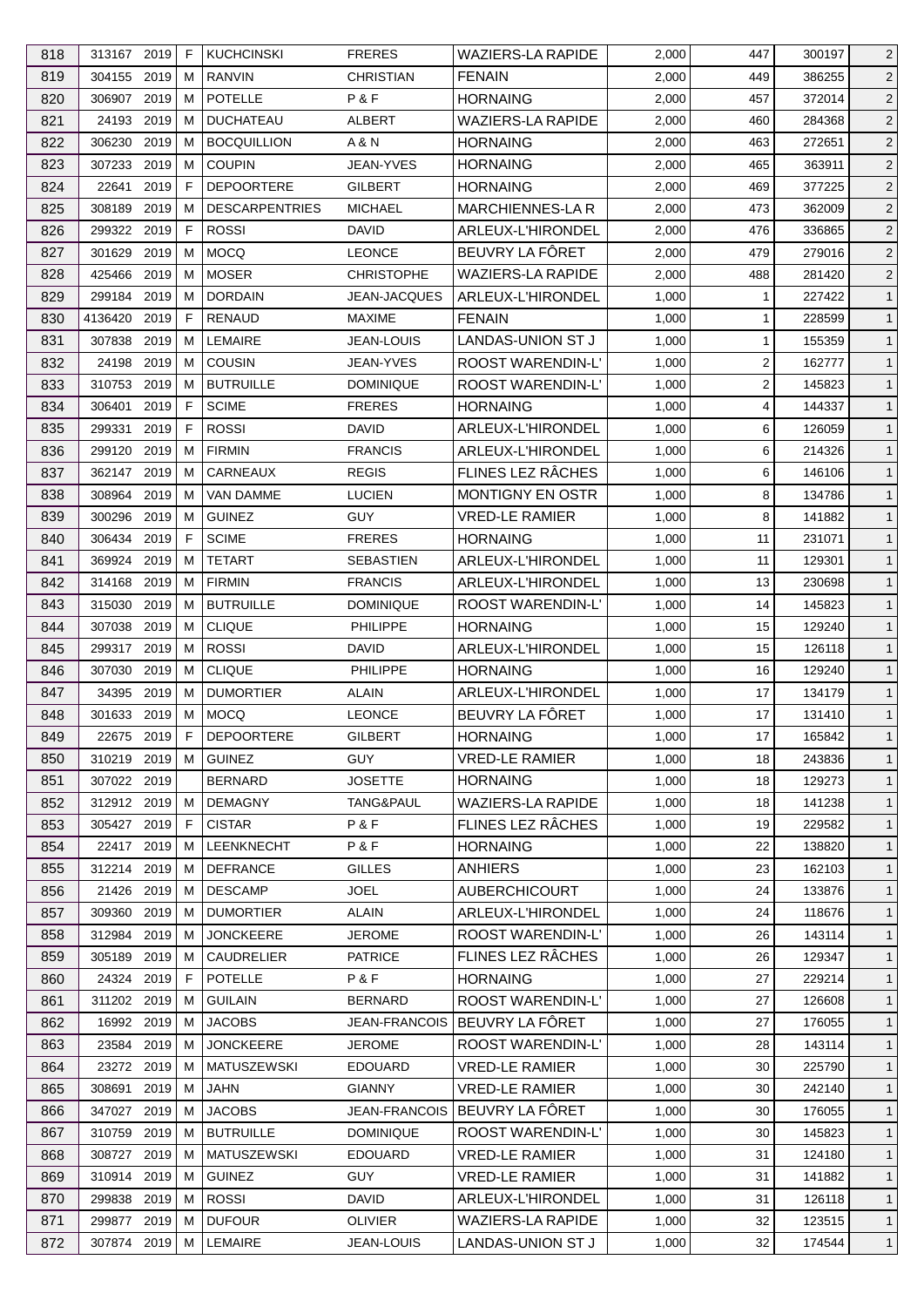| 818 | 313167 | 2019 | F | KUCHCINSKI | FRERES | WAZIERS-LA RAPIDE | 2,000 | 447 | 300197 | 2 |
|---|---|---|---|---|---|---|---|---|---|---|
| 819 | 304155 | 2019 | M | RANVIN | CHRISTIAN | FENAIN | 2,000 | 449 | 386255 | 2 |
| 820 | 306907 | 2019 | M | POTELLE | P & F | HORNAING | 2,000 | 457 | 372014 | 2 |
| 821 | 24193 | 2019 | M | DUCHATEAU | ALBERT | WAZIERS-LA RAPIDE | 2,000 | 460 | 284368 | 2 |
| 822 | 306230 | 2019 | M | BOCQUILLION | A & N | HORNAING | 2,000 | 463 | 272651 | 2 |
| 823 | 307233 | 2019 | M | COUPIN | JEAN-YVES | HORNAING | 2,000 | 465 | 363911 | 2 |
| 824 | 22641 | 2019 | F | DEPOORTERE | GILBERT | HORNAING | 2,000 | 469 | 377225 | 2 |
| 825 | 308189 | 2019 | M | DESCARPENTRIES | MICHAEL | MARCHIENNES-LA R | 2,000 | 473 | 362009 | 2 |
| 826 | 299322 | 2019 | F | ROSSI | DAVID | ARLEUX-L'HIRONDEL | 2,000 | 476 | 336865 | 2 |
| 827 | 301629 | 2019 | M | MOCQ | LEONCE | BEUVRY LA FÔRET | 2,000 | 479 | 279016 | 2 |
| 828 | 425466 | 2019 | M | MOSER | CHRISTOPHE | WAZIERS-LA RAPIDE | 2,000 | 488 | 281420 | 2 |
| 829 | 299184 | 2019 | M | DORDAIN | JEAN-JACQUES | ARLEUX-L'HIRONDEL | 1,000 | 1 | 227422 | 1 |
| 830 | 4136420 | 2019 | F | RENAUD | MAXIME | FENAIN | 1,000 | 1 | 228599 | 1 |
| 831 | 307838 | 2019 | M | LEMAIRE | JEAN-LOUIS | LANDAS-UNION ST J | 1,000 | 1 | 155359 | 1 |
| 832 | 24198 | 2019 | M | COUSIN | JEAN-YVES | ROOST WARENDIN-L' | 1,000 | 2 | 162777 | 1 |
| 833 | 310753 | 2019 | M | BUTRUILLE | DOMINIQUE | ROOST WARENDIN-L' | 1,000 | 2 | 145823 | 1 |
| 834 | 306401 | 2019 | F | SCIME | FRERES | HORNAING | 1,000 | 4 | 144337 | 1 |
| 835 | 299331 | 2019 | F | ROSSI | DAVID | ARLEUX-L'HIRONDEL | 1,000 | 6 | 126059 | 1 |
| 836 | 299120 | 2019 | M | FIRMIN | FRANCIS | ARLEUX-L'HIRONDEL | 1,000 | 6 | 214326 | 1 |
| 837 | 362147 | 2019 | M | CARNEAUX | REGIS | FLINES LEZ RÂCHES | 1,000 | 6 | 146106 | 1 |
| 838 | 308964 | 2019 | M | VAN DAMME | LUCIEN | MONTIGNY EN OSTR | 1,000 | 8 | 134786 | 1 |
| 839 | 300296 | 2019 | M | GUINEZ | GUY | VRED-LE RAMIER | 1,000 | 8 | 141882 | 1 |
| 840 | 306434 | 2019 | F | SCIME | FRERES | HORNAING | 1,000 | 11 | 231071 | 1 |
| 841 | 369924 | 2019 | M | TETART | SEBASTIEN | ARLEUX-L'HIRONDEL | 1,000 | 11 | 129301 | 1 |
| 842 | 314168 | 2019 | M | FIRMIN | FRANCIS | ARLEUX-L'HIRONDEL | 1,000 | 13 | 230698 | 1 |
| 843 | 315030 | 2019 | M | BUTRUILLE | DOMINIQUE | ROOST WARENDIN-L' | 1,000 | 14 | 145823 | 1 |
| 844 | 307038 | 2019 | M | CLIQUE | PHILIPPE | HORNAING | 1,000 | 15 | 129240 | 1 |
| 845 | 299317 | 2019 | M | ROSSI | DAVID | ARLEUX-L'HIRONDEL | 1,000 | 15 | 126118 | 1 |
| 846 | 307030 | 2019 | M | CLIQUE | PHILIPPE | HORNAING | 1,000 | 16 | 129240 | 1 |
| 847 | 34395 | 2019 | M | DUMORTIER | ALAIN | ARLEUX-L'HIRONDEL | 1,000 | 17 | 134179 | 1 |
| 848 | 301633 | 2019 | M | MOCQ | LEONCE | BEUVRY LA FÔRET | 1,000 | 17 | 131410 | 1 |
| 849 | 22675 | 2019 | F | DEPOORTERE | GILBERT | HORNAING | 1,000 | 17 | 165842 | 1 |
| 850 | 310219 | 2019 | M | GUINEZ | GUY | VRED-LE RAMIER | 1,000 | 18 | 243836 | 1 |
| 851 | 307022 | 2019 | | BERNARD | JOSETTE | HORNAING | 1,000 | 18 | 129273 | 1 |
| 852 | 312912 | 2019 | M | DEMAGNY | TANG&PAUL | WAZIERS-LA RAPIDE | 1,000 | 18 | 141238 | 1 |
| 853 | 305427 | 2019 | F | CISTAR | P & F | FLINES LEZ RÂCHES | 1,000 | 19 | 229582 | 1 |
| 854 | 22417 | 2019 | M | LEENKNECHT | P & F | HORNAING | 1,000 | 22 | 138820 | 1 |
| 855 | 312214 | 2019 | M | DEFRANCE | GILLES | ANHIERS | 1,000 | 23 | 162103 | 1 |
| 856 | 21426 | 2019 | M | DESCAMP | JOEL | AUBERCHICOURT | 1,000 | 24 | 133876 | 1 |
| 857 | 309360 | 2019 | M | DUMORTIER | ALAIN | ARLEUX-L'HIRONDEL | 1,000 | 24 | 118676 | 1 |
| 858 | 312984 | 2019 | M | JONCKEERE | JEROME | ROOST WARENDIN-L' | 1,000 | 26 | 143114 | 1 |
| 859 | 305189 | 2019 | M | CAUDRELIER | PATRICE | FLINES LEZ RÂCHES | 1,000 | 26 | 129347 | 1 |
| 860 | 24324 | 2019 | F | POTELLE | P & F | HORNAING | 1,000 | 27 | 229214 | 1 |
| 861 | 311202 | 2019 | M | GUILAIN | BERNARD | ROOST WARENDIN-L' | 1,000 | 27 | 126608 | 1 |
| 862 | 16992 | 2019 | M | JACOBS | JEAN-FRANCOIS | BEUVRY LA FÔRET | 1,000 | 27 | 176055 | 1 |
| 863 | 23584 | 2019 | M | JONCKEERE | JEROME | ROOST WARENDIN-L' | 1,000 | 28 | 143114 | 1 |
| 864 | 23272 | 2019 | M | MATUSZEWSKI | EDOUARD | VRED-LE RAMIER | 1,000 | 30 | 225790 | 1 |
| 865 | 308691 | 2019 | M | JAHN | GIANNY | VRED-LE RAMIER | 1,000 | 30 | 242140 | 1 |
| 866 | 347027 | 2019 | M | JACOBS | JEAN-FRANCOIS | BEUVRY LA FÔRET | 1,000 | 30 | 176055 | 1 |
| 867 | 310759 | 2019 | M | BUTRUILLE | DOMINIQUE | ROOST WARENDIN-L' | 1,000 | 30 | 145823 | 1 |
| 868 | 308727 | 2019 | M | MATUSZEWSKI | EDOUARD | VRED-LE RAMIER | 1,000 | 31 | 124180 | 1 |
| 869 | 310914 | 2019 | M | GUINEZ | GUY | VRED-LE RAMIER | 1,000 | 31 | 141882 | 1 |
| 870 | 299838 | 2019 | M | ROSSI | DAVID | ARLEUX-L'HIRONDEL | 1,000 | 31 | 126118 | 1 |
| 871 | 299877 | 2019 | M | DUFOUR | OLIVIER | WAZIERS-LA RAPIDE | 1,000 | 32 | 123515 | 1 |
| 872 | 307874 | 2019 | M | LEMAIRE | JEAN-LOUIS | LANDAS-UNION ST J | 1,000 | 32 | 174544 | 1 |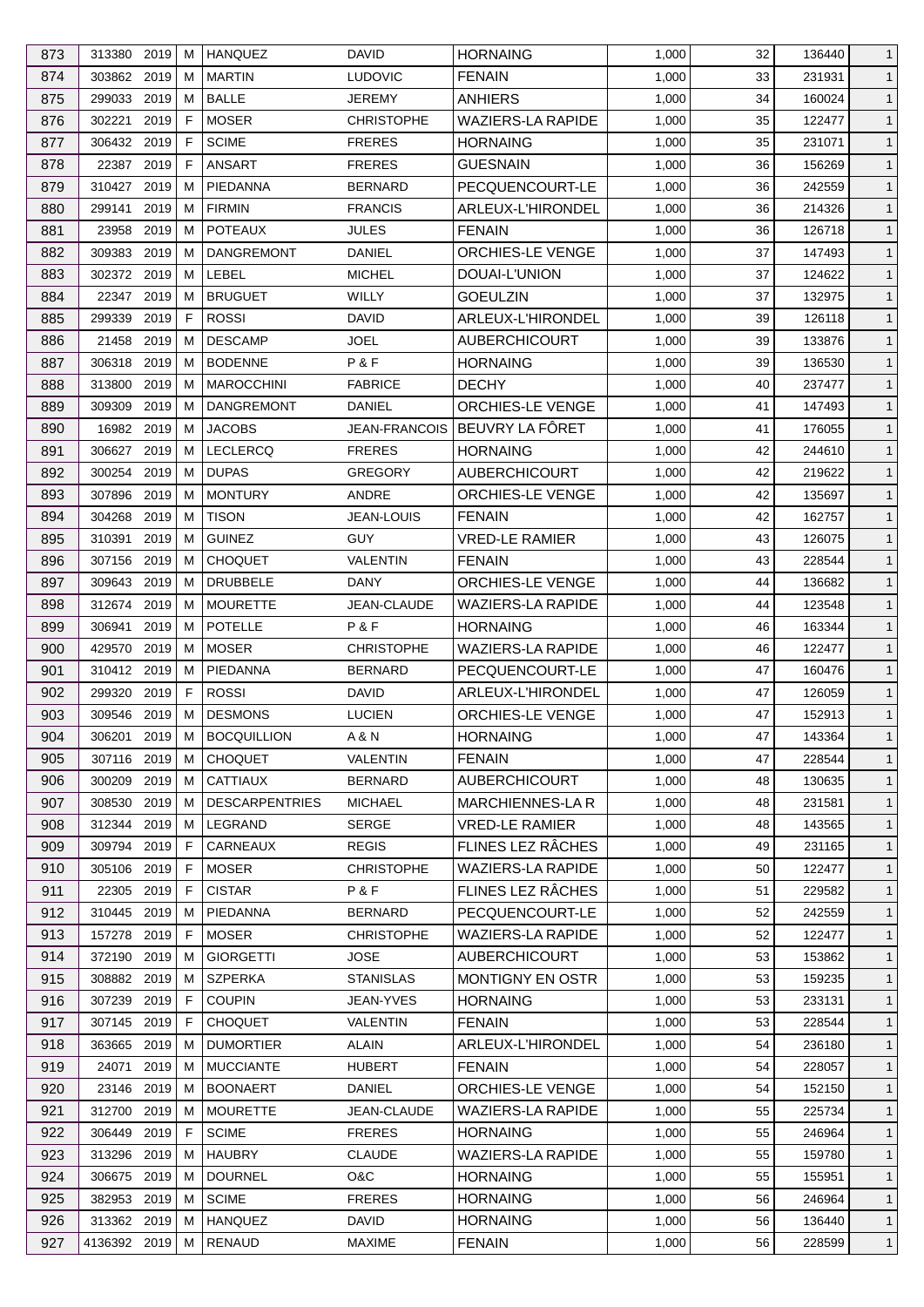| 873 | 313380 | 2019 | M | HANQUEZ | DAVID | HORNAING | 1,000 | 32 | 136440 | 1 |
|---|---|---|---|---|---|---|---|---|---|---|
| 874 | 303862 | 2019 | M | MARTIN | LUDOVIC | FENAIN | 1,000 | 33 | 231931 | 1 |
| 875 | 299033 | 2019 | M | BALLE | JEREMY | ANHIERS | 1,000 | 34 | 160024 | 1 |
| 876 | 302221 | 2019 | F | MOSER | CHRISTOPHE | WAZIERS-LA RAPIDE | 1,000 | 35 | 122477 | 1 |
| 877 | 306432 | 2019 | F | SCIME | FRERES | HORNAING | 1,000 | 35 | 231071 | 1 |
| 878 | 22387 | 2019 | F | ANSART | FRERES | GUESNAIN | 1,000 | 36 | 156269 | 1 |
| 879 | 310427 | 2019 | M | PIEDANNA | BERNARD | PECQUENCOURT-LE | 1,000 | 36 | 242559 | 1 |
| 880 | 299141 | 2019 | M | FIRMIN | FRANCIS | ARLEUX-L'HIRONDEL | 1,000 | 36 | 214326 | 1 |
| 881 | 23958 | 2019 | M | POTEAUX | JULES | FENAIN | 1,000 | 36 | 126718 | 1 |
| 882 | 309383 | 2019 | M | DANGREMONT | DANIEL | ORCHIES-LE VENGE | 1,000 | 37 | 147493 | 1 |
| 883 | 302372 | 2019 | M | LEBEL | MICHEL | DOUAI-L'UNION | 1,000 | 37 | 124622 | 1 |
| 884 | 22347 | 2019 | M | BRUGUET | WILLY | GOEULZIN | 1,000 | 37 | 132975 | 1 |
| 885 | 299339 | 2019 | F | ROSSI | DAVID | ARLEUX-L'HIRONDEL | 1,000 | 39 | 126118 | 1 |
| 886 | 21458 | 2019 | M | DESCAMP | JOEL | AUBERCHICOURT | 1,000 | 39 | 133876 | 1 |
| 887 | 306318 | 2019 | M | BODENNE | P & F | HORNAING | 1,000 | 39 | 136530 | 1 |
| 888 | 313800 | 2019 | M | MAROCCHINI | FABRICE | DECHY | 1,000 | 40 | 237477 | 1 |
| 889 | 309309 | 2019 | M | DANGREMONT | DANIEL | ORCHIES-LE VENGE | 1,000 | 41 | 147493 | 1 |
| 890 | 16982 | 2019 | M | JACOBS | JEAN-FRANCOIS | BEUVRY LA FÔRET | 1,000 | 41 | 176055 | 1 |
| 891 | 306627 | 2019 | M | LECLERCQ | FRERES | HORNAING | 1,000 | 42 | 244610 | 1 |
| 892 | 300254 | 2019 | M | DUPAS | GREGORY | AUBERCHICOURT | 1,000 | 42 | 219622 | 1 |
| 893 | 307896 | 2019 | M | MONTURY | ANDRE | ORCHIES-LE VENGE | 1,000 | 42 | 135697 | 1 |
| 894 | 304268 | 2019 | M | TISON | JEAN-LOUIS | FENAIN | 1,000 | 42 | 162757 | 1 |
| 895 | 310391 | 2019 | M | GUINEZ | GUY | VRED-LE RAMIER | 1,000 | 43 | 126075 | 1 |
| 896 | 307156 | 2019 | M | CHOQUET | VALENTIN | FENAIN | 1,000 | 43 | 228544 | 1 |
| 897 | 309643 | 2019 | M | DRUBBELE | DANY | ORCHIES-LE VENGE | 1,000 | 44 | 136682 | 1 |
| 898 | 312674 | 2019 | M | MOURETTE | JEAN-CLAUDE | WAZIERS-LA RAPIDE | 1,000 | 44 | 123548 | 1 |
| 899 | 306941 | 2019 | M | POTELLE | P & F | HORNAING | 1,000 | 46 | 163344 | 1 |
| 900 | 429570 | 2019 | M | MOSER | CHRISTOPHE | WAZIERS-LA RAPIDE | 1,000 | 46 | 122477 | 1 |
| 901 | 310412 | 2019 | M | PIEDANNA | BERNARD | PECQUENCOURT-LE | 1,000 | 47 | 160476 | 1 |
| 902 | 299320 | 2019 | F | ROSSI | DAVID | ARLEUX-L'HIRONDEL | 1,000 | 47 | 126059 | 1 |
| 903 | 309546 | 2019 | M | DESMONS | LUCIEN | ORCHIES-LE VENGE | 1,000 | 47 | 152913 | 1 |
| 904 | 306201 | 2019 | M | BOCQUILLION | A & N | HORNAING | 1,000 | 47 | 143364 | 1 |
| 905 | 307116 | 2019 | M | CHOQUET | VALENTIN | FENAIN | 1,000 | 47 | 228544 | 1 |
| 906 | 300209 | 2019 | M | CATTIAUX | BERNARD | AUBERCHICOURT | 1,000 | 48 | 130635 | 1 |
| 907 | 308530 | 2019 | M | DESCARPENTRIES | MICHAEL | MARCHIENNES-LA R | 1,000 | 48 | 231581 | 1 |
| 908 | 312344 | 2019 | M | LEGRAND | SERGE | VRED-LE RAMIER | 1,000 | 48 | 143565 | 1 |
| 909 | 309794 | 2019 | F | CARNEAUX | REGIS | FLINES LEZ RÂCHES | 1,000 | 49 | 231165 | 1 |
| 910 | 305106 | 2019 | F | MOSER | CHRISTOPHE | WAZIERS-LA RAPIDE | 1,000 | 50 | 122477 | 1 |
| 911 | 22305 | 2019 | F | CISTAR | P & F | FLINES LEZ RÂCHES | 1,000 | 51 | 229582 | 1 |
| 912 | 310445 | 2019 | M | PIEDANNA | BERNARD | PECQUENCOURT-LE | 1,000 | 52 | 242559 | 1 |
| 913 | 157278 | 2019 | F | MOSER | CHRISTOPHE | WAZIERS-LA RAPIDE | 1,000 | 52 | 122477 | 1 |
| 914 | 372190 | 2019 | M | GIORGETTI | JOSE | AUBERCHICOURT | 1,000 | 53 | 153862 | 1 |
| 915 | 308882 | 2019 | M | SZPERKA | STANISLAS | MONTIGNY EN OSTR | 1,000 | 53 | 159235 | 1 |
| 916 | 307239 | 2019 | F | COUPIN | JEAN-YVES | HORNAING | 1,000 | 53 | 233131 | 1 |
| 917 | 307145 | 2019 | F | CHOQUET | VALENTIN | FENAIN | 1,000 | 53 | 228544 | 1 |
| 918 | 363665 | 2019 | M | DUMORTIER | ALAIN | ARLEUX-L'HIRONDEL | 1,000 | 54 | 236180 | 1 |
| 919 | 24071 | 2019 | M | MUCCIANTE | HUBERT | FENAIN | 1,000 | 54 | 228057 | 1 |
| 920 | 23146 | 2019 | M | BOONAERT | DANIEL | ORCHIES-LE VENGE | 1,000 | 54 | 152150 | 1 |
| 921 | 312700 | 2019 | M | MOURETTE | JEAN-CLAUDE | WAZIERS-LA RAPIDE | 1,000 | 55 | 225734 | 1 |
| 922 | 306449 | 2019 | F | SCIME | FRERES | HORNAING | 1,000 | 55 | 246964 | 1 |
| 923 | 313296 | 2019 | M | HAUBRY | CLAUDE | WAZIERS-LA RAPIDE | 1,000 | 55 | 159780 | 1 |
| 924 | 306675 | 2019 | M | DOURNEL | O&C | HORNAING | 1,000 | 55 | 155951 | 1 |
| 925 | 382953 | 2019 | M | SCIME | FRERES | HORNAING | 1,000 | 56 | 246964 | 1 |
| 926 | 313362 | 2019 | M | HANQUEZ | DAVID | HORNAING | 1,000 | 56 | 136440 | 1 |
| 927 | 4136392 | 2019 | M | RENAUD | MAXIME | FENAIN | 1,000 | 56 | 228599 | 1 |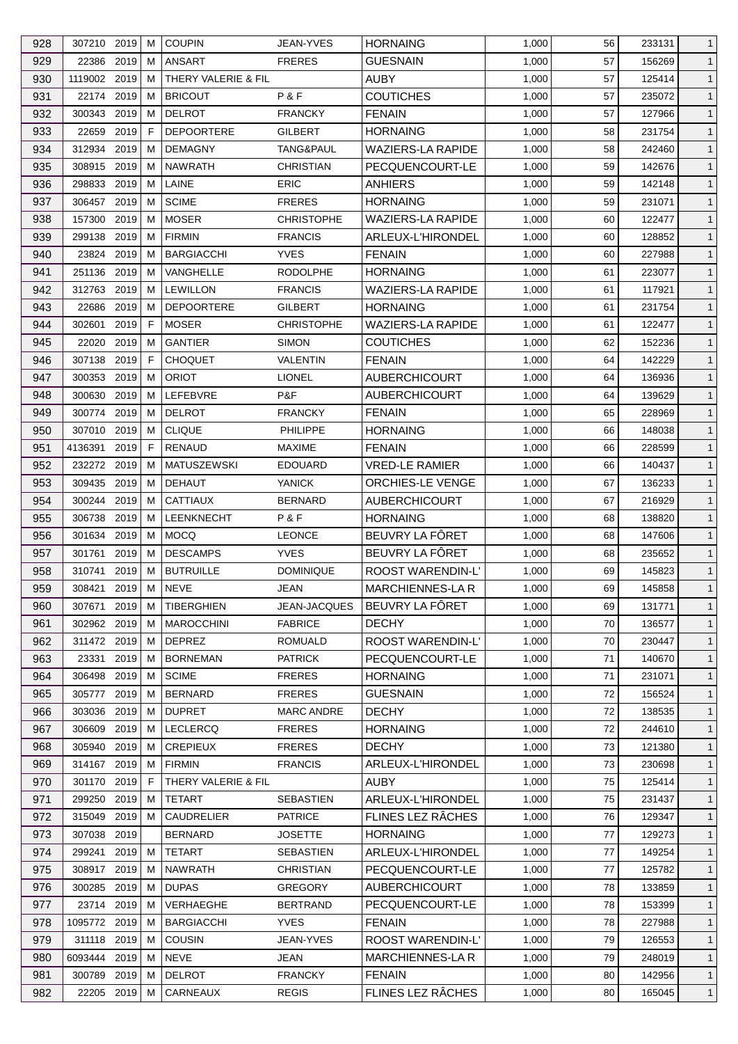| 928 | 307210 | 2019 | M | COUPIN | JEAN-YVES | HORNAING | 1,000 | 56 | 233131 | 1 |
|---|---|---|---|---|---|---|---|---|---|---|
| 929 | 22386 | 2019 | M | ANSART | FRERES | GUESNAIN | 1,000 | 57 | 156269 | 1 |
| 930 | 1119002 | 2019 | M | THERY VALERIE & FIL | | AUBY | 1,000 | 57 | 125414 | 1 |
| 931 | 22174 | 2019 | M | BRICOUT | P & F | COUTICHES | 1,000 | 57 | 235072 | 1 |
| 932 | 300343 | 2019 | M | DELROT | FRANCKY | FENAIN | 1,000 | 57 | 127966 | 1 |
| 933 | 22659 | 2019 | F | DEPOORTERE | GILBERT | HORNAING | 1,000 | 58 | 231754 | 1 |
| 934 | 312934 | 2019 | M | DEMAGNY | TANG&PAUL | WAZIERS-LA RAPIDE | 1,000 | 58 | 242460 | 1 |
| 935 | 308915 | 2019 | M | NAWRATH | CHRISTIAN | PECQUENCOURT-LE | 1,000 | 59 | 142676 | 1 |
| 936 | 298833 | 2019 | M | LAINE | ERIC | ANHIERS | 1,000 | 59 | 142148 | 1 |
| 937 | 306457 | 2019 | M | SCIME | FRERES | HORNAING | 1,000 | 59 | 231071 | 1 |
| 938 | 157300 | 2019 | M | MOSER | CHRISTOPHE | WAZIERS-LA RAPIDE | 1,000 | 60 | 122477 | 1 |
| 939 | 299138 | 2019 | M | FIRMIN | FRANCIS | ARLEUX-L'HIRONDEL | 1,000 | 60 | 128852 | 1 |
| 940 | 23824 | 2019 | M | BARGIACCHI | YVES | FENAIN | 1,000 | 60 | 227988 | 1 |
| 941 | 251136 | 2019 | M | VANGHELLE | RODOLPHE | HORNAING | 1,000 | 61 | 223077 | 1 |
| 942 | 312763 | 2019 | M | LEWILLON | FRANCIS | WAZIERS-LA RAPIDE | 1,000 | 61 | 117921 | 1 |
| 943 | 22686 | 2019 | M | DEPOORTERE | GILBERT | HORNAING | 1,000 | 61 | 231754 | 1 |
| 944 | 302601 | 2019 | F | MOSER | CHRISTOPHE | WAZIERS-LA RAPIDE | 1,000 | 61 | 122477 | 1 |
| 945 | 22020 | 2019 | M | GANTIER | SIMON | COUTICHES | 1,000 | 62 | 152236 | 1 |
| 946 | 307138 | 2019 | F | CHOQUET | VALENTIN | FENAIN | 1,000 | 64 | 142229 | 1 |
| 947 | 300353 | 2019 | M | ORIOT | LIONEL | AUBERCHICOURT | 1,000 | 64 | 136936 | 1 |
| 948 | 300630 | 2019 | M | LEFEBVRE | P&F | AUBERCHICOURT | 1,000 | 64 | 139629 | 1 |
| 949 | 300774 | 2019 | M | DELROT | FRANCKY | FENAIN | 1,000 | 65 | 228969 | 1 |
| 950 | 307010 | 2019 | M | CLIQUE | PHILIPPE | HORNAING | 1,000 | 66 | 148038 | 1 |
| 951 | 4136391 | 2019 | F | RENAUD | MAXIME | FENAIN | 1,000 | 66 | 228599 | 1 |
| 952 | 232272 | 2019 | M | MATUSZEWSKI | EDOUARD | VRED-LE RAMIER | 1,000 | 66 | 140437 | 1 |
| 953 | 309435 | 2019 | M | DEHAUT | YANICK | ORCHIES-LE VENGE | 1,000 | 67 | 136233 | 1 |
| 954 | 300244 | 2019 | M | CATTIAUX | BERNARD | AUBERCHICOURT | 1,000 | 67 | 216929 | 1 |
| 955 | 306738 | 2019 | M | LEENKNECHT | P & F | HORNAING | 1,000 | 68 | 138820 | 1 |
| 956 | 301634 | 2019 | M | MOCQ | LEONCE | BEUVRY LA FÔRET | 1,000 | 68 | 147606 | 1 |
| 957 | 301761 | 2019 | M | DESCAMPS | YVES | BEUVRY LA FÔRET | 1,000 | 68 | 235652 | 1 |
| 958 | 310741 | 2019 | M | BUTRUILLE | DOMINIQUE | ROOST WARENDIN-L' | 1,000 | 69 | 145823 | 1 |
| 959 | 308421 | 2019 | M | NEVE | JEAN | MARCHIENNES-LA R | 1,000 | 69 | 145858 | 1 |
| 960 | 307671 | 2019 | M | TIBERGHIEN | JEAN-JACQUES | BEUVRY LA FÔRET | 1,000 | 69 | 131771 | 1 |
| 961 | 302962 | 2019 | M | MAROCCHINI | FABRICE | DECHY | 1,000 | 70 | 136577 | 1 |
| 962 | 311472 | 2019 | M | DEPREZ | ROMUALD | ROOST WARENDIN-L' | 1,000 | 70 | 230447 | 1 |
| 963 | 23331 | 2019 | M | BORNEMAN | PATRICK | PECQUENCOURT-LE | 1,000 | 71 | 140670 | 1 |
| 964 | 306498 | 2019 | M | SCIME | FRERES | HORNAING | 1,000 | 71 | 231071 | 1 |
| 965 | 305777 | 2019 | M | BERNARD | FRERES | GUESNAIN | 1,000 | 72 | 156524 | 1 |
| 966 | 303036 | 2019 | M | DUPRET | MARC ANDRE | DECHY | 1,000 | 72 | 138535 | 1 |
| 967 | 306609 | 2019 | M | LECLERCQ | FRERES | HORNAING | 1,000 | 72 | 244610 | 1 |
| 968 | 305940 | 2019 | M | CREPIEUX | FRERES | DECHY | 1,000 | 73 | 121380 | 1 |
| 969 | 314167 | 2019 | M | FIRMIN | FRANCIS | ARLEUX-L'HIRONDEL | 1,000 | 73 | 230698 | 1 |
| 970 | 301170 | 2019 | F | THERY VALERIE & FIL | | AUBY | 1,000 | 75 | 125414 | 1 |
| 971 | 299250 | 2019 | M | TETART | SEBASTIEN | ARLEUX-L'HIRONDEL | 1,000 | 75 | 231437 | 1 |
| 972 | 315049 | 2019 | M | CAUDRELIER | PATRICE | FLINES LEZ RÂCHES | 1,000 | 76 | 129347 | 1 |
| 973 | 307038 | 2019 | | BERNARD | JOSETTE | HORNAING | 1,000 | 77 | 129273 | 1 |
| 974 | 299241 | 2019 | M | TETART | SEBASTIEN | ARLEUX-L'HIRONDEL | 1,000 | 77 | 149254 | 1 |
| 975 | 308917 | 2019 | M | NAWRATH | CHRISTIAN | PECQUENCOURT-LE | 1,000 | 77 | 125782 | 1 |
| 976 | 300285 | 2019 | M | DUPAS | GREGORY | AUBERCHICOURT | 1,000 | 78 | 133859 | 1 |
| 977 | 23714 | 2019 | M | VERHAEGHE | BERTRAND | PECQUENCOURT-LE | 1,000 | 78 | 153399 | 1 |
| 978 | 1095772 | 2019 | M | BARGIACCHI | YVES | FENAIN | 1,000 | 78 | 227988 | 1 |
| 979 | 311118 | 2019 | M | COUSIN | JEAN-YVES | ROOST WARENDIN-L' | 1,000 | 79 | 126553 | 1 |
| 980 | 6093444 | 2019 | M | NEVE | JEAN | MARCHIENNES-LA R | 1,000 | 79 | 248019 | 1 |
| 981 | 300789 | 2019 | M | DELROT | FRANCKY | FENAIN | 1,000 | 80 | 142956 | 1 |
| 982 | 22205 | 2019 | M | CARNEAUX | REGIS | FLINES LEZ RÂCHES | 1,000 | 80 | 165045 | 1 |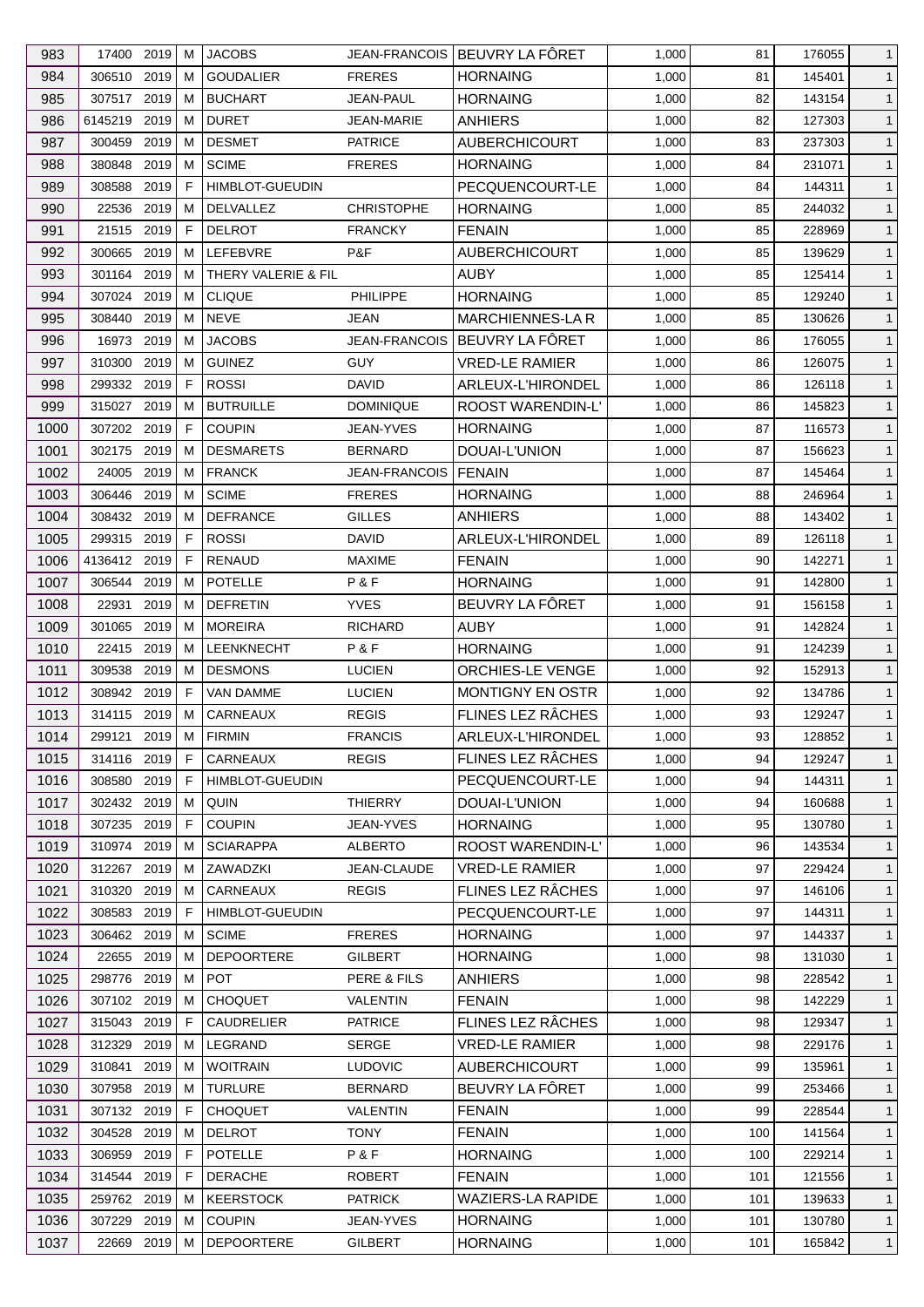| 983 | 17400 | 2019 | M | JACOBS | JEAN-FRANCOIS | BEUVRY LA FÔRET | 1,000 | 81 | 176055 | 1 |
|---|---|---|---|---|---|---|---|---|---|---|
| 984 | 306510 | 2019 | M | GOUDALIER | FRERES | HORNAING | 1,000 | 81 | 145401 | 1 |
| 985 | 307517 | 2019 | M | BUCHART | JEAN-PAUL | HORNAING | 1,000 | 82 | 143154 | 1 |
| 986 | 6145219 | 2019 | M | DURET | JEAN-MARIE | ANHIERS | 1,000 | 82 | 127303 | 1 |
| 987 | 300459 | 2019 | M | DESMET | PATRICE | AUBERCHICOURT | 1,000 | 83 | 237303 | 1 |
| 988 | 380848 | 2019 | M | SCIME | FRERES | HORNAING | 1,000 | 84 | 231071 | 1 |
| 989 | 308588 | 2019 | F | HIMBLOT-GUEUDIN | | PECQUENCOURT-LE | 1,000 | 84 | 144311 | 1 |
| 990 | 22536 | 2019 | M | DELVALLEZ | CHRISTOPHE | HORNAING | 1,000 | 85 | 244032 | 1 |
| 991 | 21515 | 2019 | F | DELROT | FRANCKY | FENAIN | 1,000 | 85 | 228969 | 1 |
| 992 | 300665 | 2019 | M | LEFEBVRE | P&F | AUBERCHICOURT | 1,000 | 85 | 139629 | 1 |
| 993 | 301164 | 2019 | M | THERY VALERIE & FIL | | AUBY | 1,000 | 85 | 125414 | 1 |
| 994 | 307024 | 2019 | M | CLIQUE | PHILIPPE | HORNAING | 1,000 | 85 | 129240 | 1 |
| 995 | 308440 | 2019 | M | NEVE | JEAN | MARCHIENNES-LA R | 1,000 | 85 | 130626 | 1 |
| 996 | 16973 | 2019 | M | JACOBS | JEAN-FRANCOIS | BEUVRY LA FÔRET | 1,000 | 86 | 176055 | 1 |
| 997 | 310300 | 2019 | M | GUINEZ | GUY | VRED-LE RAMIER | 1,000 | 86 | 126075 | 1 |
| 998 | 299332 | 2019 | F | ROSSI | DAVID | ARLEUX-L'HIRONDEL | 1,000 | 86 | 126118 | 1 |
| 999 | 315027 | 2019 | M | BUTRUILLE | DOMINIQUE | ROOST WARENDIN-L' | 1,000 | 86 | 145823 | 1 |
| 1000 | 307202 | 2019 | F | COUPIN | JEAN-YVES | HORNAING | 1,000 | 87 | 116573 | 1 |
| 1001 | 302175 | 2019 | M | DESMARETS | BERNARD | DOUAI-L'UNION | 1,000 | 87 | 156623 | 1 |
| 1002 | 24005 | 2019 | M | FRANCK | JEAN-FRANCOIS | FENAIN | 1,000 | 87 | 145464 | 1 |
| 1003 | 306446 | 2019 | M | SCIME | FRERES | HORNAING | 1,000 | 88 | 246964 | 1 |
| 1004 | 308432 | 2019 | M | DEFRANCE | GILLES | ANHIERS | 1,000 | 88 | 143402 | 1 |
| 1005 | 299315 | 2019 | F | ROSSI | DAVID | ARLEUX-L'HIRONDEL | 1,000 | 89 | 126118 | 1 |
| 1006 | 4136412 | 2019 | F | RENAUD | MAXIME | FENAIN | 1,000 | 90 | 142271 | 1 |
| 1007 | 306544 | 2019 | M | POTELLE | P & F | HORNAING | 1,000 | 91 | 142800 | 1 |
| 1008 | 22931 | 2019 | M | DEFRETIN | YVES | BEUVRY LA FÔRET | 1,000 | 91 | 156158 | 1 |
| 1009 | 301065 | 2019 | M | MOREIRA | RICHARD | AUBY | 1,000 | 91 | 142824 | 1 |
| 1010 | 22415 | 2019 | M | LEENKNECHT | P & F | HORNAING | 1,000 | 91 | 124239 | 1 |
| 1011 | 309538 | 2019 | M | DESMONS | LUCIEN | ORCHIES-LE VENGE | 1,000 | 92 | 152913 | 1 |
| 1012 | 308942 | 2019 | F | VAN DAMME | LUCIEN | MONTIGNY EN OSTR | 1,000 | 92 | 134786 | 1 |
| 1013 | 314115 | 2019 | M | CARNEAUX | REGIS | FLINES LEZ RÂCHES | 1,000 | 93 | 129247 | 1 |
| 1014 | 299121 | 2019 | M | FIRMIN | FRANCIS | ARLEUX-L'HIRONDEL | 1,000 | 93 | 128852 | 1 |
| 1015 | 314116 | 2019 | F | CARNEAUX | REGIS | FLINES LEZ RÂCHES | 1,000 | 94 | 129247 | 1 |
| 1016 | 308580 | 2019 | F | HIMBLOT-GUEUDIN | | PECQUENCOURT-LE | 1,000 | 94 | 144311 | 1 |
| 1017 | 302432 | 2019 | M | QUIN | THIERRY | DOUAI-L'UNION | 1,000 | 94 | 160688 | 1 |
| 1018 | 307235 | 2019 | F | COUPIN | JEAN-YVES | HORNAING | 1,000 | 95 | 130780 | 1 |
| 1019 | 310974 | 2019 | M | SCIARAPPA | ALBERTO | ROOST WARENDIN-L' | 1,000 | 96 | 143534 | 1 |
| 1020 | 312267 | 2019 | M | ZAWADZKI | JEAN-CLAUDE | VRED-LE RAMIER | 1,000 | 97 | 229424 | 1 |
| 1021 | 310320 | 2019 | M | CARNEAUX | REGIS | FLINES LEZ RÂCHES | 1,000 | 97 | 146106 | 1 |
| 1022 | 308583 | 2019 | F | HIMBLOT-GUEUDIN | | PECQUENCOURT-LE | 1,000 | 97 | 144311 | 1 |
| 1023 | 306462 | 2019 | M | SCIME | FRERES | HORNAING | 1,000 | 97 | 144337 | 1 |
| 1024 | 22655 | 2019 | M | DEPOORTERE | GILBERT | HORNAING | 1,000 | 98 | 131030 | 1 |
| 1025 | 298776 | 2019 | M | POT | PERE & FILS | ANHIERS | 1,000 | 98 | 228542 | 1 |
| 1026 | 307102 | 2019 | M | CHOQUET | VALENTIN | FENAIN | 1,000 | 98 | 142229 | 1 |
| 1027 | 315043 | 2019 | F | CAUDRELIER | PATRICE | FLINES LEZ RÂCHES | 1,000 | 98 | 129347 | 1 |
| 1028 | 312329 | 2019 | M | LEGRAND | SERGE | VRED-LE RAMIER | 1,000 | 98 | 229176 | 1 |
| 1029 | 310841 | 2019 | M | WOITRAIN | LUDOVIC | AUBERCHICOURT | 1,000 | 99 | 135961 | 1 |
| 1030 | 307958 | 2019 | M | TURLURE | BERNARD | BEUVRY LA FÔRET | 1,000 | 99 | 253466 | 1 |
| 1031 | 307132 | 2019 | F | CHOQUET | VALENTIN | FENAIN | 1,000 | 99 | 228544 | 1 |
| 1032 | 304528 | 2019 | M | DELROT | TONY | FENAIN | 1,000 | 100 | 141564 | 1 |
| 1033 | 306959 | 2019 | F | POTELLE | P & F | HORNAING | 1,000 | 100 | 229214 | 1 |
| 1034 | 314544 | 2019 | F | DERACHE | ROBERT | FENAIN | 1,000 | 101 | 121556 | 1 |
| 1035 | 259762 | 2019 | M | KEERSTOCK | PATRICK | WAZIERS-LA RAPIDE | 1,000 | 101 | 139633 | 1 |
| 1036 | 307229 | 2019 | M | COUPIN | JEAN-YVES | HORNAING | 1,000 | 101 | 130780 | 1 |
| 1037 | 22669 | 2019 | M | DEPOORTERE | GILBERT | HORNAING | 1,000 | 101 | 165842 | 1 |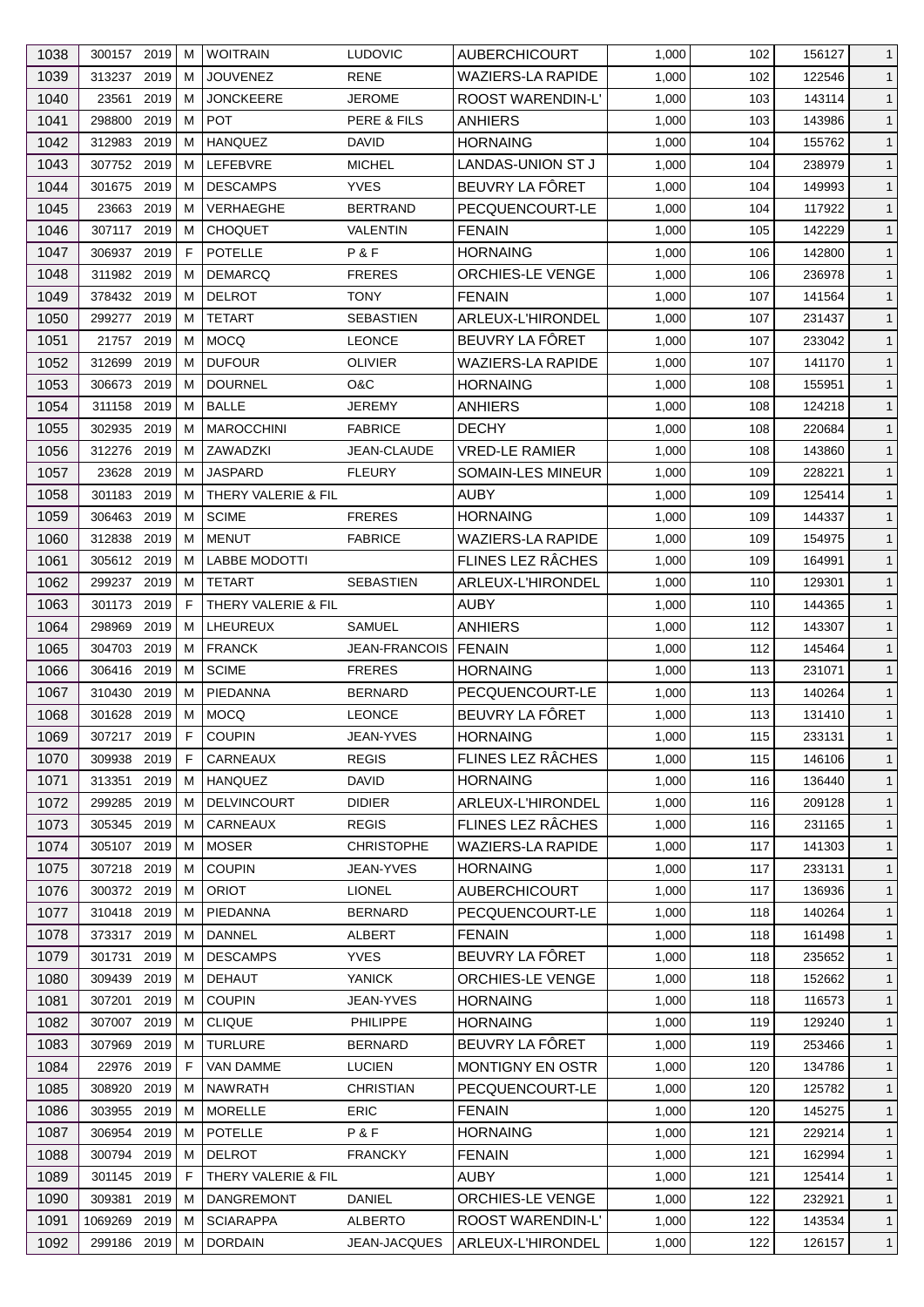| 1038 | 300157 | 2019 | M | WOITRAIN | LUDOVIC | AUBERCHICOURT | 1,000 | 102 | 156127 | 1 |
|---|---|---|---|---|---|---|---|---|---|---|
| 1039 | 313237 | 2019 | M | JOUVENEZ | RENE | WAZIERS-LA RAPIDE | 1,000 | 102 | 122546 | 1 |
| 1040 | 23561 | 2019 | M | JONCKEERE | JEROME | ROOST WARENDIN-L' | 1,000 | 103 | 143114 | 1 |
| 1041 | 298800 | 2019 | M | POT | PERE & FILS | ANHIERS | 1,000 | 103 | 143986 | 1 |
| 1042 | 312983 | 2019 | M | HANQUEZ | DAVID | HORNAING | 1,000 | 104 | 155762 | 1 |
| 1043 | 307752 | 2019 | M | LEFEBVRE | MICHEL | LANDAS-UNION ST J | 1,000 | 104 | 238979 | 1 |
| 1044 | 301675 | 2019 | M | DESCAMPS | YVES | BEUVRY LA FÔRET | 1,000 | 104 | 149993 | 1 |
| 1045 | 23663 | 2019 | M | VERHAEGHE | BERTRAND | PECQUENCOURT-LE | 1,000 | 104 | 117922 | 1 |
| 1046 | 307117 | 2019 | M | CHOQUET | VALENTIN | FENAIN | 1,000 | 105 | 142229 | 1 |
| 1047 | 306937 | 2019 | F | POTELLE | P & F | HORNAING | 1,000 | 106 | 142800 | 1 |
| 1048 | 311982 | 2019 | M | DEMARCQ | FRERES | ORCHIES-LE VENGE | 1,000 | 106 | 236978 | 1 |
| 1049 | 378432 | 2019 | M | DELROT | TONY | FENAIN | 1,000 | 107 | 141564 | 1 |
| 1050 | 299277 | 2019 | M | TETART | SEBASTIEN | ARLEUX-L'HIRONDEL | 1,000 | 107 | 231437 | 1 |
| 1051 | 21757 | 2019 | M | MOCQ | LEONCE | BEUVRY LA FÔRET | 1,000 | 107 | 233042 | 1 |
| 1052 | 312699 | 2019 | M | DUFOUR | OLIVIER | WAZIERS-LA RAPIDE | 1,000 | 107 | 141170 | 1 |
| 1053 | 306673 | 2019 | M | DOURNEL | O&C | HORNAING | 1,000 | 108 | 155951 | 1 |
| 1054 | 311158 | 2019 | M | BALLE | JEREMY | ANHIERS | 1,000 | 108 | 124218 | 1 |
| 1055 | 302935 | 2019 | M | MAROCCHINI | FABRICE | DECHY | 1,000 | 108 | 220684 | 1 |
| 1056 | 312276 | 2019 | M | ZAWADZKI | JEAN-CLAUDE | VRED-LE RAMIER | 1,000 | 108 | 143860 | 1 |
| 1057 | 23628 | 2019 | M | JASPARD | FLEURY | SOMAIN-LES MINEUR | 1,000 | 109 | 228221 | 1 |
| 1058 | 301183 | 2019 | M | THERY VALERIE & FIL | | AUBY | 1,000 | 109 | 125414 | 1 |
| 1059 | 306463 | 2019 | M | SCIME | FRERES | HORNAING | 1,000 | 109 | 144337 | 1 |
| 1060 | 312838 | 2019 | M | MENUT | FABRICE | WAZIERS-LA RAPIDE | 1,000 | 109 | 154975 | 1 |
| 1061 | 305612 | 2019 | M | LABBE MODOTTI | | FLINES LEZ RÂCHES | 1,000 | 109 | 164991 | 1 |
| 1062 | 299237 | 2019 | M | TETART | SEBASTIEN | ARLEUX-L'HIRONDEL | 1,000 | 110 | 129301 | 1 |
| 1063 | 301173 | 2019 | F | THERY VALERIE & FIL | | AUBY | 1,000 | 110 | 144365 | 1 |
| 1064 | 298969 | 2019 | M | LHEUREUX | SAMUEL | ANHIERS | 1,000 | 112 | 143307 | 1 |
| 1065 | 304703 | 2019 | M | FRANCK | JEAN-FRANCOIS | FENAIN | 1,000 | 112 | 145464 | 1 |
| 1066 | 306416 | 2019 | M | SCIME | FRERES | HORNAING | 1,000 | 113 | 231071 | 1 |
| 1067 | 310430 | 2019 | M | PIEDANNA | BERNARD | PECQUENCOURT-LE | 1,000 | 113 | 140264 | 1 |
| 1068 | 301628 | 2019 | M | MOCQ | LEONCE | BEUVRY LA FÔRET | 1,000 | 113 | 131410 | 1 |
| 1069 | 307217 | 2019 | F | COUPIN | JEAN-YVES | HORNAING | 1,000 | 115 | 233131 | 1 |
| 1070 | 309938 | 2019 | F | CARNEAUX | REGIS | FLINES LEZ RÂCHES | 1,000 | 115 | 146106 | 1 |
| 1071 | 313351 | 2019 | M | HANQUEZ | DAVID | HORNAING | 1,000 | 116 | 136440 | 1 |
| 1072 | 299285 | 2019 | M | DELVINCOURT | DIDIER | ARLEUX-L'HIRONDEL | 1,000 | 116 | 209128 | 1 |
| 1073 | 305345 | 2019 | M | CARNEAUX | REGIS | FLINES LEZ RÂCHES | 1,000 | 116 | 231165 | 1 |
| 1074 | 305107 | 2019 | M | MOSER | CHRISTOPHE | WAZIERS-LA RAPIDE | 1,000 | 117 | 141303 | 1 |
| 1075 | 307218 | 2019 | M | COUPIN | JEAN-YVES | HORNAING | 1,000 | 117 | 233131 | 1 |
| 1076 | 300372 | 2019 | M | ORIOT | LIONEL | AUBERCHICOURT | 1,000 | 117 | 136936 | 1 |
| 1077 | 310418 | 2019 | M | PIEDANNA | BERNARD | PECQUENCOURT-LE | 1,000 | 118 | 140264 | 1 |
| 1078 | 373317 | 2019 | M | DANNEL | ALBERT | FENAIN | 1,000 | 118 | 161498 | 1 |
| 1079 | 301731 | 2019 | M | DESCAMPS | YVES | BEUVRY LA FÔRET | 1,000 | 118 | 235652 | 1 |
| 1080 | 309439 | 2019 | M | DEHAUT | YANICK | ORCHIES-LE VENGE | 1,000 | 118 | 152662 | 1 |
| 1081 | 307201 | 2019 | M | COUPIN | JEAN-YVES | HORNAING | 1,000 | 118 | 116573 | 1 |
| 1082 | 307007 | 2019 | M | CLIQUE | PHILIPPE | HORNAING | 1,000 | 119 | 129240 | 1 |
| 1083 | 307969 | 2019 | M | TURLURE | BERNARD | BEUVRY LA FÔRET | 1,000 | 119 | 253466 | 1 |
| 1084 | 22976 | 2019 | F | VAN DAMME | LUCIEN | MONTIGNY EN OSTR | 1,000 | 120 | 134786 | 1 |
| 1085 | 308920 | 2019 | M | NAWRATH | CHRISTIAN | PECQUENCOURT-LE | 1,000 | 120 | 125782 | 1 |
| 1086 | 303955 | 2019 | M | MORELLE | ERIC | FENAIN | 1,000 | 120 | 145275 | 1 |
| 1087 | 306954 | 2019 | M | POTELLE | P & F | HORNAING | 1,000 | 121 | 229214 | 1 |
| 1088 | 300794 | 2019 | M | DELROT | FRANCKY | FENAIN | 1,000 | 121 | 162994 | 1 |
| 1089 | 301145 | 2019 | F | THERY VALERIE & FIL | | AUBY | 1,000 | 121 | 125414 | 1 |
| 1090 | 309381 | 2019 | M | DANGREMONT | DANIEL | ORCHIES-LE VENGE | 1,000 | 122 | 232921 | 1 |
| 1091 | 1069269 | 2019 | M | SCIARAPPA | ALBERTO | ROOST WARENDIN-L' | 1,000 | 122 | 143534 | 1 |
| 1092 | 299186 | 2019 | M | DORDAIN | JEAN-JACQUES | ARLEUX-L'HIRONDEL | 1,000 | 122 | 126157 | 1 |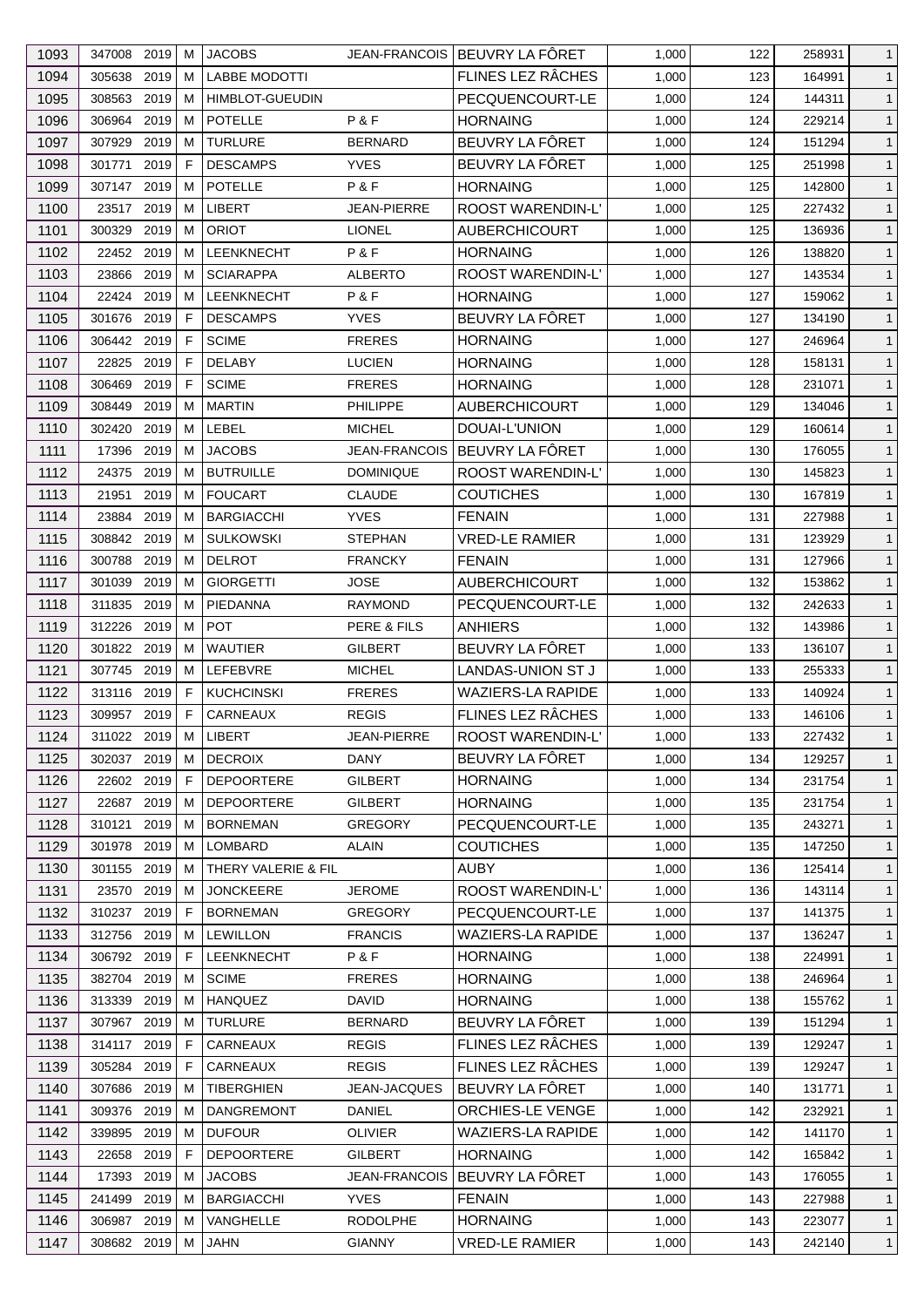| 1093 | 347008 | 2019 | M | JACOBS | JEAN-FRANCOIS | BEUVRY LA FÔRET | 1,000 | 122 | 258931 | 1 |
|---|---|---|---|---|---|---|---|---|---|---|
| 1094 | 305638 | 2019 | M | LABBE MODOTTI | | FLINES LEZ RÂCHES | 1,000 | 123 | 164991 | 1 |
| 1095 | 308563 | 2019 | M | HIMBLOT-GUEUDIN | | PECQUENCOURT-LE | 1,000 | 124 | 144311 | 1 |
| 1096 | 306964 | 2019 | M | POTELLE | P & F | HORNAING | 1,000 | 124 | 229214 | 1 |
| 1097 | 307929 | 2019 | M | TURLURE | BERNARD | BEUVRY LA FÔRET | 1,000 | 124 | 151294 | 1 |
| 1098 | 301771 | 2019 | F | DESCAMPS | YVES | BEUVRY LA FÔRET | 1,000 | 125 | 251998 | 1 |
| 1099 | 307147 | 2019 | M | POTELLE | P & F | HORNAING | 1,000 | 125 | 142800 | 1 |
| 1100 | 23517 | 2019 | M | LIBERT | JEAN-PIERRE | ROOST WARENDIN-L' | 1,000 | 125 | 227432 | 1 |
| 1101 | 300329 | 2019 | M | ORIOT | LIONEL | AUBERCHICOURT | 1,000 | 125 | 136936 | 1 |
| 1102 | 22452 | 2019 | M | LEENKNECHT | P & F | HORNAING | 1,000 | 126 | 138820 | 1 |
| 1103 | 23866 | 2019 | M | SCIARAPPA | ALBERTO | ROOST WARENDIN-L' | 1,000 | 127 | 143534 | 1 |
| 1104 | 22424 | 2019 | M | LEENKNECHT | P & F | HORNAING | 1,000 | 127 | 159062 | 1 |
| 1105 | 301676 | 2019 | F | DESCAMPS | YVES | BEUVRY LA FÔRET | 1,000 | 127 | 134190 | 1 |
| 1106 | 306442 | 2019 | F | SCIME | FRERES | HORNAING | 1,000 | 127 | 246964 | 1 |
| 1107 | 22825 | 2019 | F | DELABY | LUCIEN | HORNAING | 1,000 | 128 | 158131 | 1 |
| 1108 | 306469 | 2019 | F | SCIME | FRERES | HORNAING | 1,000 | 128 | 231071 | 1 |
| 1109 | 308449 | 2019 | M | MARTIN | PHILIPPE | AUBERCHICOURT | 1,000 | 129 | 134046 | 1 |
| 1110 | 302420 | 2019 | M | LEBEL | MICHEL | DOUAI-L'UNION | 1,000 | 129 | 160614 | 1 |
| 1111 | 17396 | 2019 | M | JACOBS | JEAN-FRANCOIS | BEUVRY LA FÔRET | 1,000 | 130 | 176055 | 1 |
| 1112 | 24375 | 2019 | M | BUTRUILLE | DOMINIQUE | ROOST WARENDIN-L' | 1,000 | 130 | 145823 | 1 |
| 1113 | 21951 | 2019 | M | FOUCART | CLAUDE | COUTICHES | 1,000 | 130 | 167819 | 1 |
| 1114 | 23884 | 2019 | M | BARGIACCHI | YVES | FENAIN | 1,000 | 131 | 227988 | 1 |
| 1115 | 308842 | 2019 | M | SULKOWSKI | STEPHAN | VRED-LE RAMIER | 1,000 | 131 | 123929 | 1 |
| 1116 | 300788 | 2019 | M | DELROT | FRANCKY | FENAIN | 1,000 | 131 | 127966 | 1 |
| 1117 | 301039 | 2019 | M | GIORGETTI | JOSE | AUBERCHICOURT | 1,000 | 132 | 153862 | 1 |
| 1118 | 311835 | 2019 | M | PIEDANNA | RAYMOND | PECQUENCOURT-LE | 1,000 | 132 | 242633 | 1 |
| 1119 | 312226 | 2019 | M | POT | PERE & FILS | ANHIERS | 1,000 | 132 | 143986 | 1 |
| 1120 | 301822 | 2019 | M | WAUTIER | GILBERT | BEUVRY LA FÔRET | 1,000 | 133 | 136107 | 1 |
| 1121 | 307745 | 2019 | M | LEFEBVRE | MICHEL | LANDAS-UNION ST J | 1,000 | 133 | 255333 | 1 |
| 1122 | 313116 | 2019 | F | KUCHCINSKI | FRERES | WAZIERS-LA RAPIDE | 1,000 | 133 | 140924 | 1 |
| 1123 | 309957 | 2019 | F | CARNEAUX | REGIS | FLINES LEZ RÂCHES | 1,000 | 133 | 146106 | 1 |
| 1124 | 311022 | 2019 | M | LIBERT | JEAN-PIERRE | ROOST WARENDIN-L' | 1,000 | 133 | 227432 | 1 |
| 1125 | 302037 | 2019 | M | DECROIX | DANY | BEUVRY LA FÔRET | 1,000 | 134 | 129257 | 1 |
| 1126 | 22602 | 2019 | F | DEPOORTERE | GILBERT | HORNAING | 1,000 | 134 | 231754 | 1 |
| 1127 | 22687 | 2019 | M | DEPOORTERE | GILBERT | HORNAING | 1,000 | 135 | 231754 | 1 |
| 1128 | 310121 | 2019 | M | BORNEMAN | GREGORY | PECQUENCOURT-LE | 1,000 | 135 | 243271 | 1 |
| 1129 | 301978 | 2019 | M | LOMBARD | ALAIN | COUTICHES | 1,000 | 135 | 147250 | 1 |
| 1130 | 301155 | 2019 | M | THERY VALERIE & FIL | | AUBY | 1,000 | 136 | 125414 | 1 |
| 1131 | 23570 | 2019 | M | JONCKEERE | JEROME | ROOST WARENDIN-L' | 1,000 | 136 | 143114 | 1 |
| 1132 | 310237 | 2019 | F | BORNEMAN | GREGORY | PECQUENCOURT-LE | 1,000 | 137 | 141375 | 1 |
| 1133 | 312756 | 2019 | M | LEWILLON | FRANCIS | WAZIERS-LA RAPIDE | 1,000 | 137 | 136247 | 1 |
| 1134 | 306792 | 2019 | F | LEENKNECHT | P & F | HORNAING | 1,000 | 138 | 224991 | 1 |
| 1135 | 382704 | 2019 | M | SCIME | FRERES | HORNAING | 1,000 | 138 | 246964 | 1 |
| 1136 | 313339 | 2019 | M | HANQUEZ | DAVID | HORNAING | 1,000 | 138 | 155762 | 1 |
| 1137 | 307967 | 2019 | M | TURLURE | BERNARD | BEUVRY LA FÔRET | 1,000 | 139 | 151294 | 1 |
| 1138 | 314117 | 2019 | F | CARNEAUX | REGIS | FLINES LEZ RÂCHES | 1,000 | 139 | 129247 | 1 |
| 1139 | 305284 | 2019 | F | CARNEAUX | REGIS | FLINES LEZ RÂCHES | 1,000 | 139 | 129247 | 1 |
| 1140 | 307686 | 2019 | M | TIBERGHIEN | JEAN-JACQUES | BEUVRY LA FÔRET | 1,000 | 140 | 131771 | 1 |
| 1141 | 309376 | 2019 | M | DANGREMONT | DANIEL | ORCHIES-LE VENGE | 1,000 | 142 | 232921 | 1 |
| 1142 | 339895 | 2019 | M | DUFOUR | OLIVIER | WAZIERS-LA RAPIDE | 1,000 | 142 | 141170 | 1 |
| 1143 | 22658 | 2019 | F | DEPOORTERE | GILBERT | HORNAING | 1,000 | 142 | 165842 | 1 |
| 1144 | 17393 | 2019 | M | JACOBS | JEAN-FRANCOIS | BEUVRY LA FÔRET | 1,000 | 143 | 176055 | 1 |
| 1145 | 241499 | 2019 | M | BARGIACCHI | YVES | FENAIN | 1,000 | 143 | 227988 | 1 |
| 1146 | 306987 | 2019 | M | VANGHELLE | RODOLPHE | HORNAING | 1,000 | 143 | 223077 | 1 |
| 1147 | 308682 | 2019 | M | JAHN | GIANNY | VRED-LE RAMIER | 1,000 | 143 | 242140 | 1 |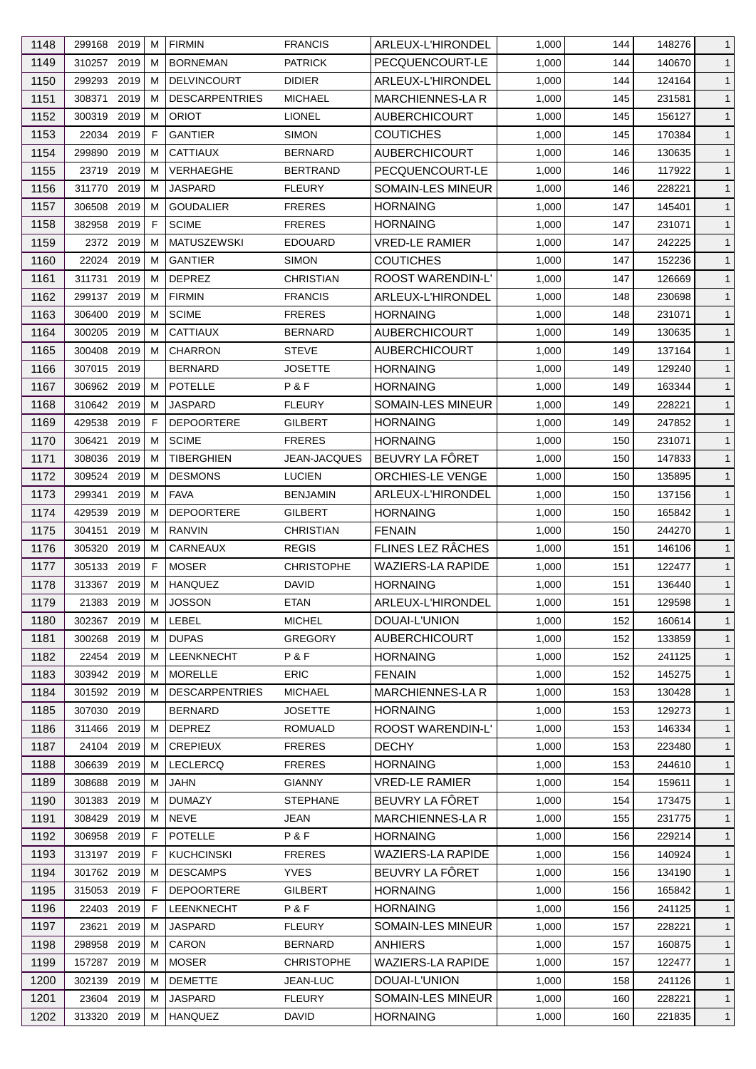| 1148 | 299168 | 2019 | M | FIRMIN | FRANCIS | ARLEUX-L'HIRONDEL | 1,000 | 144 | 148276 | 1 |
|---|---|---|---|---|---|---|---|---|---|---|
| 1149 | 310257 | 2019 | M | BORNEMAN | PATRICK | PECQUENCOURT-LE | 1,000 | 144 | 140670 | 1 |
| 1150 | 299293 | 2019 | M | DELVINCOURT | DIDIER | ARLEUX-L'HIRONDEL | 1,000 | 144 | 124164 | 1 |
| 1151 | 308371 | 2019 | M | DESCARPENTRIES | MICHAEL | MARCHIENNES-LA R | 1,000 | 145 | 231581 | 1 |
| 1152 | 300319 | 2019 | M | ORIOT | LIONEL | AUBERCHICOURT | 1,000 | 145 | 156127 | 1 |
| 1153 | 22034 | 2019 | F | GANTIER | SIMON | COUTICHES | 1,000 | 145 | 170384 | 1 |
| 1154 | 299890 | 2019 | M | CATTIAUX | BERNARD | AUBERCHICOURT | 1,000 | 146 | 130635 | 1 |
| 1155 | 23719 | 2019 | M | VERHAEGHE | BERTRAND | PECQUENCOURT-LE | 1,000 | 146 | 117922 | 1 |
| 1156 | 311770 | 2019 | M | JASPARD | FLEURY | SOMAIN-LES MINEUR | 1,000 | 146 | 228221 | 1 |
| 1157 | 306508 | 2019 | M | GOUDALIER | FRERES | HORNAING | 1,000 | 147 | 145401 | 1 |
| 1158 | 382958 | 2019 | F | SCIME | FRERES | HORNAING | 1,000 | 147 | 231071 | 1 |
| 1159 | 2372 | 2019 | M | MATUSZEWSKI | EDOUARD | VRED-LE RAMIER | 1,000 | 147 | 242225 | 1 |
| 1160 | 22024 | 2019 | M | GANTIER | SIMON | COUTICHES | 1,000 | 147 | 152236 | 1 |
| 1161 | 311731 | 2019 | M | DEPREZ | CHRISTIAN | ROOST WARENDIN-L' | 1,000 | 147 | 126669 | 1 |
| 1162 | 299137 | 2019 | M | FIRMIN | FRANCIS | ARLEUX-L'HIRONDEL | 1,000 | 148 | 230698 | 1 |
| 1163 | 306400 | 2019 | M | SCIME | FRERES | HORNAING | 1,000 | 148 | 231071 | 1 |
| 1164 | 300205 | 2019 | M | CATTIAUX | BERNARD | AUBERCHICOURT | 1,000 | 149 | 130635 | 1 |
| 1165 | 300408 | 2019 | M | CHARRON | STEVE | AUBERCHICOURT | 1,000 | 149 | 137164 | 1 |
| 1166 | 307015 | 2019 | | BERNARD | JOSETTE | HORNAING | 1,000 | 149 | 129240 | 1 |
| 1167 | 306962 | 2019 | M | POTELLE | P & F | HORNAING | 1,000 | 149 | 163344 | 1 |
| 1168 | 310642 | 2019 | M | JASPARD | FLEURY | SOMAIN-LES MINEUR | 1,000 | 149 | 228221 | 1 |
| 1169 | 429538 | 2019 | F | DEPOORTERE | GILBERT | HORNAING | 1,000 | 149 | 247852 | 1 |
| 1170 | 306421 | 2019 | M | SCIME | FRERES | HORNAING | 1,000 | 150 | 231071 | 1 |
| 1171 | 308036 | 2019 | M | TIBERGHIEN | JEAN-JACQUES | BEUVRY LA FÔRET | 1,000 | 150 | 147833 | 1 |
| 1172 | 309524 | 2019 | M | DESMONS | LUCIEN | ORCHIES-LE VENGE | 1,000 | 150 | 135895 | 1 |
| 1173 | 299341 | 2019 | M | FAVA | BENJAMIN | ARLEUX-L'HIRONDEL | 1,000 | 150 | 137156 | 1 |
| 1174 | 429539 | 2019 | M | DEPOORTERE | GILBERT | HORNAING | 1,000 | 150 | 165842 | 1 |
| 1175 | 304151 | 2019 | M | RANVIN | CHRISTIAN | FENAIN | 1,000 | 150 | 244270 | 1 |
| 1176 | 305320 | 2019 | M | CARNEAUX | REGIS | FLINES LEZ RÂCHES | 1,000 | 151 | 146106 | 1 |
| 1177 | 305133 | 2019 | F | MOSER | CHRISTOPHE | WAZIERS-LA RAPIDE | 1,000 | 151 | 122477 | 1 |
| 1178 | 313367 | 2019 | M | HANQUEZ | DAVID | HORNAING | 1,000 | 151 | 136440 | 1 |
| 1179 | 21383 | 2019 | M | JOSSON | ETAN | ARLEUX-L'HIRONDEL | 1,000 | 151 | 129598 | 1 |
| 1180 | 302367 | 2019 | M | LEBEL | MICHEL | DOUAI-L'UNION | 1,000 | 152 | 160614 | 1 |
| 1181 | 300268 | 2019 | M | DUPAS | GREGORY | AUBERCHICOURT | 1,000 | 152 | 133859 | 1 |
| 1182 | 22454 | 2019 | M | LEENKNECHT | P & F | HORNAING | 1,000 | 152 | 241125 | 1 |
| 1183 | 303942 | 2019 | M | MORELLE | ERIC | FENAIN | 1,000 | 152 | 145275 | 1 |
| 1184 | 301592 | 2019 | M | DESCARPENTRIES | MICHAEL | MARCHIENNES-LA R | 1,000 | 153 | 130428 | 1 |
| 1185 | 307030 | 2019 | | BERNARD | JOSETTE | HORNAING | 1,000 | 153 | 129273 | 1 |
| 1186 | 311466 | 2019 | M | DEPREZ | ROMUALD | ROOST WARENDIN-L' | 1,000 | 153 | 146334 | 1 |
| 1187 | 24104 | 2019 | M | CREPIEUX | FRERES | DECHY | 1,000 | 153 | 223480 | 1 |
| 1188 | 306639 | 2019 | M | LECLERCQ | FRERES | HORNAING | 1,000 | 153 | 244610 | 1 |
| 1189 | 308688 | 2019 | M | JAHN | GIANNY | VRED-LE RAMIER | 1,000 | 154 | 159611 | 1 |
| 1190 | 301383 | 2019 | M | DUMAZY | STEPHANE | BEUVRY LA FÔRET | 1,000 | 154 | 173475 | 1 |
| 1191 | 308429 | 2019 | M | NEVE | JEAN | MARCHIENNES-LA R | 1,000 | 155 | 231775 | 1 |
| 1192 | 306958 | 2019 | F | POTELLE | P & F | HORNAING | 1,000 | 156 | 229214 | 1 |
| 1193 | 313197 | 2019 | F | KUCHCINSKI | FRERES | WAZIERS-LA RAPIDE | 1,000 | 156 | 140924 | 1 |
| 1194 | 301762 | 2019 | M | DESCAMPS | YVES | BEUVRY LA FÔRET | 1,000 | 156 | 134190 | 1 |
| 1195 | 315053 | 2019 | F | DEPOORTERE | GILBERT | HORNAING | 1,000 | 156 | 165842 | 1 |
| 1196 | 22403 | 2019 | F | LEENKNECHT | P & F | HORNAING | 1,000 | 156 | 241125 | 1 |
| 1197 | 23621 | 2019 | M | JASPARD | FLEURY | SOMAIN-LES MINEUR | 1,000 | 157 | 228221 | 1 |
| 1198 | 298958 | 2019 | M | CARON | BERNARD | ANHIERS | 1,000 | 157 | 160875 | 1 |
| 1199 | 157287 | 2019 | M | MOSER | CHRISTOPHE | WAZIERS-LA RAPIDE | 1,000 | 157 | 122477 | 1 |
| 1200 | 302139 | 2019 | M | DEMETTE | JEAN-LUC | DOUAI-L'UNION | 1,000 | 158 | 241126 | 1 |
| 1201 | 23604 | 2019 | M | JASPARD | FLEURY | SOMAIN-LES MINEUR | 1,000 | 160 | 228221 | 1 |
| 1202 | 313320 | 2019 | M | HANQUEZ | DAVID | HORNAING | 1,000 | 160 | 221835 | 1 |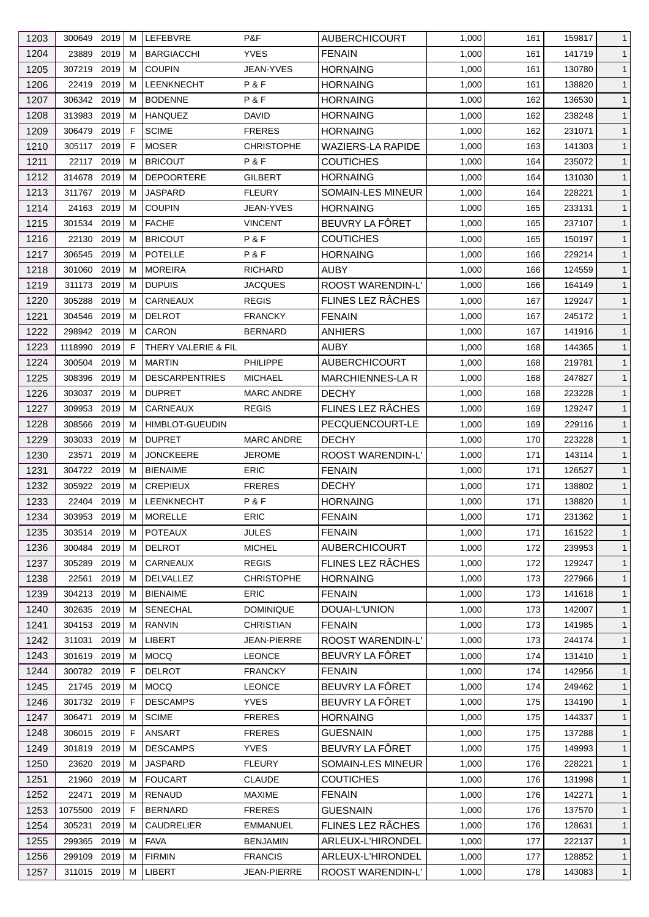| 1203 | 300649 | 2019 | M | LEFEBVRE | P&F | AUBERCHICOURT | 1,000 | 161 | 159817 | 1 |
|---|---|---|---|---|---|---|---|---|---|---|
| 1204 | 23889 | 2019 | M | BARGIACCHI | YVES | FENAIN | 1,000 | 161 | 141719 | 1 |
| 1205 | 307219 | 2019 | M | COUPIN | JEAN-YVES | HORNAING | 1,000 | 161 | 130780 | 1 |
| 1206 | 22419 | 2019 | M | LEENKNECHT | P & F | HORNAING | 1,000 | 161 | 138820 | 1 |
| 1207 | 306342 | 2019 | M | BODENNE | P & F | HORNAING | 1,000 | 162 | 136530 | 1 |
| 1208 | 313983 | 2019 | M | HANQUEZ | DAVID | HORNAING | 1,000 | 162 | 238248 | 1 |
| 1209 | 306479 | 2019 | F | SCIME | FRERES | HORNAING | 1,000 | 162 | 231071 | 1 |
| 1210 | 305117 | 2019 | F | MOSER | CHRISTOPHE | WAZIERS-LA RAPIDE | 1,000 | 163 | 141303 | 1 |
| 1211 | 22117 | 2019 | M | BRICOUT | P & F | COUTICHES | 1,000 | 164 | 235072 | 1 |
| 1212 | 314678 | 2019 | M | DEPOORTERE | GILBERT | HORNAING | 1,000 | 164 | 131030 | 1 |
| 1213 | 311767 | 2019 | M | JASPARD | FLEURY | SOMAIN-LES MINEUR | 1,000 | 164 | 228221 | 1 |
| 1214 | 24163 | 2019 | M | COUPIN | JEAN-YVES | HORNAING | 1,000 | 165 | 233131 | 1 |
| 1215 | 301534 | 2019 | M | FACHE | VINCENT | BEUVRY LA FÔRET | 1,000 | 165 | 237107 | 1 |
| 1216 | 22130 | 2019 | M | BRICOUT | P & F | COUTICHES | 1,000 | 165 | 150197 | 1 |
| 1217 | 306545 | 2019 | M | POTELLE | P & F | HORNAING | 1,000 | 166 | 229214 | 1 |
| 1218 | 301060 | 2019 | M | MOREIRA | RICHARD | AUBY | 1,000 | 166 | 124559 | 1 |
| 1219 | 311173 | 2019 | M | DUPUIS | JACQUES | ROOST WARENDIN-L' | 1,000 | 166 | 164149 | 1 |
| 1220 | 305288 | 2019 | M | CARNEAUX | REGIS | FLINES LEZ RÂCHES | 1,000 | 167 | 129247 | 1 |
| 1221 | 304546 | 2019 | M | DELROT | FRANCKY | FENAIN | 1,000 | 167 | 245172 | 1 |
| 1222 | 298942 | 2019 | M | CARON | BERNARD | ANHIERS | 1,000 | 167 | 141916 | 1 |
| 1223 | 1118990 | 2019 | F | THERY VALERIE & FIL | | AUBY | 1,000 | 168 | 144365 | 1 |
| 1224 | 300504 | 2019 | M | MARTIN | PHILIPPE | AUBERCHICOURT | 1,000 | 168 | 219781 | 1 |
| 1225 | 308396 | 2019 | M | DESCARPENTRIES | MICHAEL | MARCHIENNES-LA R | 1,000 | 168 | 247827 | 1 |
| 1226 | 303037 | 2019 | M | DUPRET | MARC ANDRE | DECHY | 1,000 | 168 | 223228 | 1 |
| 1227 | 309953 | 2019 | M | CARNEAUX | REGIS | FLINES LEZ RÂCHES | 1,000 | 169 | 129247 | 1 |
| 1228 | 308566 | 2019 | M | HIMBLOT-GUEUDIN | | PECQUENCOURT-LE | 1,000 | 169 | 229116 | 1 |
| 1229 | 303033 | 2019 | M | DUPRET | MARC ANDRE | DECHY | 1,000 | 170 | 223228 | 1 |
| 1230 | 23571 | 2019 | M | JONCKEERE | JEROME | ROOST WARENDIN-L' | 1,000 | 171 | 143114 | 1 |
| 1231 | 304722 | 2019 | M | BIENAIME | ERIC | FENAIN | 1,000 | 171 | 126527 | 1 |
| 1232 | 305922 | 2019 | M | CREPIEUX | FRERES | DECHY | 1,000 | 171 | 138802 | 1 |
| 1233 | 22404 | 2019 | M | LEENKNECHT | P & F | HORNAING | 1,000 | 171 | 138820 | 1 |
| 1234 | 303953 | 2019 | M | MORELLE | ERIC | FENAIN | 1,000 | 171 | 231362 | 1 |
| 1235 | 303514 | 2019 | M | POTEAUX | JULES | FENAIN | 1,000 | 171 | 161522 | 1 |
| 1236 | 300484 | 2019 | M | DELROT | MICHEL | AUBERCHICOURT | 1,000 | 172 | 239953 | 1 |
| 1237 | 305289 | 2019 | M | CARNEAUX | REGIS | FLINES LEZ RÂCHES | 1,000 | 172 | 129247 | 1 |
| 1238 | 22561 | 2019 | M | DELVALLEZ | CHRISTOPHE | HORNAING | 1,000 | 173 | 227966 | 1 |
| 1239 | 304213 | 2019 | M | BIENAIME | ERIC | FENAIN | 1,000 | 173 | 141618 | 1 |
| 1240 | 302635 | 2019 | M | SENECHAL | DOMINIQUE | DOUAI-L'UNION | 1,000 | 173 | 142007 | 1 |
| 1241 | 304153 | 2019 | M | RANVIN | CHRISTIAN | FENAIN | 1,000 | 173 | 141985 | 1 |
| 1242 | 311031 | 2019 | M | LIBERT | JEAN-PIERRE | ROOST WARENDIN-L' | 1,000 | 173 | 244174 | 1 |
| 1243 | 301619 | 2019 | M | MOCQ | LEONCE | BEUVRY LA FÔRET | 1,000 | 174 | 131410 | 1 |
| 1244 | 300782 | 2019 | F | DELROT | FRANCKY | FENAIN | 1,000 | 174 | 142956 | 1 |
| 1245 | 21745 | 2019 | M | MOCQ | LEONCE | BEUVRY LA FÔRET | 1,000 | 174 | 249462 | 1 |
| 1246 | 301732 | 2019 | F | DESCAMPS | YVES | BEUVRY LA FÔRET | 1,000 | 175 | 134190 | 1 |
| 1247 | 306471 | 2019 | M | SCIME | FRERES | HORNAING | 1,000 | 175 | 144337 | 1 |
| 1248 | 306015 | 2019 | F | ANSART | FRERES | GUESNAIN | 1,000 | 175 | 137288 | 1 |
| 1249 | 301819 | 2019 | M | DESCAMPS | YVES | BEUVRY LA FÔRET | 1,000 | 175 | 149993 | 1 |
| 1250 | 23620 | 2019 | M | JASPARD | FLEURY | SOMAIN-LES MINEUR | 1,000 | 176 | 228221 | 1 |
| 1251 | 21960 | 2019 | M | FOUCART | CLAUDE | COUTICHES | 1,000 | 176 | 131998 | 1 |
| 1252 | 22471 | 2019 | M | RENAUD | MAXIME | FENAIN | 1,000 | 176 | 142271 | 1 |
| 1253 | 1075500 | 2019 | F | BERNARD | FRERES | GUESNAIN | 1,000 | 176 | 137570 | 1 |
| 1254 | 305231 | 2019 | M | CAUDRELIER | EMMANUEL | FLINES LEZ RÂCHES | 1,000 | 176 | 128631 | 1 |
| 1255 | 299365 | 2019 | M | FAVA | BENJAMIN | ARLEUX-L'HIRONDEL | 1,000 | 177 | 222137 | 1 |
| 1256 | 299109 | 2019 | M | FIRMIN | FRANCIS | ARLEUX-L'HIRONDEL | 1,000 | 177 | 128852 | 1 |
| 1257 | 311015 | 2019 | M | LIBERT | JEAN-PIERRE | ROOST WARENDIN-L' | 1,000 | 178 | 143083 | 1 |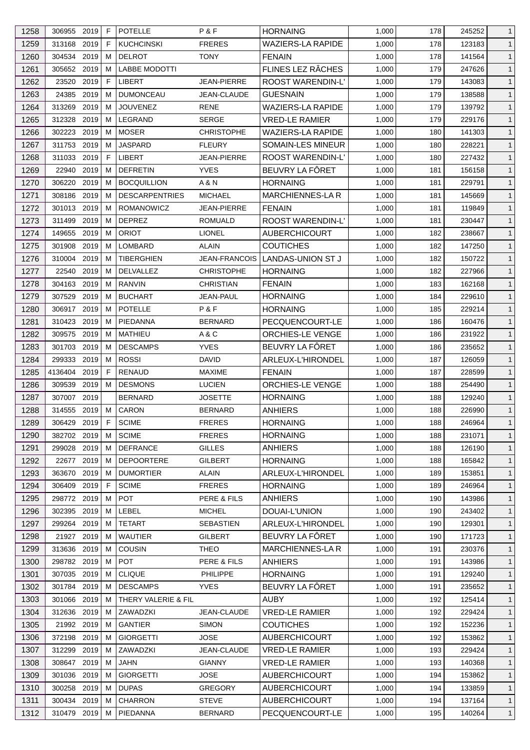| 1258 | 306955 | 2019 | F | POTELLE | P & F | HORNAING | 1,000 | 178 | 245252 | 1 |
|---|---|---|---|---|---|---|---|---|---|---|
| 1259 | 313168 | 2019 | F | KUCHCINSKI | FRERES | WAZIERS-LA RAPIDE | 1,000 | 178 | 123183 | 1 |
| 1260 | 304534 | 2019 | M | DELROT | TONY | FENAIN | 1,000 | 178 | 141564 | 1 |
| 1261 | 305652 | 2019 | M | LABBE MODOTTI | | FLINES LEZ RÂCHES | 1,000 | 179 | 247626 | 1 |
| 1262 | 23520 | 2019 | F | LIBERT | JEAN-PIERRE | ROOST WARENDIN-L' | 1,000 | 179 | 143083 | 1 |
| 1263 | 24385 | 2019 | M | DUMONCEAU | JEAN-CLAUDE | GUESNAIN | 1,000 | 179 | 138588 | 1 |
| 1264 | 313269 | 2019 | M | JOUVENEZ | RENE | WAZIERS-LA RAPIDE | 1,000 | 179 | 139792 | 1 |
| 1265 | 312328 | 2019 | M | LEGRAND | SERGE | VRED-LE RAMIER | 1,000 | 179 | 229176 | 1 |
| 1266 | 302223 | 2019 | M | MOSER | CHRISTOPHE | WAZIERS-LA RAPIDE | 1,000 | 180 | 141303 | 1 |
| 1267 | 311753 | 2019 | M | JASPARD | FLEURY | SOMAIN-LES MINEUR | 1,000 | 180 | 228221 | 1 |
| 1268 | 311033 | 2019 | F | LIBERT | JEAN-PIERRE | ROOST WARENDIN-L' | 1,000 | 180 | 227432 | 1 |
| 1269 | 22940 | 2019 | M | DEFRETIN | YVES | BEUVRY LA FÔRET | 1,000 | 181 | 156158 | 1 |
| 1270 | 306220 | 2019 | M | BOCQUILLION | A & N | HORNAING | 1,000 | 181 | 229791 | 1 |
| 1271 | 308186 | 2019 | M | DESCARPENTRIES | MICHAEL | MARCHIENNES-LA R | 1,000 | 181 | 145669 | 1 |
| 1272 | 301013 | 2019 | M | ROMANOWICZ | JEAN-PIERRE | FENAIN | 1,000 | 181 | 119849 | 1 |
| 1273 | 311499 | 2019 | M | DEPREZ | ROMUALD | ROOST WARENDIN-L' | 1,000 | 181 | 230447 | 1 |
| 1274 | 149655 | 2019 | M | ORIOT | LIONEL | AUBERCHICOURT | 1,000 | 182 | 238667 | 1 |
| 1275 | 301908 | 2019 | M | LOMBARD | ALAIN | COUTICHES | 1,000 | 182 | 147250 | 1 |
| 1276 | 310004 | 2019 | M | TIBERGHIEN | JEAN-FRANCOIS | LANDAS-UNION ST J | 1,000 | 182 | 150722 | 1 |
| 1277 | 22540 | 2019 | M | DELVALLEZ | CHRISTOPHE | HORNAING | 1,000 | 182 | 227966 | 1 |
| 1278 | 304163 | 2019 | M | RANVIN | CHRISTIAN | FENAIN | 1,000 | 183 | 162168 | 1 |
| 1279 | 307529 | 2019 | M | BUCHART | JEAN-PAUL | HORNAING | 1,000 | 184 | 229610 | 1 |
| 1280 | 306917 | 2019 | M | POTELLE | P & F | HORNAING | 1,000 | 185 | 229214 | 1 |
| 1281 | 310423 | 2019 | M | PIEDANNA | BERNARD | PECQUENCOURT-LE | 1,000 | 186 | 160476 | 1 |
| 1282 | 309575 | 2019 | M | MATHIEU | A & C | ORCHIES-LE VENGE | 1,000 | 186 | 231922 | 1 |
| 1283 | 301703 | 2019 | M | DESCAMPS | YVES | BEUVRY LA FÔRET | 1,000 | 186 | 235652 | 1 |
| 1284 | 299333 | 2019 | M | ROSSI | DAVID | ARLEUX-L'HIRONDEL | 1,000 | 187 | 126059 | 1 |
| 1285 | 4136404 | 2019 | F | RENAUD | MAXIME | FENAIN | 1,000 | 187 | 228599 | 1 |
| 1286 | 309539 | 2019 | M | DESMONS | LUCIEN | ORCHIES-LE VENGE | 1,000 | 188 | 254490 | 1 |
| 1287 | 307007 | 2019 | | BERNARD | JOSETTE | HORNAING | 1,000 | 188 | 129240 | 1 |
| 1288 | 314555 | 2019 | M | CARON | BERNARD | ANHIERS | 1,000 | 188 | 226990 | 1 |
| 1289 | 306429 | 2019 | F | SCIME | FRERES | HORNAING | 1,000 | 188 | 246964 | 1 |
| 1290 | 382702 | 2019 | M | SCIME | FRERES | HORNAING | 1,000 | 188 | 231071 | 1 |
| 1291 | 299028 | 2019 | M | DEFRANCE | GILLES | ANHIERS | 1,000 | 188 | 126190 | 1 |
| 1292 | 22677 | 2019 | M | DEPOORTERE | GILBERT | HORNAING | 1,000 | 188 | 165842 | 1 |
| 1293 | 363670 | 2019 | M | DUMORTIER | ALAIN | ARLEUX-L'HIRONDEL | 1,000 | 189 | 153851 | 1 |
| 1294 | 306409 | 2019 | F | SCIME | FRERES | HORNAING | 1,000 | 189 | 246964 | 1 |
| 1295 | 298772 | 2019 | M | POT | PERE & FILS | ANHIERS | 1,000 | 190 | 143986 | 1 |
| 1296 | 302395 | 2019 | M | LEBEL | MICHEL | DOUAI-L'UNION | 1,000 | 190 | 243402 | 1 |
| 1297 | 299264 | 2019 | M | TETART | SEBASTIEN | ARLEUX-L'HIRONDEL | 1,000 | 190 | 129301 | 1 |
| 1298 | 21927 | 2019 | M | WAUTIER | GILBERT | BEUVRY LA FÔRET | 1,000 | 190 | 171723 | 1 |
| 1299 | 313636 | 2019 | M | COUSIN | THEO | MARCHIENNES-LA R | 1,000 | 191 | 230376 | 1 |
| 1300 | 298782 | 2019 | M | POT | PERE & FILS | ANHIERS | 1,000 | 191 | 143986 | 1 |
| 1301 | 307035 | 2019 | M | CLIQUE | PHILIPPE | HORNAING | 1,000 | 191 | 129240 | 1 |
| 1302 | 301784 | 2019 | M | DESCAMPS | YVES | BEUVRY LA FÔRET | 1,000 | 191 | 235652 | 1 |
| 1303 | 301066 | 2019 | M | THERY VALERIE & FIL | | AUBY | 1,000 | 192 | 125414 | 1 |
| 1304 | 312636 | 2019 | M | ZAWADZKI | JEAN-CLAUDE | VRED-LE RAMIER | 1,000 | 192 | 229424 | 1 |
| 1305 | 21992 | 2019 | M | GANTIER | SIMON | COUTICHES | 1,000 | 192 | 152236 | 1 |
| 1306 | 372198 | 2019 | M | GIORGETTI | JOSE | AUBERCHICOURT | 1,000 | 192 | 153862 | 1 |
| 1307 | 312299 | 2019 | M | ZAWADZKI | JEAN-CLAUDE | VRED-LE RAMIER | 1,000 | 193 | 229424 | 1 |
| 1308 | 308647 | 2019 | M | JAHN | GIANNY | VRED-LE RAMIER | 1,000 | 193 | 140368 | 1 |
| 1309 | 301036 | 2019 | M | GIORGETTI | JOSE | AUBERCHICOURT | 1,000 | 194 | 153862 | 1 |
| 1310 | 300258 | 2019 | M | DUPAS | GREGORY | AUBERCHICOURT | 1,000 | 194 | 133859 | 1 |
| 1311 | 300434 | 2019 | M | CHARRON | STEVE | AUBERCHICOURT | 1,000 | 194 | 137164 | 1 |
| 1312 | 310479 | 2019 | M | PIEDANNA | BERNARD | PECQUENCOURT-LE | 1,000 | 195 | 140264 | 1 |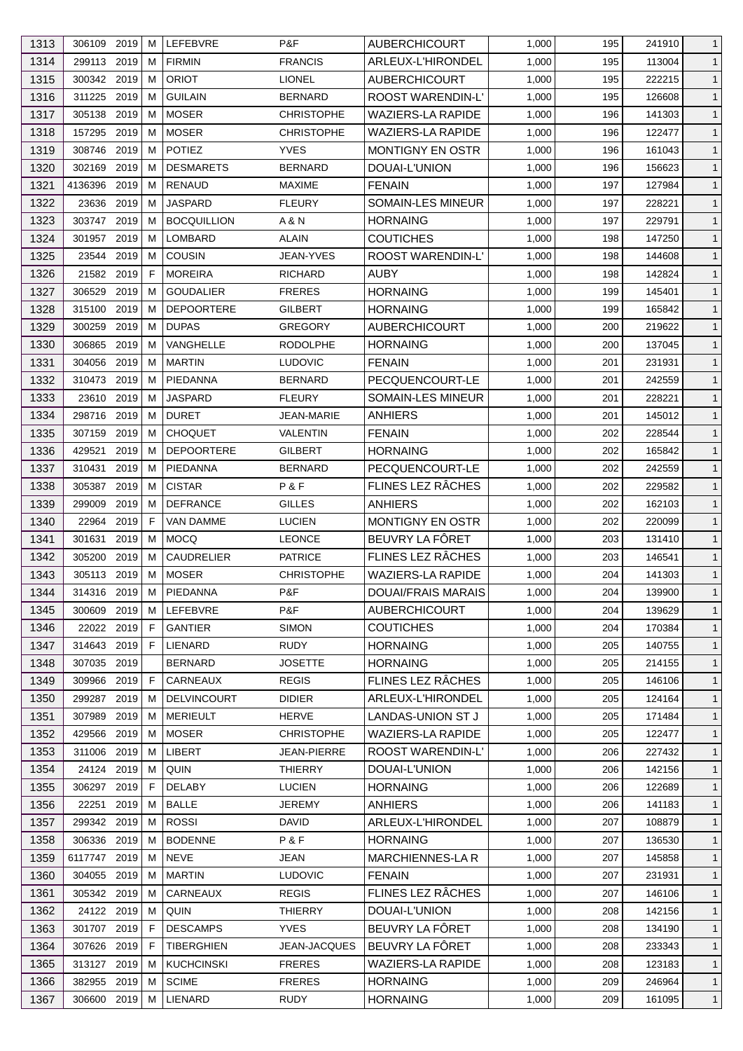| 1313 | 306109 | 2019 | M | LEFEBVRE | P&F | AUBERCHICOURT | 1,000 | 195 | 241910 | 1 |
|---|---|---|---|---|---|---|---|---|---|---|
| 1314 | 299113 | 2019 | M | FIRMIN | FRANCIS | ARLEUX-L'HIRONDEL | 1,000 | 195 | 113004 | 1 |
| 1315 | 300342 | 2019 | M | ORIOT | LIONEL | AUBERCHICOURT | 1,000 | 195 | 222215 | 1 |
| 1316 | 311225 | 2019 | M | GUILAIN | BERNARD | ROOST WARENDIN-L' | 1,000 | 195 | 126608 | 1 |
| 1317 | 305138 | 2019 | M | MOSER | CHRISTOPHE | WAZIERS-LA RAPIDE | 1,000 | 196 | 141303 | 1 |
| 1318 | 157295 | 2019 | M | MOSER | CHRISTOPHE | WAZIERS-LA RAPIDE | 1,000 | 196 | 122477 | 1 |
| 1319 | 308746 | 2019 | M | POTIEZ | YVES | MONTIGNY EN OSTR | 1,000 | 196 | 161043 | 1 |
| 1320 | 302169 | 2019 | M | DESMARETS | BERNARD | DOUAI-L'UNION | 1,000 | 196 | 156623 | 1 |
| 1321 | 4136396 | 2019 | M | RENAUD | MAXIME | FENAIN | 1,000 | 197 | 127984 | 1 |
| 1322 | 23636 | 2019 | M | JASPARD | FLEURY | SOMAIN-LES MINEUR | 1,000 | 197 | 228221 | 1 |
| 1323 | 303747 | 2019 | M | BOCQUILLION | A & N | HORNAING | 1,000 | 197 | 229791 | 1 |
| 1324 | 301957 | 2019 | M | LOMBARD | ALAIN | COUTICHES | 1,000 | 198 | 147250 | 1 |
| 1325 | 23544 | 2019 | M | COUSIN | JEAN-YVES | ROOST WARENDIN-L' | 1,000 | 198 | 144608 | 1 |
| 1326 | 21582 | 2019 | F | MOREIRA | RICHARD | AUBY | 1,000 | 198 | 142824 | 1 |
| 1327 | 306529 | 2019 | M | GOUDALIER | FRERES | HORNAING | 1,000 | 199 | 145401 | 1 |
| 1328 | 315100 | 2019 | M | DEPOORTERE | GILBERT | HORNAING | 1,000 | 199 | 165842 | 1 |
| 1329 | 300259 | 2019 | M | DUPAS | GREGORY | AUBERCHICOURT | 1,000 | 200 | 219622 | 1 |
| 1330 | 306865 | 2019 | M | VANGHELLE | RODOLPHE | HORNAING | 1,000 | 200 | 137045 | 1 |
| 1331 | 304056 | 2019 | M | MARTIN | LUDOVIC | FENAIN | 1,000 | 201 | 231931 | 1 |
| 1332 | 310473 | 2019 | M | PIEDANNA | BERNARD | PECQUENCOURT-LE | 1,000 | 201 | 242559 | 1 |
| 1333 | 23610 | 2019 | M | JASPARD | FLEURY | SOMAIN-LES MINEUR | 1,000 | 201 | 228221 | 1 |
| 1334 | 298716 | 2019 | M | DURET | JEAN-MARIE | ANHIERS | 1,000 | 201 | 145012 | 1 |
| 1335 | 307159 | 2019 | M | CHOQUET | VALENTIN | FENAIN | 1,000 | 202 | 228544 | 1 |
| 1336 | 429521 | 2019 | M | DEPOORTERE | GILBERT | HORNAING | 1,000 | 202 | 165842 | 1 |
| 1337 | 310431 | 2019 | M | PIEDANNA | BERNARD | PECQUENCOURT-LE | 1,000 | 202 | 242559 | 1 |
| 1338 | 305387 | 2019 | M | CISTAR | P & F | FLINES LEZ RÂCHES | 1,000 | 202 | 229582 | 1 |
| 1339 | 299009 | 2019 | M | DEFRANCE | GILLES | ANHIERS | 1,000 | 202 | 162103 | 1 |
| 1340 | 22964 | 2019 | F | VAN DAMME | LUCIEN | MONTIGNY EN OSTR | 1,000 | 202 | 220099 | 1 |
| 1341 | 301631 | 2019 | M | MOCQ | LEONCE | BEUVRY LA FÔRET | 1,000 | 203 | 131410 | 1 |
| 1342 | 305200 | 2019 | M | CAUDRELIER | PATRICE | FLINES LEZ RÂCHES | 1,000 | 203 | 146541 | 1 |
| 1343 | 305113 | 2019 | M | MOSER | CHRISTOPHE | WAZIERS-LA RAPIDE | 1,000 | 204 | 141303 | 1 |
| 1344 | 314316 | 2019 | M | PIEDANNA | P&F | DOUAI/FRAIS MARAIS | 1,000 | 204 | 139900 | 1 |
| 1345 | 300609 | 2019 | M | LEFEBVRE | P&F | AUBERCHICOURT | 1,000 | 204 | 139629 | 1 |
| 1346 | 22022 | 2019 | F | GANTIER | SIMON | COUTICHES | 1,000 | 204 | 170384 | 1 |
| 1347 | 314643 | 2019 | F | LIENARD | RUDY | HORNAING | 1,000 | 205 | 140755 | 1 |
| 1348 | 307035 | 2019 | | BERNARD | JOSETTE | HORNAING | 1,000 | 205 | 214155 | 1 |
| 1349 | 309966 | 2019 | F | CARNEAUX | REGIS | FLINES LEZ RÂCHES | 1,000 | 205 | 146106 | 1 |
| 1350 | 299287 | 2019 | M | DELVINCOURT | DIDIER | ARLEUX-L'HIRONDEL | 1,000 | 205 | 124164 | 1 |
| 1351 | 307989 | 2019 | M | MERIEULT | HERVE | LANDAS-UNION ST J | 1,000 | 205 | 171484 | 1 |
| 1352 | 429566 | 2019 | M | MOSER | CHRISTOPHE | WAZIERS-LA RAPIDE | 1,000 | 205 | 122477 | 1 |
| 1353 | 311006 | 2019 | M | LIBERT | JEAN-PIERRE | ROOST WARENDIN-L' | 1,000 | 206 | 227432 | 1 |
| 1354 | 24124 | 2019 | M | QUIN | THIERRY | DOUAI-L'UNION | 1,000 | 206 | 142156 | 1 |
| 1355 | 306297 | 2019 | F | DELABY | LUCIEN | HORNAING | 1,000 | 206 | 122689 | 1 |
| 1356 | 22251 | 2019 | M | BALLE | JEREMY | ANHIERS | 1,000 | 206 | 141183 | 1 |
| 1357 | 299342 | 2019 | M | ROSSI | DAVID | ARLEUX-L'HIRONDEL | 1,000 | 207 | 108879 | 1 |
| 1358 | 306336 | 2019 | M | BODENNE | P & F | HORNAING | 1,000 | 207 | 136530 | 1 |
| 1359 | 6117747 | 2019 | M | NEVE | JEAN | MARCHIENNES-LA R | 1,000 | 207 | 145858 | 1 |
| 1360 | 304055 | 2019 | M | MARTIN | LUDOVIC | FENAIN | 1,000 | 207 | 231931 | 1 |
| 1361 | 305342 | 2019 | M | CARNEAUX | REGIS | FLINES LEZ RÂCHES | 1,000 | 207 | 146106 | 1 |
| 1362 | 24122 | 2019 | M | QUIN | THIERRY | DOUAI-L'UNION | 1,000 | 208 | 142156 | 1 |
| 1363 | 301707 | 2019 | F | DESCAMPS | YVES | BEUVRY LA FÔRET | 1,000 | 208 | 134190 | 1 |
| 1364 | 307626 | 2019 | F | TIBERGHIEN | JEAN-JACQUES | BEUVRY LA FÔRET | 1,000 | 208 | 233343 | 1 |
| 1365 | 313127 | 2019 | M | KUCHCINSKI | FRERES | WAZIERS-LA RAPIDE | 1,000 | 208 | 123183 | 1 |
| 1366 | 382955 | 2019 | M | SCIME | FRERES | HORNAING | 1,000 | 209 | 246964 | 1 |
| 1367 | 306600 | 2019 | M | LIENARD | RUDY | HORNAING | 1,000 | 209 | 161095 | 1 |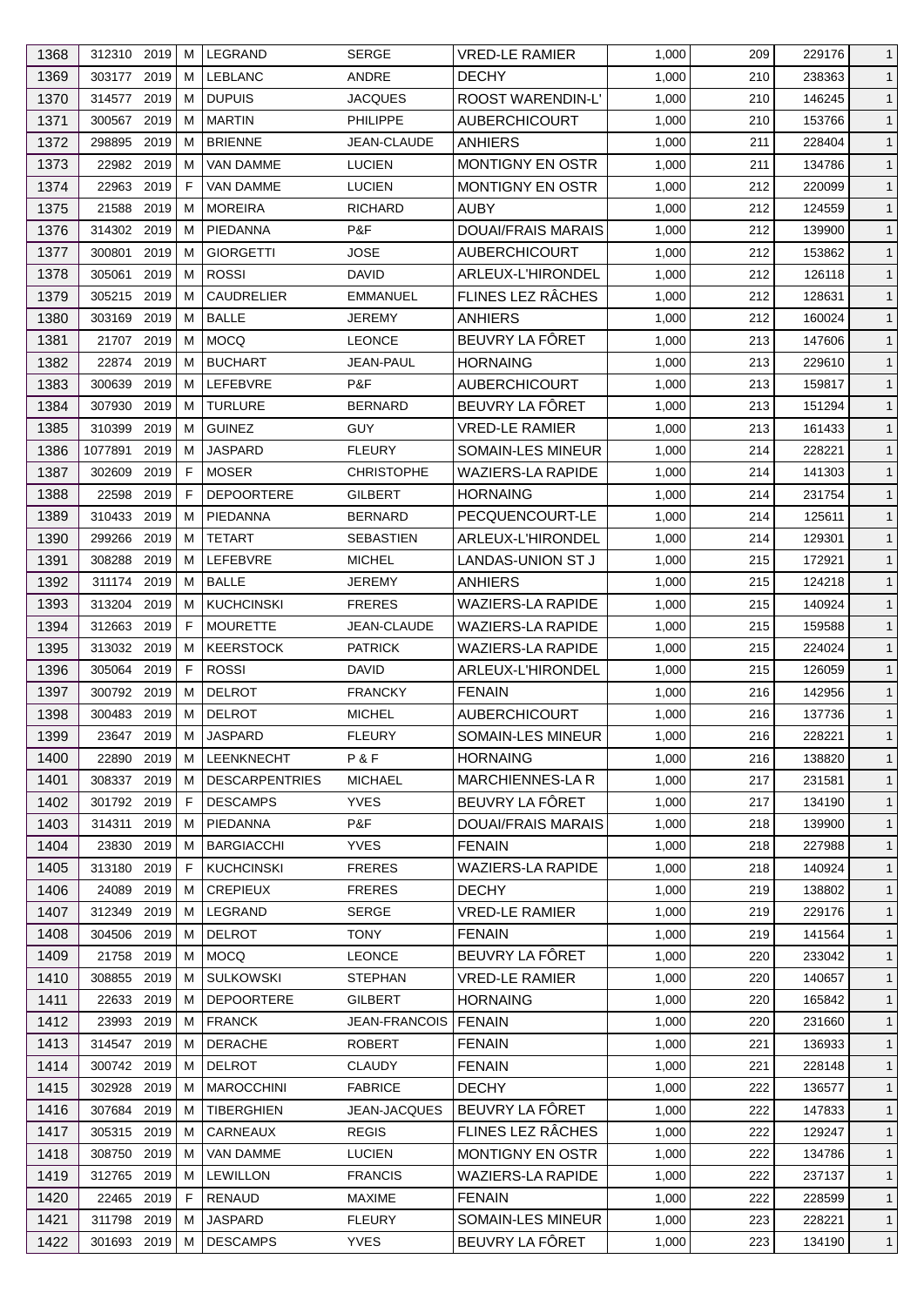| 1368 | 312310 | 2019 | M | LEGRAND | SERGE | VRED-LE RAMIER | 1,000 | 209 | 229176 | 1 |
|---|---|---|---|---|---|---|---|---|---|---|
| 1369 | 303177 | 2019 | M | LEBLANC | ANDRE | DECHY | 1,000 | 210 | 238363 | 1 |
| 1370 | 314577 | 2019 | M | DUPUIS | JACQUES | ROOST WARENDIN-L' | 1,000 | 210 | 146245 | 1 |
| 1371 | 300567 | 2019 | M | MARTIN | PHILIPPE | AUBERCHICOURT | 1,000 | 210 | 153766 | 1 |
| 1372 | 298895 | 2019 | M | BRIENNE | JEAN-CLAUDE | ANHIERS | 1,000 | 211 | 228404 | 1 |
| 1373 | 22982 | 2019 | M | VAN DAMME | LUCIEN | MONTIGNY EN OSTR | 1,000 | 211 | 134786 | 1 |
| 1374 | 22963 | 2019 | F | VAN DAMME | LUCIEN | MONTIGNY EN OSTR | 1,000 | 212 | 220099 | 1 |
| 1375 | 21588 | 2019 | M | MOREIRA | RICHARD | AUBY | 1,000 | 212 | 124559 | 1 |
| 1376 | 314302 | 2019 | M | PIEDANNA | P&F | DOUAI/FRAIS MARAIS | 1,000 | 212 | 139900 | 1 |
| 1377 | 300801 | 2019 | M | GIORGETTI | JOSE | AUBERCHICOURT | 1,000 | 212 | 153862 | 1 |
| 1378 | 305061 | 2019 | M | ROSSI | DAVID | ARLEUX-L'HIRONDEL | 1,000 | 212 | 126118 | 1 |
| 1379 | 305215 | 2019 | M | CAUDRELIER | EMMANUEL | FLINES LEZ RÂCHES | 1,000 | 212 | 128631 | 1 |
| 1380 | 303169 | 2019 | M | BALLE | JEREMY | ANHIERS | 1,000 | 212 | 160024 | 1 |
| 1381 | 21707 | 2019 | M | MOCQ | LEONCE | BEUVRY LA FÔRET | 1,000 | 213 | 147606 | 1 |
| 1382 | 22874 | 2019 | M | BUCHART | JEAN-PAUL | HORNAING | 1,000 | 213 | 229610 | 1 |
| 1383 | 300639 | 2019 | M | LEFEBVRE | P&F | AUBERCHICOURT | 1,000 | 213 | 159817 | 1 |
| 1384 | 307930 | 2019 | M | TURLURE | BERNARD | BEUVRY LA FÔRET | 1,000 | 213 | 151294 | 1 |
| 1385 | 310399 | 2019 | M | GUINEZ | GUY | VRED-LE RAMIER | 1,000 | 213 | 161433 | 1 |
| 1386 | 1077891 | 2019 | M | JASPARD | FLEURY | SOMAIN-LES MINEUR | 1,000 | 214 | 228221 | 1 |
| 1387 | 302609 | 2019 | F | MOSER | CHRISTOPHE | WAZIERS-LA RAPIDE | 1,000 | 214 | 141303 | 1 |
| 1388 | 22598 | 2019 | F | DEPOORTERE | GILBERT | HORNAING | 1,000 | 214 | 231754 | 1 |
| 1389 | 310433 | 2019 | M | PIEDANNA | BERNARD | PECQUENCOURT-LE | 1,000 | 214 | 125611 | 1 |
| 1390 | 299266 | 2019 | M | TETART | SEBASTIEN | ARLEUX-L'HIRONDEL | 1,000 | 214 | 129301 | 1 |
| 1391 | 308288 | 2019 | M | LEFEBVRE | MICHEL | LANDAS-UNION ST J | 1,000 | 215 | 172921 | 1 |
| 1392 | 311174 | 2019 | M | BALLE | JEREMY | ANHIERS | 1,000 | 215 | 124218 | 1 |
| 1393 | 313204 | 2019 | M | KUCHCINSKI | FRERES | WAZIERS-LA RAPIDE | 1,000 | 215 | 140924 | 1 |
| 1394 | 312663 | 2019 | F | MOURETTE | JEAN-CLAUDE | WAZIERS-LA RAPIDE | 1,000 | 215 | 159588 | 1 |
| 1395 | 313032 | 2019 | M | KEERSTOCK | PATRICK | WAZIERS-LA RAPIDE | 1,000 | 215 | 224024 | 1 |
| 1396 | 305064 | 2019 | F | ROSSI | DAVID | ARLEUX-L'HIRONDEL | 1,000 | 215 | 126059 | 1 |
| 1397 | 300792 | 2019 | M | DELROT | FRANCKY | FENAIN | 1,000 | 216 | 142956 | 1 |
| 1398 | 300483 | 2019 | M | DELROT | MICHEL | AUBERCHICOURT | 1,000 | 216 | 137736 | 1 |
| 1399 | 23647 | 2019 | M | JASPARD | FLEURY | SOMAIN-LES MINEUR | 1,000 | 216 | 228221 | 1 |
| 1400 | 22890 | 2019 | M | LEENKNECHT | P & F | HORNAING | 1,000 | 216 | 138820 | 1 |
| 1401 | 308337 | 2019 | M | DESCARPENTRIES | MICHAEL | MARCHIENNES-LA R | 1,000 | 217 | 231581 | 1 |
| 1402 | 301792 | 2019 | F | DESCAMPS | YVES | BEUVRY LA FÔRET | 1,000 | 217 | 134190 | 1 |
| 1403 | 314311 | 2019 | M | PIEDANNA | P&F | DOUAI/FRAIS MARAIS | 1,000 | 218 | 139900 | 1 |
| 1404 | 23830 | 2019 | M | BARGIACCHI | YVES | FENAIN | 1,000 | 218 | 227988 | 1 |
| 1405 | 313180 | 2019 | F | KUCHCINSKI | FRERES | WAZIERS-LA RAPIDE | 1,000 | 218 | 140924 | 1 |
| 1406 | 24089 | 2019 | M | CREPIEUX | FRERES | DECHY | 1,000 | 219 | 138802 | 1 |
| 1407 | 312349 | 2019 | M | LEGRAND | SERGE | VRED-LE RAMIER | 1,000 | 219 | 229176 | 1 |
| 1408 | 304506 | 2019 | M | DELROT | TONY | FENAIN | 1,000 | 219 | 141564 | 1 |
| 1409 | 21758 | 2019 | M | MOCQ | LEONCE | BEUVRY LA FÔRET | 1,000 | 220 | 233042 | 1 |
| 1410 | 308855 | 2019 | M | SULKOWSKI | STEPHAN | VRED-LE RAMIER | 1,000 | 220 | 140657 | 1 |
| 1411 | 22633 | 2019 | M | DEPOORTERE | GILBERT | HORNAING | 1,000 | 220 | 165842 | 1 |
| 1412 | 23993 | 2019 | M | FRANCK | JEAN-FRANCOIS | FENAIN | 1,000 | 220 | 231660 | 1 |
| 1413 | 314547 | 2019 | M | DERACHE | ROBERT | FENAIN | 1,000 | 221 | 136933 | 1 |
| 1414 | 300742 | 2019 | M | DELROT | CLAUDY | FENAIN | 1,000 | 221 | 228148 | 1 |
| 1415 | 302928 | 2019 | M | MAROCCHINI | FABRICE | DECHY | 1,000 | 222 | 136577 | 1 |
| 1416 | 307684 | 2019 | M | TIBERGHIEN | JEAN-JACQUES | BEUVRY LA FÔRET | 1,000 | 222 | 147833 | 1 |
| 1417 | 305315 | 2019 | M | CARNEAUX | REGIS | FLINES LEZ RÂCHES | 1,000 | 222 | 129247 | 1 |
| 1418 | 308750 | 2019 | M | VAN DAMME | LUCIEN | MONTIGNY EN OSTR | 1,000 | 222 | 134786 | 1 |
| 1419 | 312765 | 2019 | M | LEWILLON | FRANCIS | WAZIERS-LA RAPIDE | 1,000 | 222 | 237137 | 1 |
| 1420 | 22465 | 2019 | F | RENAUD | MAXIME | FENAIN | 1,000 | 222 | 228599 | 1 |
| 1421 | 311798 | 2019 | M | JASPARD | FLEURY | SOMAIN-LES MINEUR | 1,000 | 223 | 228221 | 1 |
| 1422 | 301693 | 2019 | M | DESCAMPS | YVES | BEUVRY LA FÔRET | 1,000 | 223 | 134190 | 1 |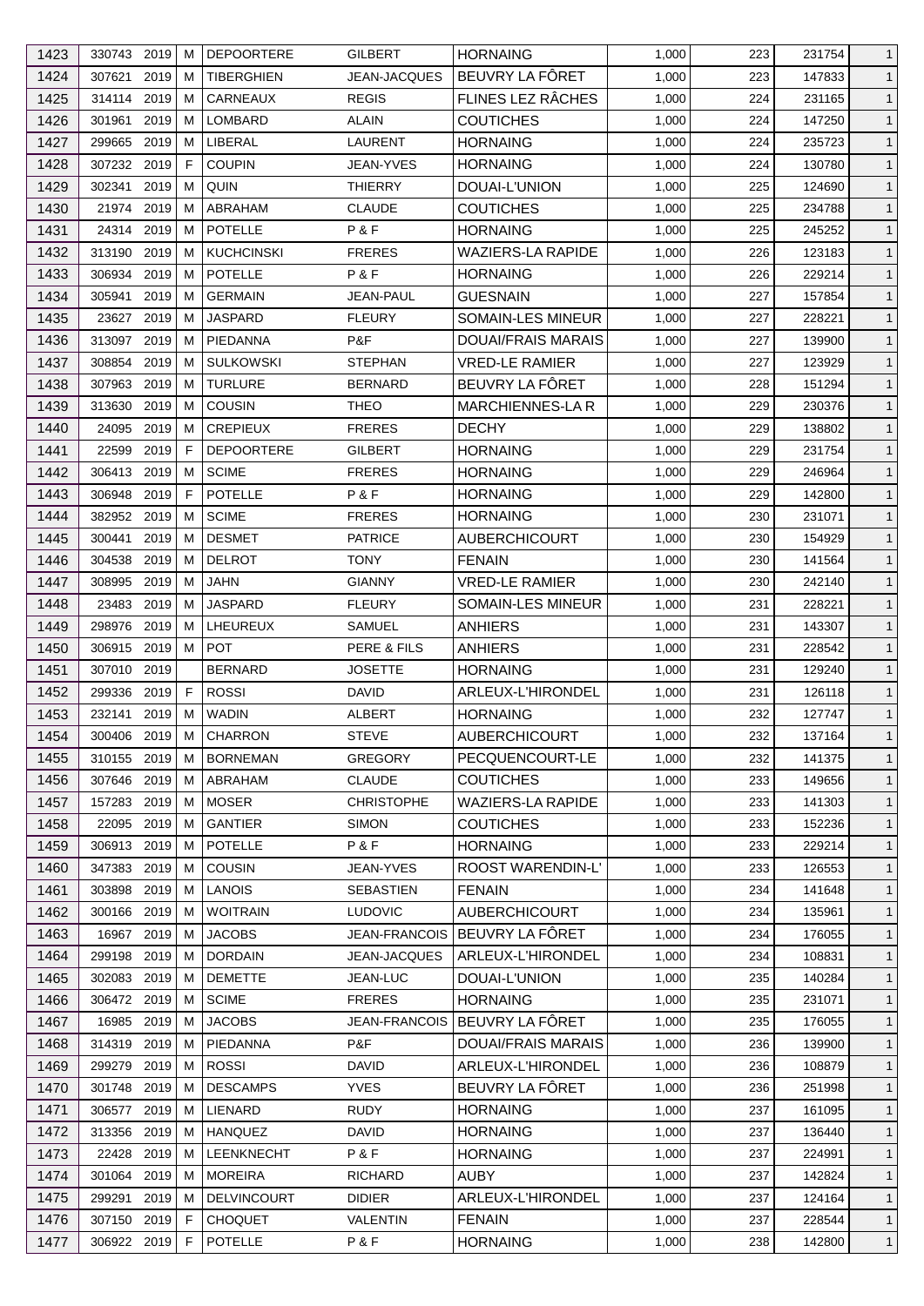| | | | | | | | | | | |
|---|---|---|---|---|---|---|---|---|---|---|
| 1423 | 330743 | 2019 | M | DEPOORTERE | GILBERT | HORNAING | 1,000 | 223 | 231754 | 1 |
| 1424 | 307621 | 2019 | M | TIBERGHIEN | JEAN-JACQUES | BEUVRY LA FÔRET | 1,000 | 223 | 147833 | 1 |
| 1425 | 314114 | 2019 | M | CARNEAUX | REGIS | FLINES LEZ RÂCHES | 1,000 | 224 | 231165 | 1 |
| 1426 | 301961 | 2019 | M | LOMBARD | ALAIN | COUTICHES | 1,000 | 224 | 147250 | 1 |
| 1427 | 299665 | 2019 | M | LIBERAL | LAURENT | HORNAING | 1,000 | 224 | 235723 | 1 |
| 1428 | 307232 | 2019 | F | COUPIN | JEAN-YVES | HORNAING | 1,000 | 224 | 130780 | 1 |
| 1429 | 302341 | 2019 | M | QUIN | THIERRY | DOUAI-L'UNION | 1,000 | 225 | 124690 | 1 |
| 1430 | 21974 | 2019 | M | ABRAHAM | CLAUDE | COUTICHES | 1,000 | 225 | 234788 | 1 |
| 1431 | 24314 | 2019 | M | POTELLE | P & F | HORNAING | 1,000 | 225 | 245252 | 1 |
| 1432 | 313190 | 2019 | M | KUCHCINSKI | FRERES | WAZIERS-LA RAPIDE | 1,000 | 226 | 123183 | 1 |
| 1433 | 306934 | 2019 | M | POTELLE | P & F | HORNAING | 1,000 | 226 | 229214 | 1 |
| 1434 | 305941 | 2019 | M | GERMAIN | JEAN-PAUL | GUESNAIN | 1,000 | 227 | 157854 | 1 |
| 1435 | 23627 | 2019 | M | JASPARD | FLEURY | SOMAIN-LES MINEUR | 1,000 | 227 | 228221 | 1 |
| 1436 | 313097 | 2019 | M | PIEDANNA | P&F | DOUAI/FRAIS MARAIS | 1,000 | 227 | 139900 | 1 |
| 1437 | 308854 | 2019 | M | SULKOWSKI | STEPHAN | VRED-LE RAMIER | 1,000 | 227 | 123929 | 1 |
| 1438 | 307963 | 2019 | M | TURLURE | BERNARD | BEUVRY LA FÔRET | 1,000 | 228 | 151294 | 1 |
| 1439 | 313630 | 2019 | M | COUSIN | THEO | MARCHIENNES-LA R | 1,000 | 229 | 230376 | 1 |
| 1440 | 24095 | 2019 | M | CREPIEUX | FRERES | DECHY | 1,000 | 229 | 138802 | 1 |
| 1441 | 22599 | 2019 | F | DEPOORTERE | GILBERT | HORNAING | 1,000 | 229 | 231754 | 1 |
| 1442 | 306413 | 2019 | M | SCIME | FRERES | HORNAING | 1,000 | 229 | 246964 | 1 |
| 1443 | 306948 | 2019 | F | POTELLE | P & F | HORNAING | 1,000 | 229 | 142800 | 1 |
| 1444 | 382952 | 2019 | M | SCIME | FRERES | HORNAING | 1,000 | 230 | 231071 | 1 |
| 1445 | 300441 | 2019 | M | DESMET | PATRICE | AUBERCHICOURT | 1,000 | 230 | 154929 | 1 |
| 1446 | 304538 | 2019 | M | DELROT | TONY | FENAIN | 1,000 | 230 | 141564 | 1 |
| 1447 | 308995 | 2019 | M | JAHN | GIANNY | VRED-LE RAMIER | 1,000 | 230 | 242140 | 1 |
| 1448 | 23483 | 2019 | M | JASPARD | FLEURY | SOMAIN-LES MINEUR | 1,000 | 231 | 228221 | 1 |
| 1449 | 298976 | 2019 | M | LHEUREUX | SAMUEL | ANHIERS | 1,000 | 231 | 143307 | 1 |
| 1450 | 306915 | 2019 | M | POT | PERE & FILS | ANHIERS | 1,000 | 231 | 228542 | 1 |
| 1451 | 307010 | 2019 | | BERNARD | JOSETTE | HORNAING | 1,000 | 231 | 129240 | 1 |
| 1452 | 299336 | 2019 | F | ROSSI | DAVID | ARLEUX-L'HIRONDEL | 1,000 | 231 | 126118 | 1 |
| 1453 | 232141 | 2019 | M | WADIN | ALBERT | HORNAING | 1,000 | 232 | 127747 | 1 |
| 1454 | 300406 | 2019 | M | CHARRON | STEVE | AUBERCHICOURT | 1,000 | 232 | 137164 | 1 |
| 1455 | 310155 | 2019 | M | BORNEMAN | GREGORY | PECQUENCOURT-LE | 1,000 | 232 | 141375 | 1 |
| 1456 | 307646 | 2019 | M | ABRAHAM | CLAUDE | COUTICHES | 1,000 | 233 | 149656 | 1 |
| 1457 | 157283 | 2019 | M | MOSER | CHRISTOPHE | WAZIERS-LA RAPIDE | 1,000 | 233 | 141303 | 1 |
| 1458 | 22095 | 2019 | M | GANTIER | SIMON | COUTICHES | 1,000 | 233 | 152236 | 1 |
| 1459 | 306913 | 2019 | M | POTELLE | P & F | HORNAING | 1,000 | 233 | 229214 | 1 |
| 1460 | 347383 | 2019 | M | COUSIN | JEAN-YVES | ROOST WARENDIN-L' | 1,000 | 233 | 126553 | 1 |
| 1461 | 303898 | 2019 | M | LANOIS | SEBASTIEN | FENAIN | 1,000 | 234 | 141648 | 1 |
| 1462 | 300166 | 2019 | M | WOITRAIN | LUDOVIC | AUBERCHICOURT | 1,000 | 234 | 135961 | 1 |
| 1463 | 16967 | 2019 | M | JACOBS | JEAN-FRANCOIS | BEUVRY LA FÔRET | 1,000 | 234 | 176055 | 1 |
| 1464 | 299198 | 2019 | M | DORDAIN | JEAN-JACQUES | ARLEUX-L'HIRONDEL | 1,000 | 234 | 108831 | 1 |
| 1465 | 302083 | 2019 | M | DEMETTE | JEAN-LUC | DOUAI-L'UNION | 1,000 | 235 | 140284 | 1 |
| 1466 | 306472 | 2019 | M | SCIME | FRERES | HORNAING | 1,000 | 235 | 231071 | 1 |
| 1467 | 16985 | 2019 | M | JACOBS | JEAN-FRANCOIS | BEUVRY LA FÔRET | 1,000 | 235 | 176055 | 1 |
| 1468 | 314319 | 2019 | M | PIEDANNA | P&F | DOUAI/FRAIS MARAIS | 1,000 | 236 | 139900 | 1 |
| 1469 | 299279 | 2019 | M | ROSSI | DAVID | ARLEUX-L'HIRONDEL | 1,000 | 236 | 108879 | 1 |
| 1470 | 301748 | 2019 | M | DESCAMPS | YVES | BEUVRY LA FÔRET | 1,000 | 236 | 251998 | 1 |
| 1471 | 306577 | 2019 | M | LIENARD | RUDY | HORNAING | 1,000 | 237 | 161095 | 1 |
| 1472 | 313356 | 2019 | M | HANQUEZ | DAVID | HORNAING | 1,000 | 237 | 136440 | 1 |
| 1473 | 22428 | 2019 | M | LEENKNECHT | P & F | HORNAING | 1,000 | 237 | 224991 | 1 |
| 1474 | 301064 | 2019 | M | MOREIRA | RICHARD | AUBY | 1,000 | 237 | 142824 | 1 |
| 1475 | 299291 | 2019 | M | DELVINCOURT | DIDIER | ARLEUX-L'HIRONDEL | 1,000 | 237 | 124164 | 1 |
| 1476 | 307150 | 2019 | F | CHOQUET | VALENTIN | FENAIN | 1,000 | 237 | 228544 | 1 |
| 1477 | 306922 | 2019 | F | POTELLE | P & F | HORNAING | 1,000 | 238 | 142800 | 1 |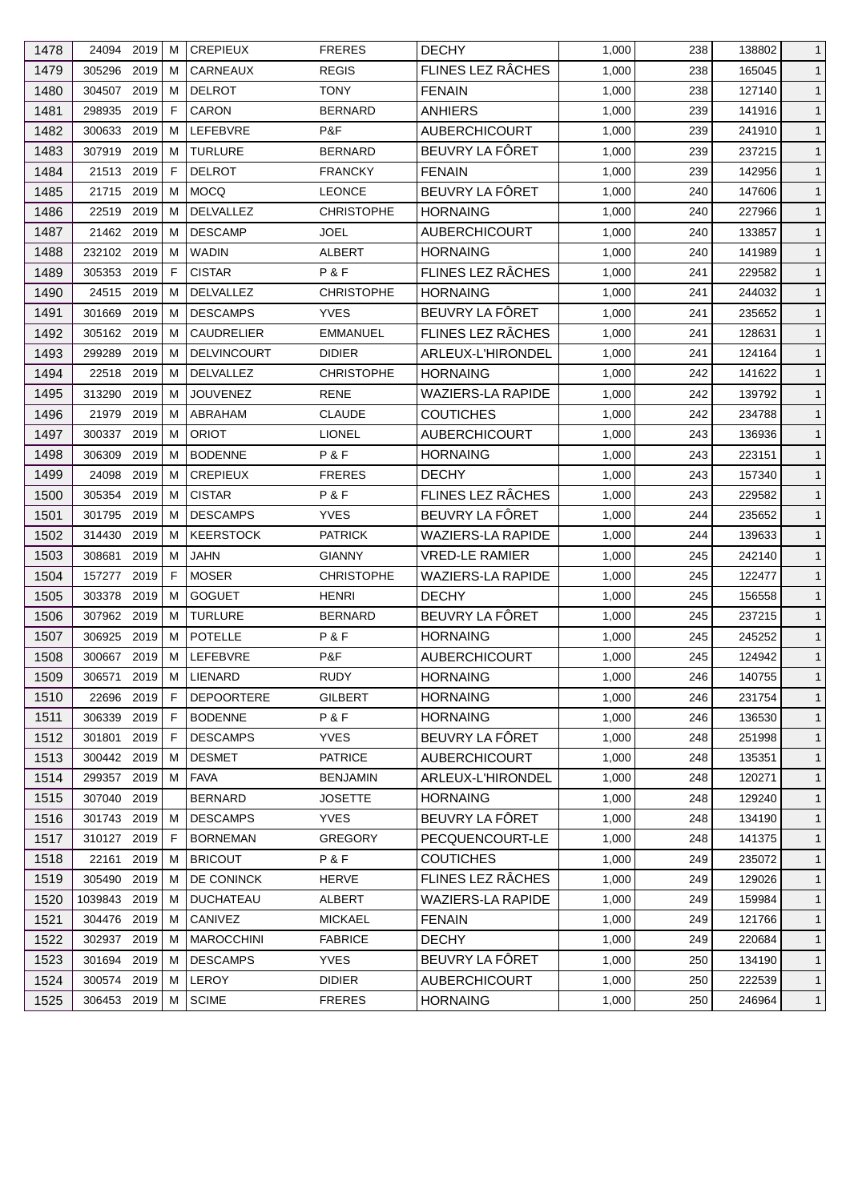| | | | | | | | | | | |
|---|---|---|---|---|---|---|---|---|---|---|
| 1478 | 24094 | 2019 | M | CREPIEUX | FRERES | DECHY | 1,000 | 238 | 138802 | 1 |
| 1479 | 305296 | 2019 | M | CARNEAUX | REGIS | FLINES LEZ RÂCHES | 1,000 | 238 | 165045 | 1 |
| 1480 | 304507 | 2019 | M | DELROT | TONY | FENAIN | 1,000 | 238 | 127140 | 1 |
| 1481 | 298935 | 2019 | F | CARON | BERNARD | ANHIERS | 1,000 | 239 | 141916 | 1 |
| 1482 | 300633 | 2019 | M | LEFEBVRE | P&F | AUBERCHICOURT | 1,000 | 239 | 241910 | 1 |
| 1483 | 307919 | 2019 | M | TURLURE | BERNARD | BEUVRY LA FÔRET | 1,000 | 239 | 237215 | 1 |
| 1484 | 21513 | 2019 | F | DELROT | FRANCKY | FENAIN | 1,000 | 239 | 142956 | 1 |
| 1485 | 21715 | 2019 | M | MOCQ | LEONCE | BEUVRY LA FÔRET | 1,000 | 240 | 147606 | 1 |
| 1486 | 22519 | 2019 | M | DELVALLEZ | CHRISTOPHE | HORNAING | 1,000 | 240 | 227966 | 1 |
| 1487 | 21462 | 2019 | M | DESCAMP | JOEL | AUBERCHICOURT | 1,000 | 240 | 133857 | 1 |
| 1488 | 232102 | 2019 | M | WADIN | ALBERT | HORNAING | 1,000 | 240 | 141989 | 1 |
| 1489 | 305353 | 2019 | F | CISTAR | P & F | FLINES LEZ RÂCHES | 1,000 | 241 | 229582 | 1 |
| 1490 | 24515 | 2019 | M | DELVALLEZ | CHRISTOPHE | HORNAING | 1,000 | 241 | 244032 | 1 |
| 1491 | 301669 | 2019 | M | DESCAMPS | YVES | BEUVRY LA FÔRET | 1,000 | 241 | 235652 | 1 |
| 1492 | 305162 | 2019 | M | CAUDRELIER | EMMANUEL | FLINES LEZ RÂCHES | 1,000 | 241 | 128631 | 1 |
| 1493 | 299289 | 2019 | M | DELVINCOURT | DIDIER | ARLEUX-L'HIRONDEL | 1,000 | 241 | 124164 | 1 |
| 1494 | 22518 | 2019 | M | DELVALLEZ | CHRISTOPHE | HORNAING | 1,000 | 242 | 141622 | 1 |
| 1495 | 313290 | 2019 | M | JOUVENEZ | RENE | WAZIERS-LA RAPIDE | 1,000 | 242 | 139792 | 1 |
| 1496 | 21979 | 2019 | M | ABRAHAM | CLAUDE | COUTICHES | 1,000 | 242 | 234788 | 1 |
| 1497 | 300337 | 2019 | M | ORIOT | LIONEL | AUBERCHICOURT | 1,000 | 243 | 136936 | 1 |
| 1498 | 306309 | 2019 | M | BODENNE | P & F | HORNAING | 1,000 | 243 | 223151 | 1 |
| 1499 | 24098 | 2019 | M | CREPIEUX | FRERES | DECHY | 1,000 | 243 | 157340 | 1 |
| 1500 | 305354 | 2019 | M | CISTAR | P & F | FLINES LEZ RÂCHES | 1,000 | 243 | 229582 | 1 |
| 1501 | 301795 | 2019 | M | DESCAMPS | YVES | BEUVRY LA FÔRET | 1,000 | 244 | 235652 | 1 |
| 1502 | 314430 | 2019 | M | KEERSTOCK | PATRICK | WAZIERS-LA RAPIDE | 1,000 | 244 | 139633 | 1 |
| 1503 | 308681 | 2019 | M | JAHN | GIANNY | VRED-LE RAMIER | 1,000 | 245 | 242140 | 1 |
| 1504 | 157277 | 2019 | F | MOSER | CHRISTOPHE | WAZIERS-LA RAPIDE | 1,000 | 245 | 122477 | 1 |
| 1505 | 303378 | 2019 | M | GOGUET | HENRI | DECHY | 1,000 | 245 | 156558 | 1 |
| 1506 | 307962 | 2019 | M | TURLURE | BERNARD | BEUVRY LA FÔRET | 1,000 | 245 | 237215 | 1 |
| 1507 | 306925 | 2019 | M | POTELLE | P & F | HORNAING | 1,000 | 245 | 245252 | 1 |
| 1508 | 300667 | 2019 | M | LEFEBVRE | P&F | AUBERCHICOURT | 1,000 | 245 | 124942 | 1 |
| 1509 | 306571 | 2019 | M | LIENARD | RUDY | HORNAING | 1,000 | 246 | 140755 | 1 |
| 1510 | 22696 | 2019 | F | DEPOORTERE | GILBERT | HORNAING | 1,000 | 246 | 231754 | 1 |
| 1511 | 306339 | 2019 | F | BODENNE | P & F | HORNAING | 1,000 | 246 | 136530 | 1 |
| 1512 | 301801 | 2019 | F | DESCAMPS | YVES | BEUVRY LA FÔRET | 1,000 | 248 | 251998 | 1 |
| 1513 | 300442 | 2019 | M | DESMET | PATRICE | AUBERCHICOURT | 1,000 | 248 | 135351 | 1 |
| 1514 | 299357 | 2019 | M | FAVA | BENJAMIN | ARLEUX-L'HIRONDEL | 1,000 | 248 | 120271 | 1 |
| 1515 | 307040 | 2019 | | BERNARD | JOSETTE | HORNAING | 1,000 | 248 | 129240 | 1 |
| 1516 | 301743 | 2019 | M | DESCAMPS | YVES | BEUVRY LA FÔRET | 1,000 | 248 | 134190 | 1 |
| 1517 | 310127 | 2019 | F | BORNEMAN | GREGORY | PECQUENCOURT-LE | 1,000 | 248 | 141375 | 1 |
| 1518 | 22161 | 2019 | M | BRICOUT | P & F | COUTICHES | 1,000 | 249 | 235072 | 1 |
| 1519 | 305490 | 2019 | M | DE CONINCK | HERVE | FLINES LEZ RÂCHES | 1,000 | 249 | 129026 | 1 |
| 1520 | 1039843 | 2019 | M | DUCHATEAU | ALBERT | WAZIERS-LA RAPIDE | 1,000 | 249 | 159984 | 1 |
| 1521 | 304476 | 2019 | M | CANIVEZ | MICKAEL | FENAIN | 1,000 | 249 | 121766 | 1 |
| 1522 | 302937 | 2019 | M | MAROCCHINI | FABRICE | DECHY | 1,000 | 249 | 220684 | 1 |
| 1523 | 301694 | 2019 | M | DESCAMPS | YVES | BEUVRY LA FÔRET | 1,000 | 250 | 134190 | 1 |
| 1524 | 300574 | 2019 | M | LEROY | DIDIER | AUBERCHICOURT | 1,000 | 250 | 222539 | 1 |
| 1525 | 306453 | 2019 | M | SCIME | FRERES | HORNAING | 1,000 | 250 | 246964 | 1 |